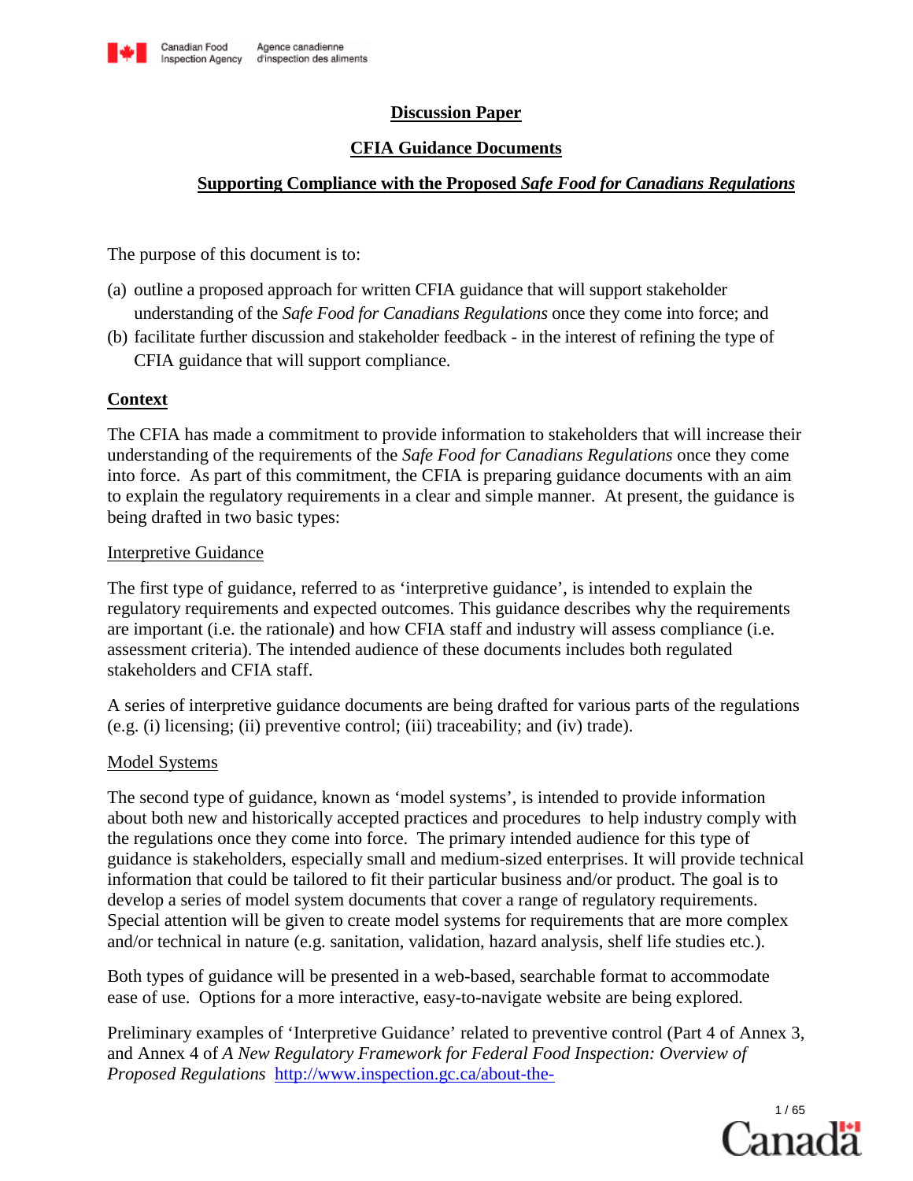**Discussion Paper**

**CFIA Guidance Documents**

**Supporting Compliance with the Proposed *Safe Food for Canadians Regulations***

The purpose of this document is to:

(a) outline a proposed approach for written CFIA guidance that will support stakeholder understanding of the *Safe Food for Canadians Regulations* once they come into force; and
(b) facilitate further discussion and stakeholder feedback - in the interest of refining the type of CFIA guidance that will support compliance.

## Context

The CFIA has made a commitment to provide information to stakeholders that will increase their understanding of the requirements of the *Safe Food for Canadians Regulations* once they come into force. As part of this commitment, the CFIA is preparing guidance documents with an aim to explain the regulatory requirements in a clear and simple manner. At present, the guidance is being drafted in two basic types:

### Interpretive Guidance

The first type of guidance, referred to as 'interpretive guidance', is intended to explain the regulatory requirements and expected outcomes. This guidance describes why the requirements are important (i.e. the rationale) and how CFIA staff and industry will assess compliance (i.e. assessment criteria). The intended audience of these documents includes both regulated stakeholders and CFIA staff.

A series of interpretive guidance documents are being drafted for various parts of the regulations (e.g. (i) licensing; (ii) preventive control; (iii) traceability; and (iv) trade).

### Model Systems

The second type of guidance, known as 'model systems', is intended to provide information about both new and historically accepted practices and procedures to help industry comply with the regulations once they come into force. The primary intended audience for this type of guidance is stakeholders, especially small and medium-sized enterprises. It will provide technical information that could be tailored to fit their particular business and/or product. The goal is to develop a series of model system documents that cover a range of regulatory requirements. Special attention will be given to create model systems for requirements that are more complex and/or technical in nature (e.g. sanitation, validation, hazard analysis, shelf life studies etc.).

Both types of guidance will be presented in a web-based, searchable format to accommodate ease of use. Options for a more interactive, easy-to-navigate website are being explored.

Preliminary examples of 'Interpretive Guidance' related to preventive control (Part 4 of Annex 3, and Annex 4 of *A New Regulatory Framework for Federal Food Inspection: Overview of Proposed Regulations* http://www.inspection.gc.ca/about-the-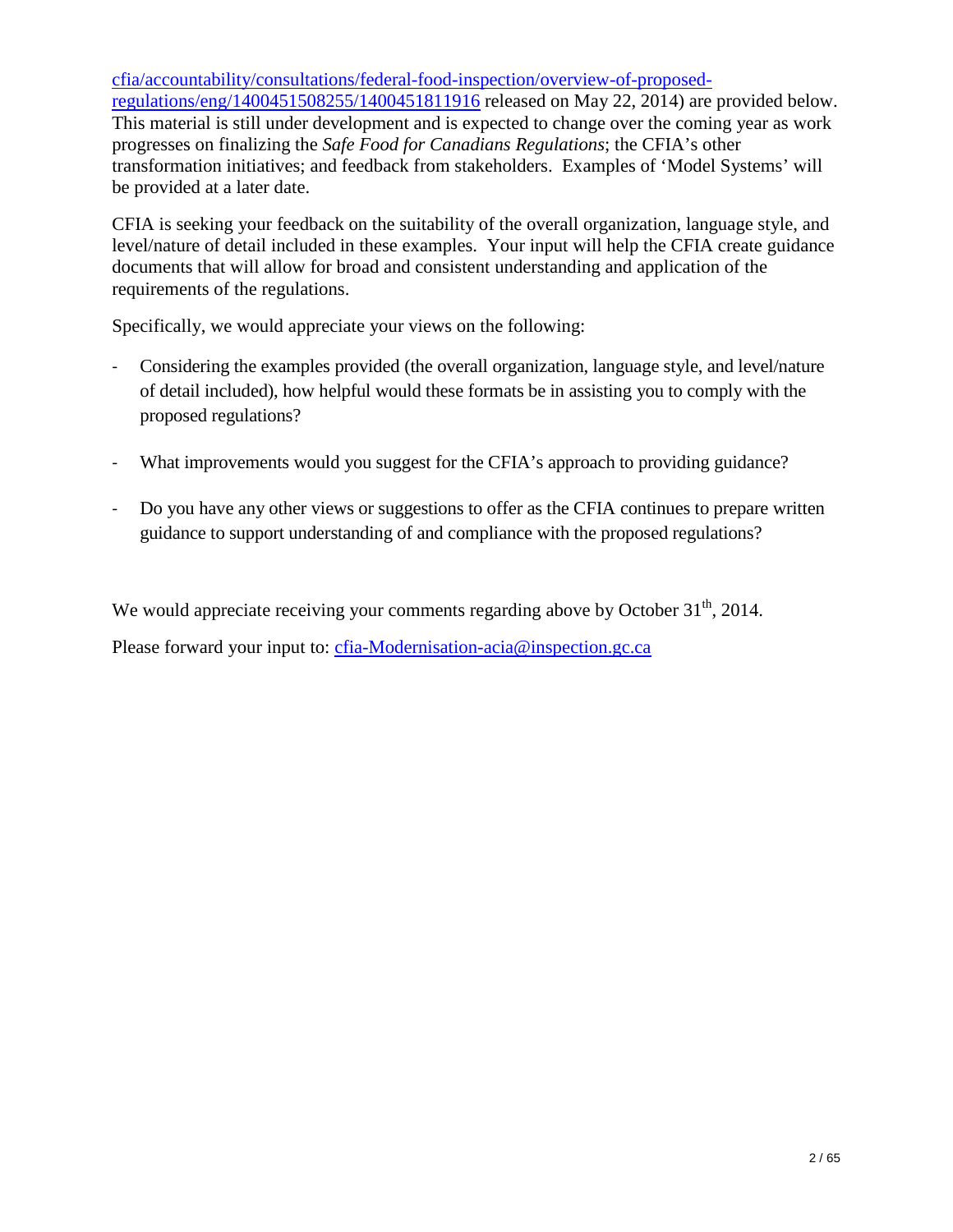[cfia/accountability/consultations/federal-food-inspection/overview-of-proposed-regulations/eng/1400451508255/1400451811916](cfia/accountability/consultations/federal-food-inspection/overview-of-proposed-regulations/eng/1400451508255/1400451811916) released on May 22, 2014) are provided below. This material is still under development and is expected to change over the coming year as work progresses on finalizing the *Safe Food for Canadians Regulations*; the CFIA's other transformation initiatives; and feedback from stakeholders. Examples of 'Model Systems' will be provided at a later date.

CFIA is seeking your feedback on the suitability of the overall organization, language style, and level/nature of detail included in these examples. Your input will help the CFIA create guidance documents that will allow for broad and consistent understanding and application of the requirements of the regulations.

Specifically, we would appreciate your views on the following:

- Considering the examples provided (the overall organization, language style, and level/nature of detail included), how helpful would these formats be in assisting you to comply with the proposed regulations?

- What improvements would you suggest for the CFIA's approach to providing guidance?

- Do you have any other views or suggestions to offer as the CFIA continues to prepare written guidance to support understanding of and compliance with the proposed regulations?

We would appreciate receiving your comments regarding above by October 31th, 2014.

Please forward your input to: [cfia-Modernisation-acia@inspection.gc.ca](mailto:cfia-Modernisation-acia@inspection.gc.ca)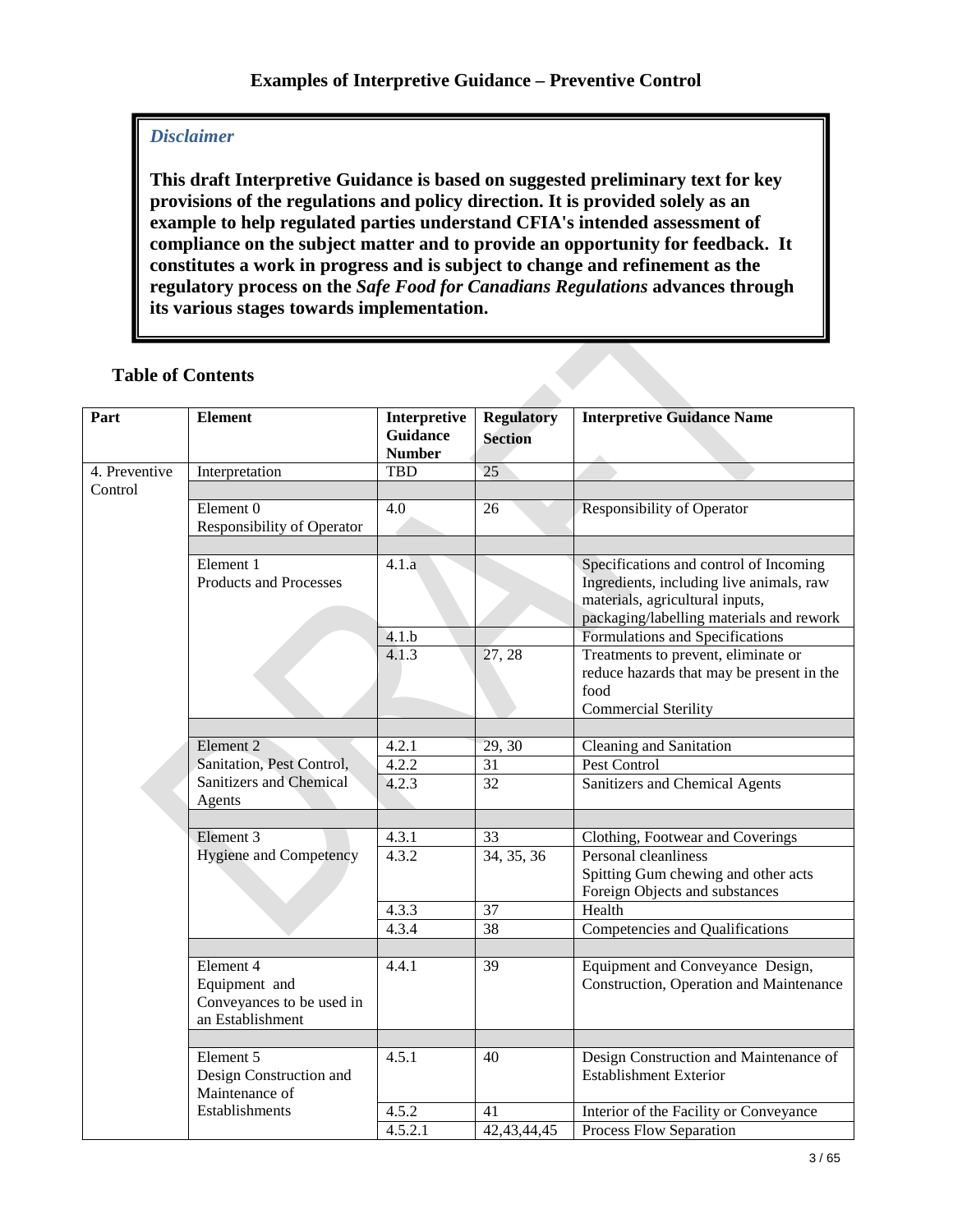## Examples of Interpretive Guidance – Preventive Control

> ***Disclaimer***
>
> **This draft Interpretive Guidance is based on suggested preliminary text for key provisions of the regulations and policy direction. It is provided solely as an example to help regulated parties understand CFIA's intended assessment of compliance on the subject matter and to provide an opportunity for feedback. It constitutes a work in progress and is subject to change and refinement as the regulatory process on the *Safe Food for Canadians Regulations* advances through its various stages towards implementation.**

### Table of Contents

| Part | Element | Interpretive Guidance Number | Regulatory Section | Interpretive Guidance Name |
|---|---|---|---|---|
| 4. Preventive Control | Interpretation | TBD | 25 | |
| | | | | |
| | Element 0 Responsibility of Operator | 4.0 | 26 | Responsibility of Operator |
| | | | | |
| | Element 1 Products and Processes | 4.1.a | | Specifications and control of Incoming Ingredients, including live animals, raw materials, agricultural inputs, packaging/labelling materials and rework |
| | | 4.1.b | | Formulations and Specifications |
| | | 4.1.3 | 27, 28 | Treatments to prevent, eliminate or reduce hazards that may be present in the food<br>Commercial Sterility |
| | | | | |
| | Element 2 Sanitation, Pest Control, Sanitizers and Chemical Agents | 4.2.1 | 29, 30 | Cleaning and Sanitation |
| | | 4.2.2 | 31 | Pest Control |
| | | 4.2.3 | 32 | Sanitizers and Chemical Agents |
| | | | | |
| | Element 3 Hygiene and Competency | 4.3.1 | 33 | Clothing, Footwear and Coverings |
| | | 4.3.2 | 34, 35, 36 | Personal cleanliness<br>Spitting Gum chewing and other acts<br>Foreign Objects and substances |
| | | 4.3.3 | 37 | Health |
| | | 4.3.4 | 38 | Competencies and Qualifications |
| | | | | |
| | Element 4 Equipment and Conveyances to be used in an Establishment | 4.4.1 | 39 | Equipment and Conveyance Design, Construction, Operation and Maintenance |
| | | | | |
| | Element 5 Design Construction and Maintenance of Establishments | 4.5.1 | 40 | Design Construction and Maintenance of Establishment Exterior |
| | | 4.5.2 | 41 | Interior of the Facility or Conveyance |
| | | 4.5.2.1 | 42,43,44,45 | Process Flow Separation |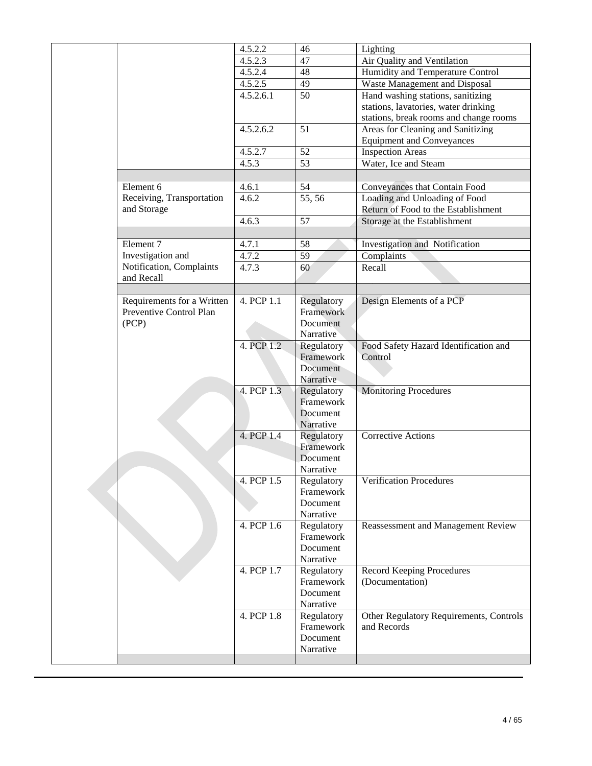| | | | | |
|---|---|---|---|---|
| | | 4.5.2.2 | 46 | Lighting |
| | | 4.5.2.3 | 47 | Air Quality and Ventilation |
| | | 4.5.2.4 | 48 | Humidity and Temperature Control |
| | | 4.5.2.5 | 49 | Waste Management and Disposal |
| | | 4.5.2.6.1 | 50 | Hand washing stations, sanitizing stations, lavatories, water drinking stations, break rooms and change rooms |
| | | 4.5.2.6.2 | 51 | Areas for Cleaning and Sanitizing Equipment and Conveyances |
| | | 4.5.2.7 | 52 | Inspection Areas |
| | | 4.5.3 | 53 | Water, Ice and Steam |
| | | | | |
| | Element 6 Receiving, Transportation and Storage | 4.6.1 | 54 | Conveyances that Contain Food |
| | | 4.6.2 | 55, 56 | Loading and Unloading of Food Return of Food to the Establishment |
| | | 4.6.3 | 57 | Storage at the Establishment |
| | | | | |
| | Element 7 Investigation and Notification, Complaints and Recall | 4.7.1 | 58 | Investigation and Notification |
| | | 4.7.2 | 59 | Complaints |
| | | 4.7.3 | 60 | Recall |
| | | | | |
| | Requirements for a Written Preventive Control Plan (PCP) | 4. PCP 1.1 | Regulatory Framework Document Narrative | Design Elements of a PCP |
| | | 4. PCP 1.2 | Regulatory Framework Document Narrative | Food Safety Hazard Identification and Control |
| | | 4. PCP 1.3 | Regulatory Framework Document Narrative | Monitoring Procedures |
| | | 4. PCP 1.4 | Regulatory Framework Document Narrative | Corrective Actions |
| | | 4. PCP 1.5 | Regulatory Framework Document Narrative | Verification Procedures |
| | | 4. PCP 1.6 | Regulatory Framework Document Narrative | Reassessment and Management Review |
| | | 4. PCP 1.7 | Regulatory Framework Document Narrative | Record Keeping Procedures (Documentation) |
| | | 4. PCP 1.8 | Regulatory Framework Document Narrative | Other Regulatory Requirements, Controls and Records |
| | | | | |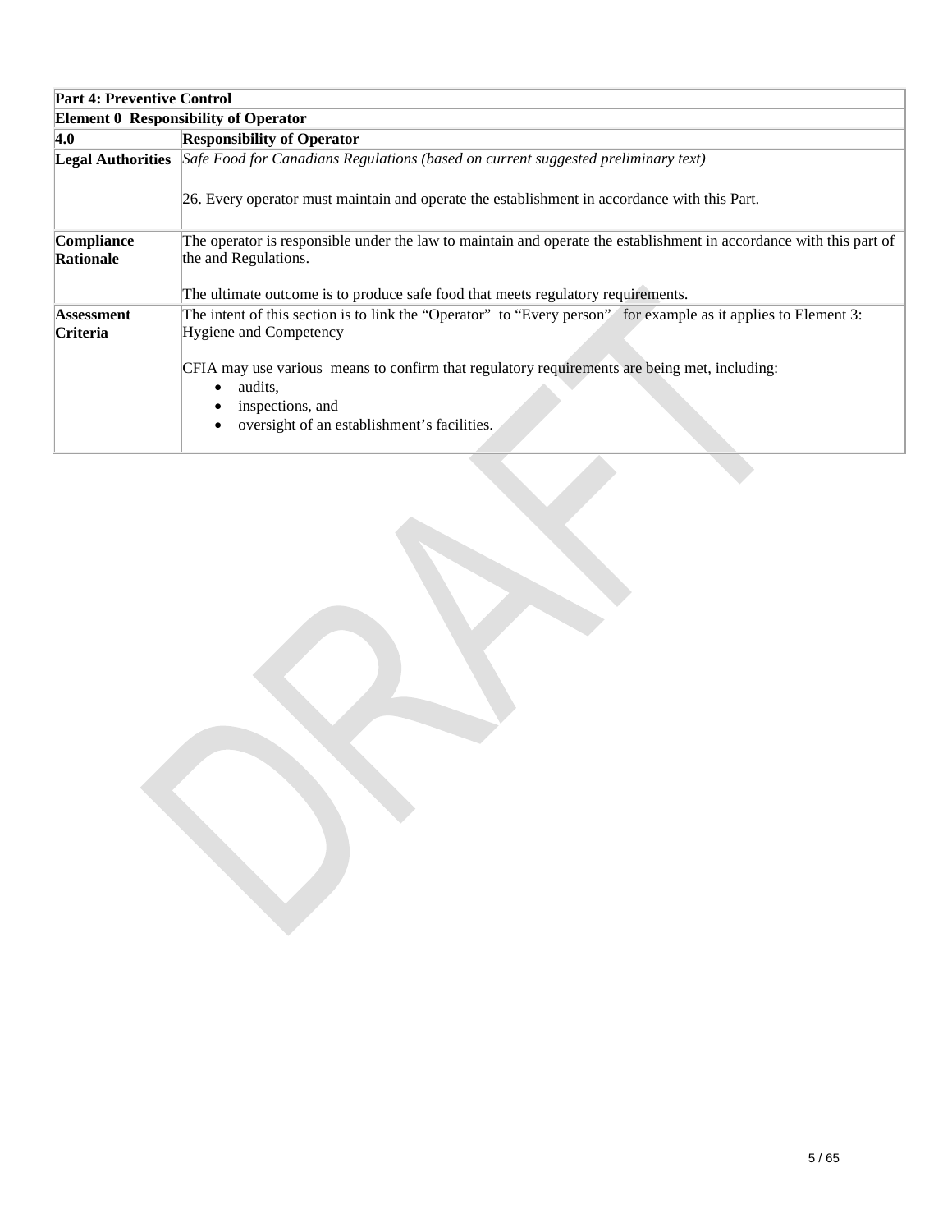| Part 4: Preventive Control | |
|---|---|
| **Element 0 Responsibility of Operator** | |
| **4.0** | **Responsibility of Operator** |
| **Legal Authorities** | *Safe Food for Canadians Regulations (based on current suggested preliminary text)*<br><br>26. Every operator must maintain and operate the establishment in accordance with this Part. |
| **Compliance Rationale** | The operator is responsible under the law to maintain and operate the establishment in accordance with this part of the and Regulations.<br><br>The ultimate outcome is to produce safe food that meets regulatory requirements. |
| **Assessment Criteria** | The intent of this section is to link the "Operator" to "Every person" for example as it applies to Element 3: Hygiene and Competency<br><br>CFIA may use various means to confirm that regulatory requirements are being met, including:<br>• audits,<br>• inspections, and<br>• oversight of an establishment's facilities. |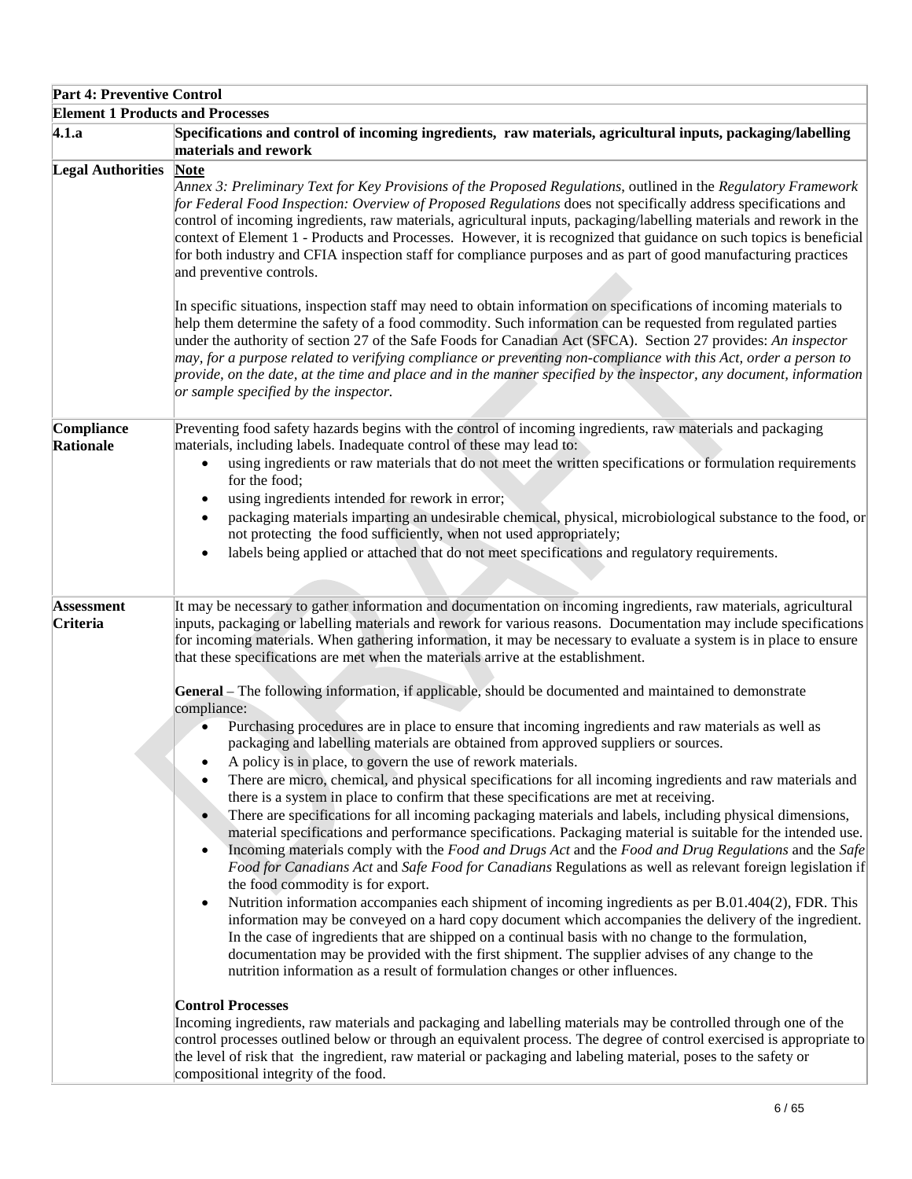| **Part 4: Preventive Control** | |
|---|---|
| **Element 1 Products and Processes** | |
| **4.1.a** | **Specifications and control of incoming ingredients, raw materials, agricultural inputs, packaging/labelling materials and rework** |
| **Legal Authorities** | **Note**<br>*Annex 3: Preliminary Text for Key Provisions of the Proposed Regulations*, outlined in the *Regulatory Framework for Federal Food Inspection: Overview of Proposed Regulations* does not specifically address specifications and control of incoming ingredients, raw materials, agricultural inputs, packaging/labelling materials and rework in the context of Element 1 - Products and Processes. However, it is recognized that guidance on such topics is beneficial for both industry and CFIA inspection staff for compliance purposes and as part of good manufacturing practices and preventive controls.<br><br>In specific situations, inspection staff may need to obtain information on specifications of incoming materials to help them determine the safety of a food commodity. Such information can be requested from regulated parties under the authority of section 27 of the Safe Foods for Canadian Act (SFCA). Section 27 provides: *An inspector may, for a purpose related to verifying compliance or preventing non-compliance with this Act, order a person to provide, on the date, at the time and place and in the manner specified by the inspector, any document, information or sample specified by the inspector.* |
| **Compliance Rationale** | Preventing food safety hazards begins with the control of incoming ingredients, raw materials and packaging materials, including labels. Inadequate control of these may lead to:<br>• using ingredients or raw materials that do not meet the written specifications or formulation requirements for the food;<br>• using ingredients intended for rework in error;<br>• packaging materials imparting an undesirable chemical, physical, microbiological substance to the food, or not protecting the food sufficiently, when not used appropriately;<br>• labels being applied or attached that do not meet specifications and regulatory requirements. |
| **Assessment Criteria** | It may be necessary to gather information and documentation on incoming ingredients, raw materials, agricultural inputs, packaging or labelling materials and rework for various reasons. Documentation may include specifications for incoming materials. When gathering information, it may be necessary to evaluate a system is in place to ensure that these specifications are met when the materials arrive at the establishment.<br><br>**General** – The following information, if applicable, should be documented and maintained to demonstrate compliance:<br>• Purchasing procedures are in place to ensure that incoming ingredients and raw materials as well as packaging and labelling materials are obtained from approved suppliers or sources.<br>• A policy is in place, to govern the use of rework materials.<br>• There are micro, chemical, and physical specifications for all incoming ingredients and raw materials and there is a system in place to confirm that these specifications are met at receiving.<br>• There are specifications for all incoming packaging materials and labels, including physical dimensions, material specifications and performance specifications. Packaging material is suitable for the intended use.<br>• Incoming materials comply with the *Food and Drugs Act* and the *Food and Drug Regulations* and the *Safe Food for Canadians Act* and *Safe Food for Canadians* Regulations as well as relevant foreign legislation if the food commodity is for export.<br>• Nutrition information accompanies each shipment of incoming ingredients as per B.01.404(2), FDR. This information may be conveyed on a hard copy document which accompanies the delivery of the ingredient. In the case of ingredients that are shipped on a continual basis with no change to the formulation, documentation may be provided with the first shipment. The supplier advises of any change to the nutrition information as a result of formulation changes or other influences.<br><br>**Control Processes**<br>Incoming ingredients, raw materials and packaging and labelling materials may be controlled through one of the control processes outlined below or through an equivalent process. The degree of control exercised is appropriate to the level of risk that the ingredient, raw material or packaging and labeling material, poses to the safety or compositional integrity of the food. |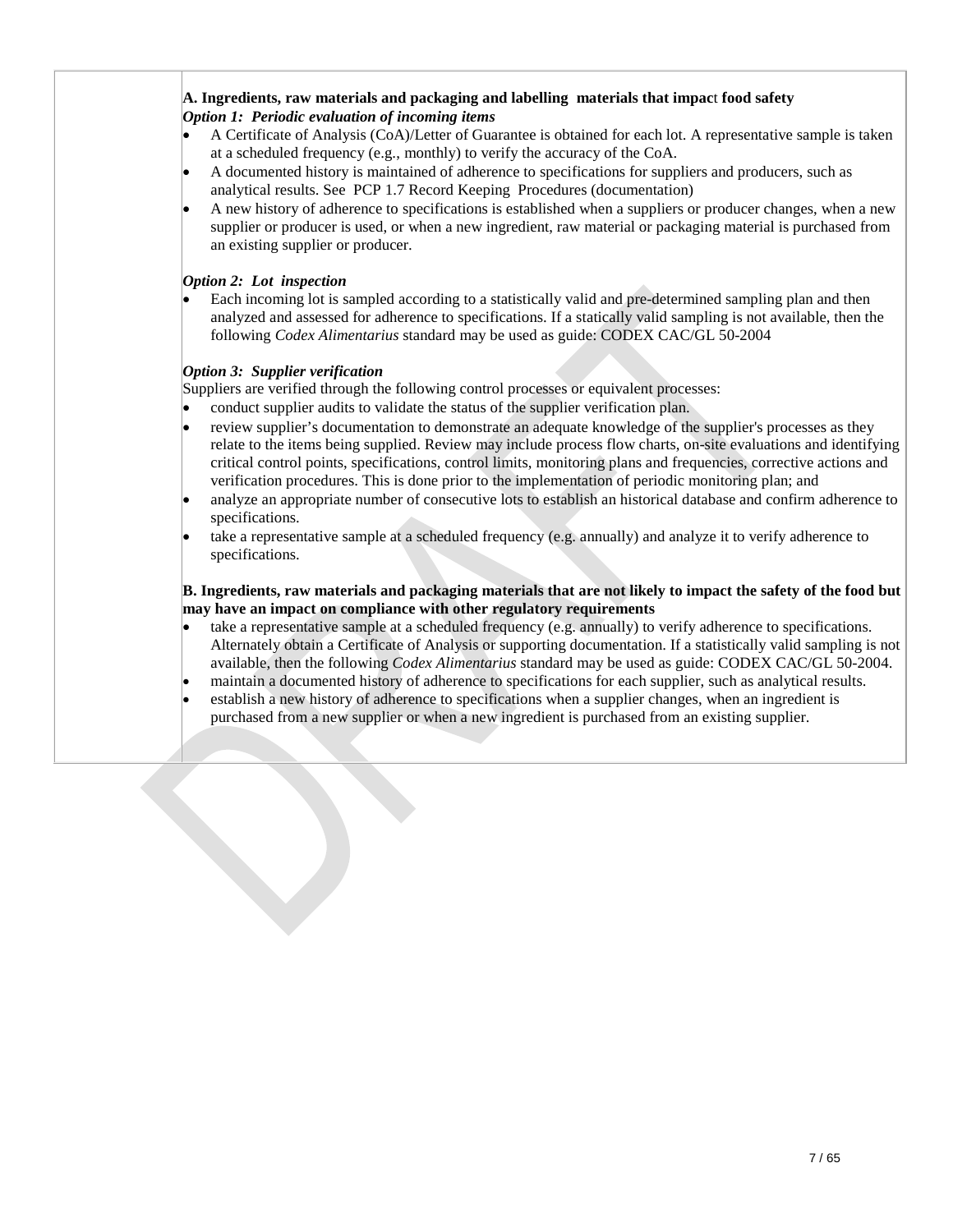**A. Ingredients, raw materials and packaging and labelling materials that impact food safety**

***Option 1: Periodic evaluation of incoming items***

- A Certificate of Analysis (CoA)/Letter of Guarantee is obtained for each lot. A representative sample is taken at a scheduled frequency (e.g., monthly) to verify the accuracy of the CoA.
- A documented history is maintained of adherence to specifications for suppliers and producers, such as analytical results. See PCP 1.7 Record Keeping Procedures (documentation)
- A new history of adherence to specifications is established when a suppliers or producer changes, when a new supplier or producer is used, or when a new ingredient, raw material or packaging material is purchased from an existing supplier or producer.

***Option 2: Lot inspection***

- Each incoming lot is sampled according to a statistically valid and pre-determined sampling plan and then analyzed and assessed for adherence to specifications. If a statically valid sampling is not available, then the following *Codex Alimentarius* standard may be used as guide: CODEX CAC/GL 50-2004

***Option 3: Supplier verification***

Suppliers are verified through the following control processes or equivalent processes:

- conduct supplier audits to validate the status of the supplier verification plan.
- review supplier's documentation to demonstrate an adequate knowledge of the supplier's processes as they relate to the items being supplied. Review may include process flow charts, on-site evaluations and identifying critical control points, specifications, control limits, monitoring plans and frequencies, corrective actions and verification procedures. This is done prior to the implementation of periodic monitoring plan; and
- analyze an appropriate number of consecutive lots to establish an historical database and confirm adherence to specifications.
- take a representative sample at a scheduled frequency (e.g. annually) and analyze it to verify adherence to specifications.

**B. Ingredients, raw materials and packaging materials that are not likely to impact the safety of the food but may have an impact on compliance with other regulatory requirements**

- take a representative sample at a scheduled frequency (e.g. annually) to verify adherence to specifications. Alternately obtain a Certificate of Analysis or supporting documentation. If a statistically valid sampling is not available, then the following *Codex Alimentarius* standard may be used as guide: CODEX CAC/GL 50-2004.
- maintain a documented history of adherence to specifications for each supplier, such as analytical results.
- establish a new history of adherence to specifications when a supplier changes, when an ingredient is purchased from a new supplier or when a new ingredient is purchased from an existing supplier.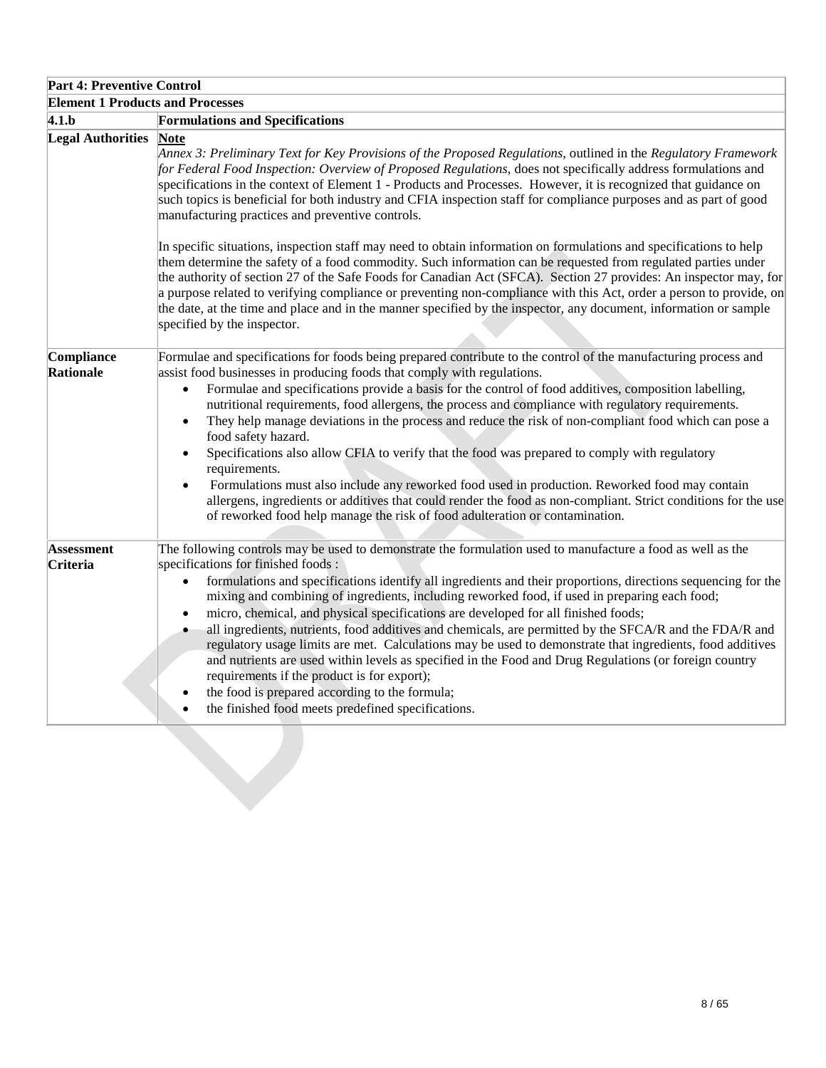| Part 4: Preventive Control | |
|---|---|
| **Element 1 Products and Processes** | |
| **4.1.b** | **Formulations and Specifications** |
| **Legal Authorities** | **Note**<br>*Annex 3: Preliminary Text for Key Provisions of the Proposed Regulations*, outlined in the *Regulatory Framework for Federal Food Inspection: Overview of Proposed Regulations*, does not specifically address formulations and specifications in the context of Element 1 - Products and Processes. However, it is recognized that guidance on such topics is beneficial for both industry and CFIA inspection staff for compliance purposes and as part of good manufacturing practices and preventive controls.<br><br>In specific situations, inspection staff may need to obtain information on formulations and specifications to help them determine the safety of a food commodity. Such information can be requested from regulated parties under the authority of section 27 of the Safe Foods for Canadian Act (SFCA). Section 27 provides: An inspector may, for a purpose related to verifying compliance or preventing non-compliance with this Act, order a person to provide, on the date, at the time and place and in the manner specified by the inspector, any document, information or sample specified by the inspector. |
| **Compliance Rationale** | Formulae and specifications for foods being prepared contribute to the control of the manufacturing process and assist food businesses in producing foods that comply with regulations.<br>• Formulae and specifications provide a basis for the control of food additives, composition labelling, nutritional requirements, food allergens, the process and compliance with regulatory requirements.<br>• They help manage deviations in the process and reduce the risk of non-compliant food which can pose a food safety hazard.<br>• Specifications also allow CFIA to verify that the food was prepared to comply with regulatory requirements.<br>• Formulations must also include any reworked food used in production. Reworked food may contain allergens, ingredients or additives that could render the food as non-compliant. Strict conditions for the use of reworked food help manage the risk of food adulteration or contamination. |
| **Assessment Criteria** | The following controls may be used to demonstrate the formulation used to manufacture a food as well as the specifications for finished foods :<br>• formulations and specifications identify all ingredients and their proportions, directions sequencing for the mixing and combining of ingredients, including reworked food, if used in preparing each food;<br>• micro, chemical, and physical specifications are developed for all finished foods;<br>• all ingredients, nutrients, food additives and chemicals, are permitted by the SFCA/R and the FDA/R and regulatory usage limits are met. Calculations may be used to demonstrate that ingredients, food additives and nutrients are used within levels as specified in the Food and Drug Regulations (or foreign country requirements if the product is for export);<br>• the food is prepared according to the formula;<br>• the finished food meets predefined specifications. |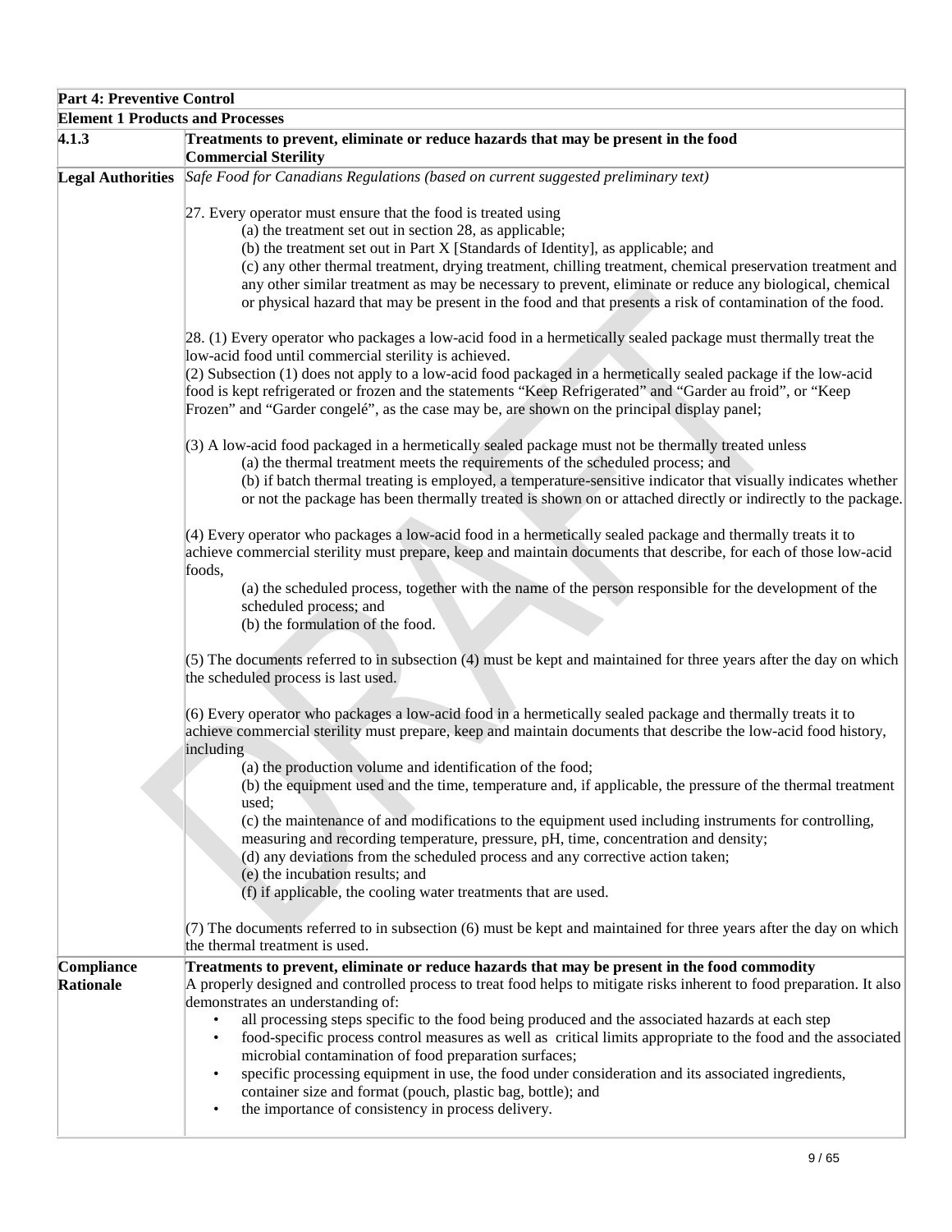| **Part 4: Preventive Control** | |
|---|---|
| **Element 1 Products and Processes** | |
| **4.1.3** | **Treatments to prevent, eliminate or reduce hazards that may be present in the food**<br>**Commercial Sterility** |
| **Legal Authorities** | *Safe Food for Canadians Regulations (based on current suggested preliminary text)*<br><br>27. Every operator must ensure that the food is treated using<br>(a) the treatment set out in section 28, as applicable;<br>(b) the treatment set out in Part X [Standards of Identity], as applicable; and<br>(c) any other thermal treatment, drying treatment, chilling treatment, chemical preservation treatment and any other similar treatment as may be necessary to prevent, eliminate or reduce any biological, chemical or physical hazard that may be present in the food and that presents a risk of contamination of the food.<br><br>28. (1) Every operator who packages a low-acid food in a hermetically sealed package must thermally treat the low-acid food until commercial sterility is achieved.<br>(2) Subsection (1) does not apply to a low-acid food packaged in a hermetically sealed package if the low-acid food is kept refrigerated or frozen and the statements "Keep Refrigerated" and "Garder au froid", or "Keep Frozen" and "Garder congelé", as the case may be, are shown on the principal display panel;<br><br>(3) A low-acid food packaged in a hermetically sealed package must not be thermally treated unless<br>(a) the thermal treatment meets the requirements of the scheduled process; and<br>(b) if batch thermal treating is employed, a temperature-sensitive indicator that visually indicates whether or not the package has been thermally treated is shown on or attached directly or indirectly to the package.<br><br>(4) Every operator who packages a low-acid food in a hermetically sealed package and thermally treats it to achieve commercial sterility must prepare, keep and maintain documents that describe, for each of those low-acid foods,<br>(a) the scheduled process, together with the name of the person responsible for the development of the scheduled process; and<br>(b) the formulation of the food.<br><br>(5) The documents referred to in subsection (4) must be kept and maintained for three years after the day on which the scheduled process is last used.<br><br>(6) Every operator who packages a low-acid food in a hermetically sealed package and thermally treats it to achieve commercial sterility must prepare, keep and maintain documents that describe the low-acid food history, including<br>(a) the production volume and identification of the food;<br>(b) the equipment used and the time, temperature and, if applicable, the pressure of the thermal treatment used;<br>(c) the maintenance of and modifications to the equipment used including instruments for controlling, measuring and recording temperature, pressure, pH, time, concentration and density;<br>(d) any deviations from the scheduled process and any corrective action taken;<br>(e) the incubation results; and<br>(f) if applicable, the cooling water treatments that are used.<br><br>(7) The documents referred to in subsection (6) must be kept and maintained for three years after the day on which the thermal treatment is used. |
| **Compliance Rationale** | **Treatments to prevent, eliminate or reduce hazards that may be present in the food commodity**<br>A properly designed and controlled process to treat food helps to mitigate risks inherent to food preparation. It also demonstrates an understanding of:<br>• all processing steps specific to the food being produced and the associated hazards at each step<br>• food-specific process control measures as well as critical limits appropriate to the food and the associated microbial contamination of food preparation surfaces;<br>• specific processing equipment in use, the food under consideration and its associated ingredients, container size and format (pouch, plastic bag, bottle); and<br>• the importance of consistency in process delivery. |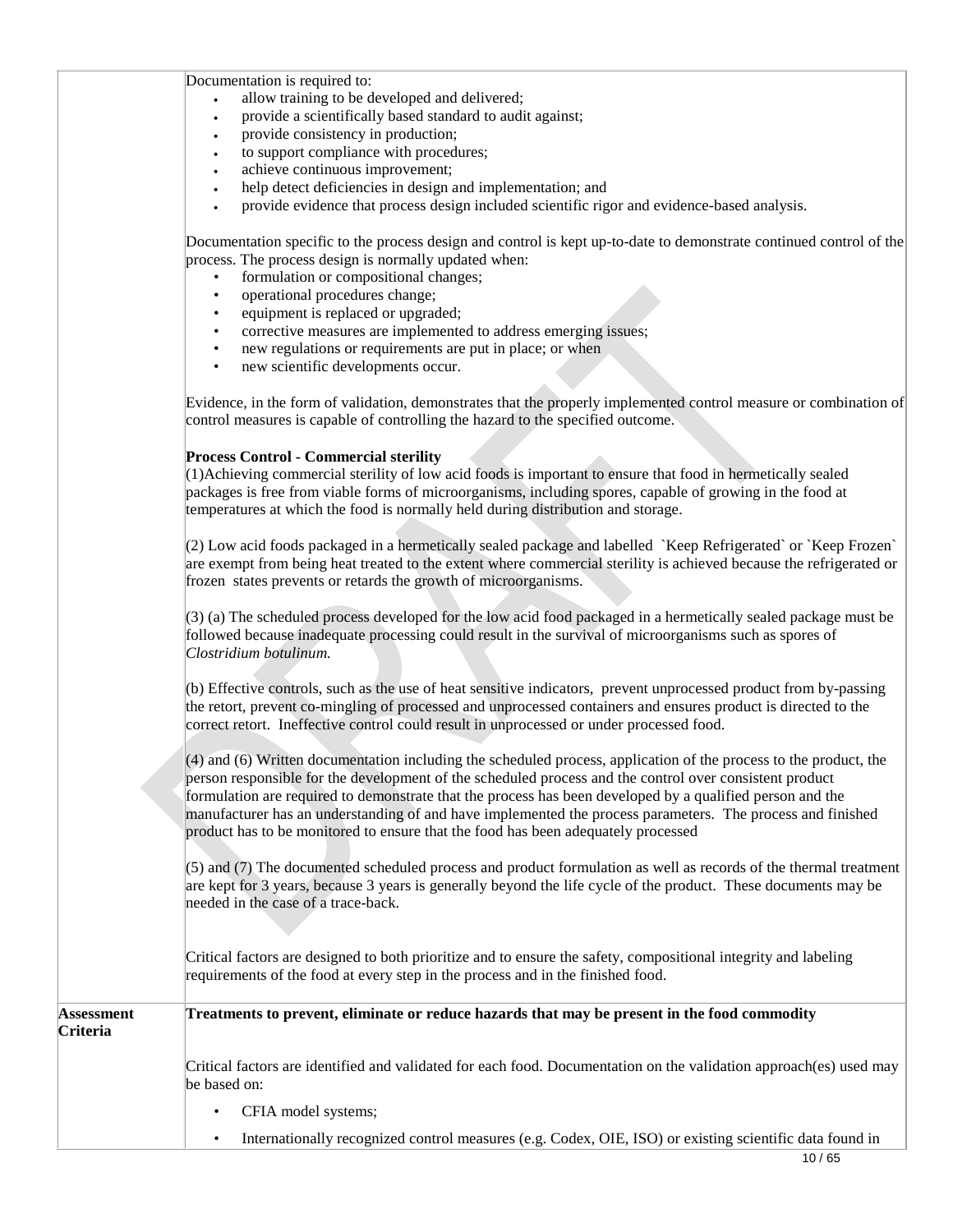| | |
|---|---|
| | Documentation is required to:<br>• allow training to be developed and delivered;<br>• provide a scientifically based standard to audit against;<br>• provide consistency in production;<br>• to support compliance with procedures;<br>• achieve continuous improvement;<br>• help detect deficiencies in design and implementation; and<br>• provide evidence that process design included scientific rigor and evidence-based analysis.<br><br>Documentation specific to the process design and control is kept up-to-date to demonstrate continued control of the process. The process design is normally updated when:<br>• formulation or compositional changes;<br>• operational procedures change;<br>• equipment is replaced or upgraded;<br>• corrective measures are implemented to address emerging issues;<br>• new regulations or requirements are put in place; or when<br>• new scientific developments occur.<br><br>Evidence, in the form of validation, demonstrates that the properly implemented control measure or combination of control measures is capable of controlling the hazard to the specified outcome.<br><br>**Process Control - Commercial sterility**<br>(1)Achieving commercial sterility of low acid foods is important to ensure that food in hermetically sealed packages is free from viable forms of microorganisms, including spores, capable of growing in the food at temperatures at which the food is normally held during distribution and storage.<br><br>(2) Low acid foods packaged in a hermetically sealed package and labelled `Keep Refrigerated` or `Keep Frozen` are exempt from being heat treated to the extent where commercial sterility is achieved because the refrigerated or frozen states prevents or retards the growth of microorganisms.<br><br>(3) (a) The scheduled process developed for the low acid food packaged in a hermetically sealed package must be followed because inadequate processing could result in the survival of microorganisms such as spores of *Clostridium botulinum.*<br><br>(b) Effective controls, such as the use of heat sensitive indicators, prevent unprocessed product from by-passing the retort, prevent co-mingling of processed and unprocessed containers and ensures product is directed to the correct retort. Ineffective control could result in unprocessed or under processed food.<br><br>(4) and (6) Written documentation including the scheduled process, application of the process to the product, the person responsible for the development of the scheduled process and the control over consistent product formulation are required to demonstrate that the process has been developed by a qualified person and the manufacturer has an understanding of and have implemented the process parameters. The process and finished product has to be monitored to ensure that the food has been adequately processed<br><br>(5) and (7) The documented scheduled process and product formulation as well as records of the thermal treatment are kept for 3 years, because 3 years is generally beyond the life cycle of the product. These documents may be needed in the case of a trace-back.<br><br>Critical factors are designed to both prioritize and to ensure the safety, compositional integrity and labeling requirements of the food at every step in the process and in the finished food. |
| **Assessment Criteria** | **Treatments to prevent, eliminate or reduce hazards that may be present in the food commodity**<br><br>Critical factors are identified and validated for each food. Documentation on the validation approach(es) used may be based on:<br>• CFIA model systems;<br>• Internationally recognized control measures (e.g. Codex, OIE, ISO) or existing scientific data found in |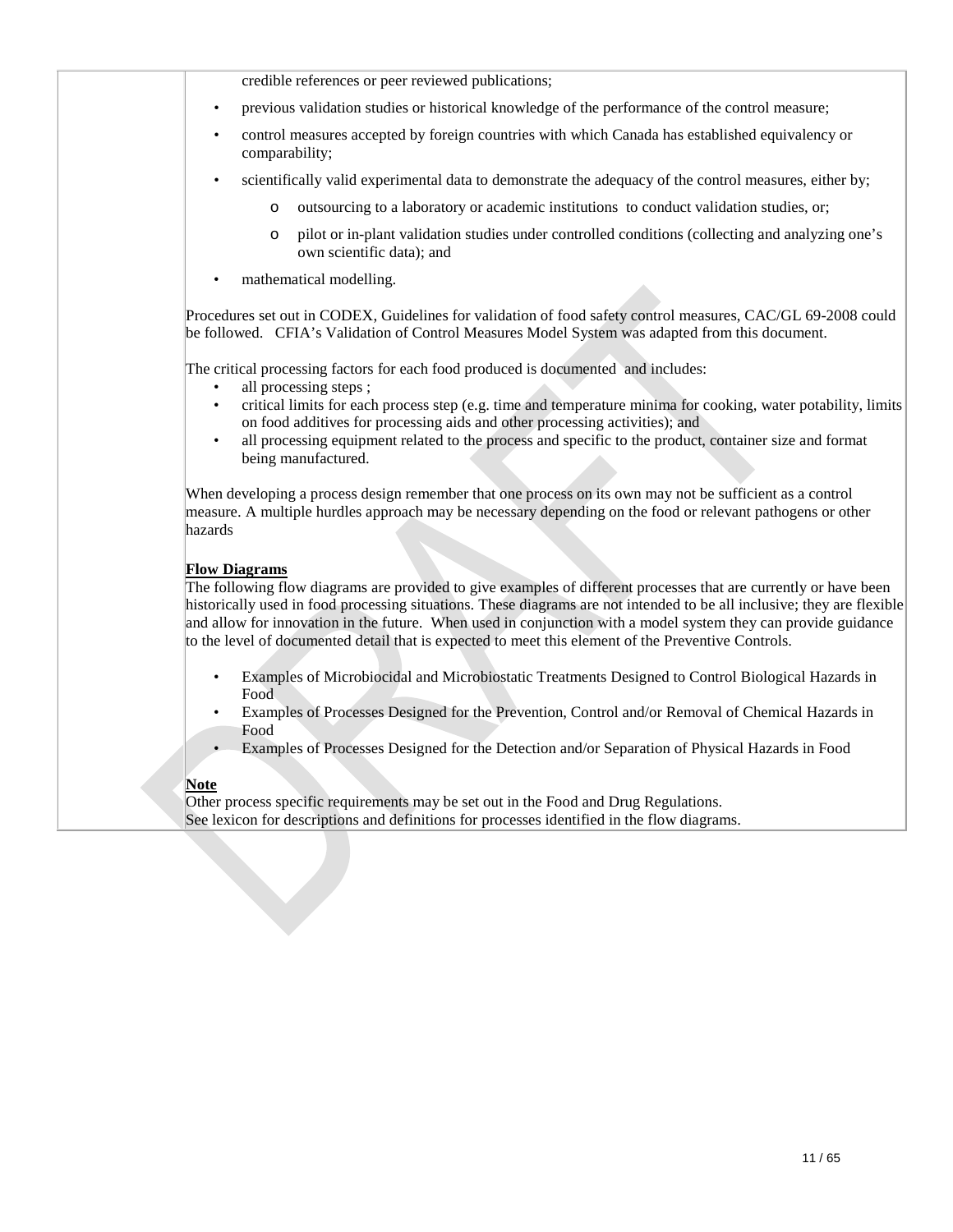credible references or peer reviewed publications;

- previous validation studies or historical knowledge of the performance of the control measure;
- control measures accepted by foreign countries with which Canada has established equivalency or comparability;
- scientifically valid experimental data to demonstrate the adequacy of the control measures, either by;
  - outsourcing to a laboratory or academic institutions to conduct validation studies, or;
  - pilot or in-plant validation studies under controlled conditions (collecting and analyzing one's own scientific data); and
- mathematical modelling.

Procedures set out in CODEX, Guidelines for validation of food safety control measures, CAC/GL 69-2008 could be followed. CFIA's Validation of Control Measures Model System was adapted from this document.

The critical processing factors for each food produced is documented and includes:

- all processing steps ;
- critical limits for each process step (e.g. time and temperature minima for cooking, water potability, limits on food additives for processing aids and other processing activities); and
- all processing equipment related to the process and specific to the product, container size and format being manufactured.

When developing a process design remember that one process on its own may not be sufficient as a control measure. A multiple hurdles approach may be necessary depending on the food or relevant pathogens or other hazards

**Flow Diagrams**

The following flow diagrams are provided to give examples of different processes that are currently or have been historically used in food processing situations. These diagrams are not intended to be all inclusive; they are flexible and allow for innovation in the future. When used in conjunction with a model system they can provide guidance to the level of documented detail that is expected to meet this element of the Preventive Controls.

- Examples of Microbiocidal and Microbiostatic Treatments Designed to Control Biological Hazards in Food
- Examples of Processes Designed for the Prevention, Control and/or Removal of Chemical Hazards in Food
- Examples of Processes Designed for the Detection and/or Separation of Physical Hazards in Food

**Note**

Other process specific requirements may be set out in the Food and Drug Regulations.
See lexicon for descriptions and definitions for processes identified in the flow diagrams.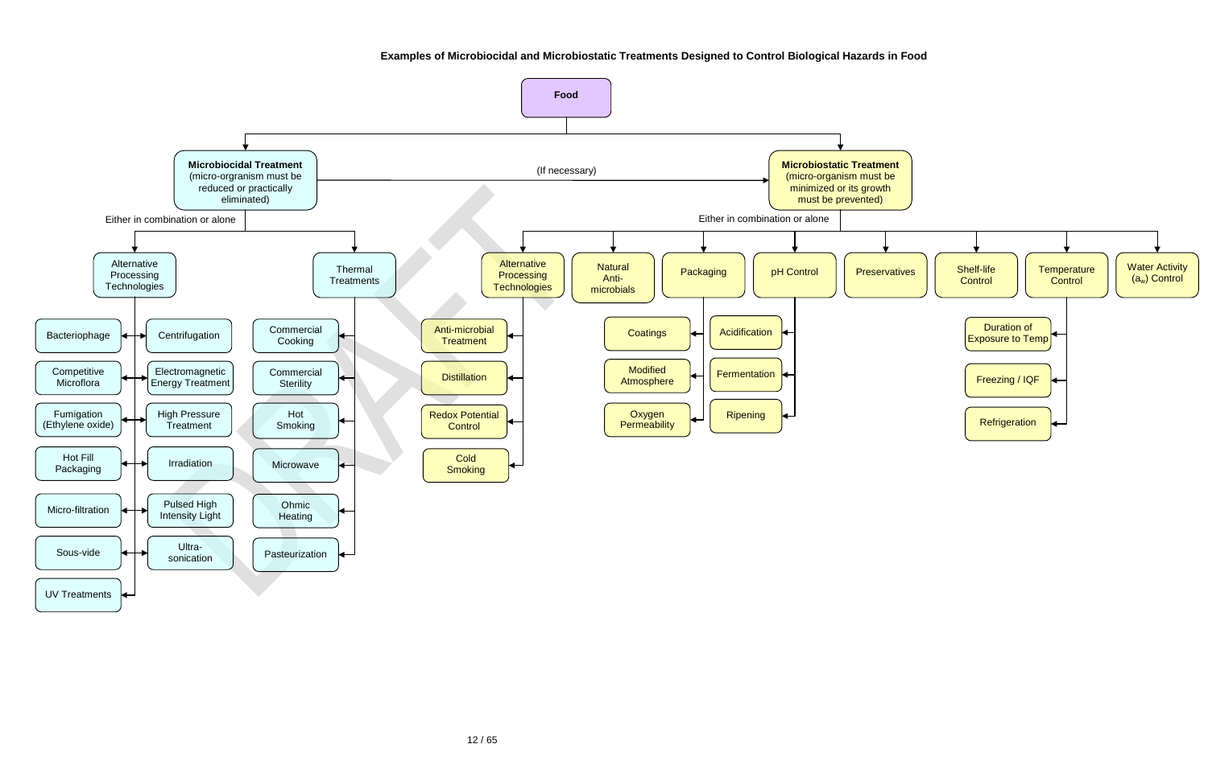**Examples of Microbiocidal and Microbiostatic Treatments Designed to Control Biological Hazards in Food**

- **Food**
  - **Microbiocidal Treatment** (micro-orgranism must be reduced or practically eliminated) — (If necessary) → Microbiostatic Treatment
    - Either in combination or alone
      - Alternative Processing Technologies
        - Bacteriophage
        - Centrifugation
        - Competitive Microflora
        - Electromagnetic Energy Treatment
        - Fumigation (Ethylene oxide)
        - High Pressure Treatment
        - Hot Fill Packaging
        - Irradiation
        - Micro-filtration
        - Pulsed High Intensity Light
        - Sous-vide
        - Ultra-sonication
        - UV Treatments
      - Thermal Treatments
        - Commercial Cooking
        - Commercial Sterility
        - Hot Smoking
        - Microwave
        - Ohmic Heating
        - Pasteurization
  - **Microbiostatic Treatment** (micro-organism must be minimized or its growth must be prevented)
    - Either in combination or alone
      - Alternative Processing Technologies
        - Anti-microbial Treatment
        - Distillation
        - Redox Potential Control
        - Cold Smoking
      - Natural Anti-microbials
      - Packaging
        - Coatings
        - Modified Atmosphere
        - Oxygen Permeability
      - pH Control
        - Acidification
        - Fermentation
        - Ripening
      - Preservatives
      - Shelf-life Control
      - Temperature Control
        - Duration of Exposure to Temp
        - Freezing / IQF
        - Refrigeration
      - Water Activity ($a_w$) Control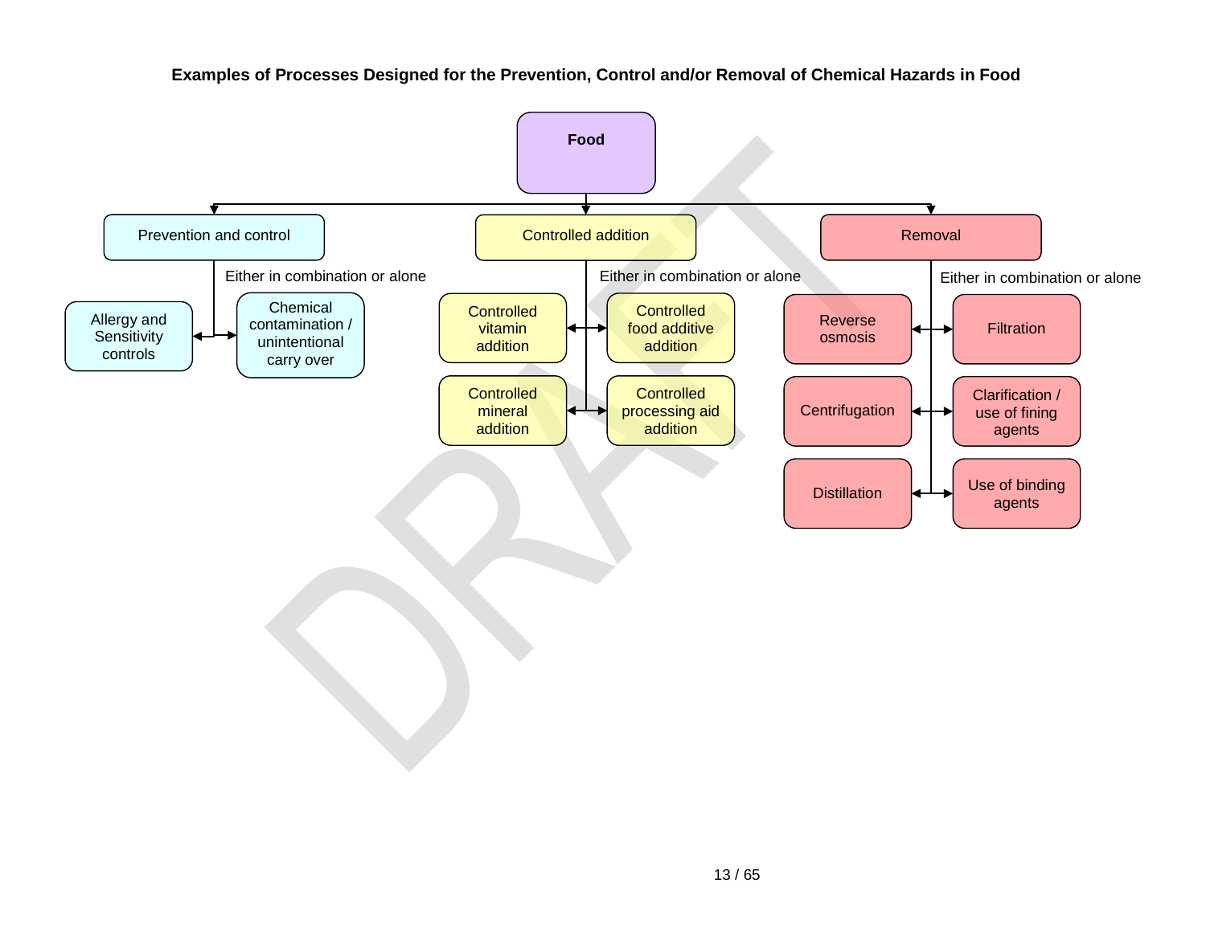**Examples of Processes Designed for the Prevention, Control and/or Removal of Chemical Hazards in Food**

- **Food**
  - Prevention and control — Either in combination or alone
    - Allergy and Sensitivity controls
    - Chemical contamination / unintentional carry over
  - Controlled addition — Either in combination or alone
    - Controlled vitamin addition
    - Controlled food additive addition
    - Controlled mineral addition
    - Controlled processing aid addition
  - Removal — Either in combination or alone
    - Reverse osmosis
    - Filtration
    - Centrifugation
    - Clarification / use of fining agents
    - Distillation
    - Use of binding agents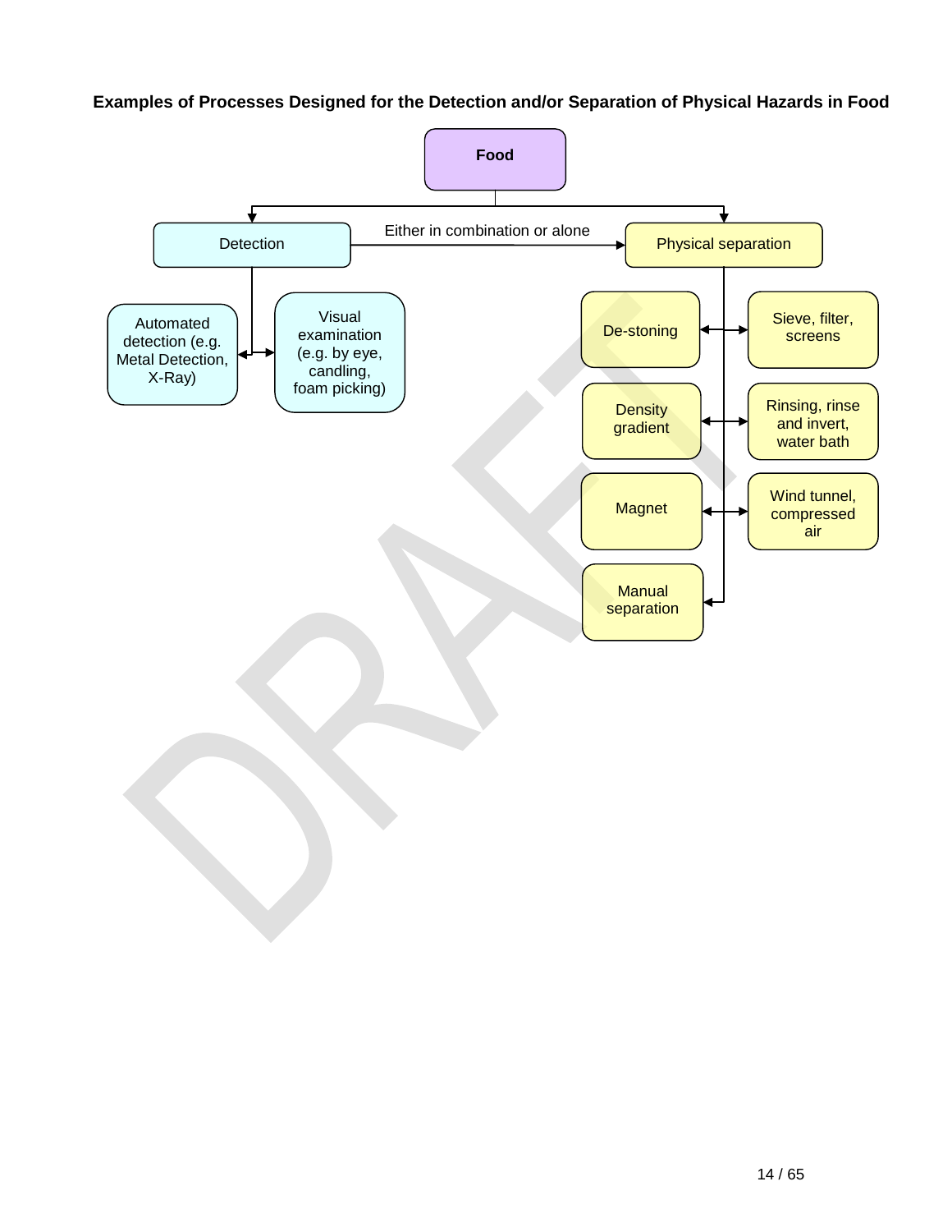**Examples of Processes Designed for the Detection and/or Separation of Physical Hazards in Food**

- **Food**
  - Detection
    - Automated detection (e.g. Metal Detection, X-Ray)
    - Visual examination (e.g. by eye, candling, foam picking)
  - Either in combination or alone
  - Physical separation
    - De-stoning
    - Sieve, filter, screens
    - Density gradient
    - Rinsing, rinse and invert, water bath
    - Magnet
    - Wind tunnel, compressed air
    - Manual separation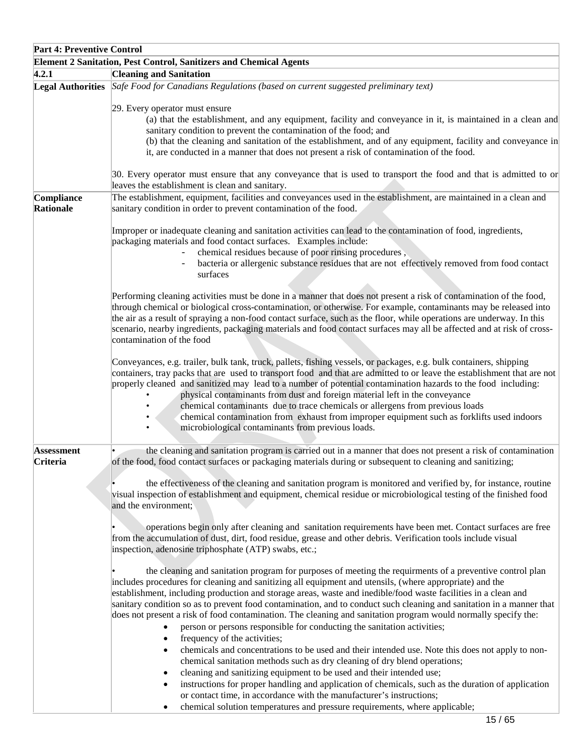| Part 4: Preventive Control | |
|---|---|
| **Element 2 Sanitation, Pest Control, Sanitizers and Chemical Agents** | |
| **4.2.1** | **Cleaning and Sanitation** |
| **Legal Authorities** | *Safe Food for Canadians Regulations (based on current suggested preliminary text)*<br><br>29. Every operator must ensure<br>(a) that the establishment, and any equipment, facility and conveyance in it, is maintained in a clean and sanitary condition to prevent the contamination of the food; and<br>(b) that the cleaning and sanitation of the establishment, and of any equipment, facility and conveyance in it, are conducted in a manner that does not present a risk of contamination of the food.<br><br>30. Every operator must ensure that any conveyance that is used to transport the food and that is admitted to or leaves the establishment is clean and sanitary. |
| **Compliance Rationale** | The establishment, equipment, facilities and conveyances used in the establishment, are maintained in a clean and sanitary condition in order to prevent contamination of the food.<br><br>Improper or inadequate cleaning and sanitation activities can lead to the contamination of food, ingredients, packaging materials and food contact surfaces. Examples include:<br>- chemical residues because of poor rinsing procedures ,<br>- bacteria or allergenic substance residues that are not effectively removed from food contact surfaces<br><br>Performing cleaning activities must be done in a manner that does not present a risk of contamination of the food, through chemical or biological cross-contamination, or otherwise. For example, contaminants may be released into the air as a result of spraying a non-food contact surface, such as the floor, while operations are underway. In this scenario, nearby ingredients, packaging materials and food contact surfaces may all be affected and at risk of cross-contamination of the food<br><br>Conveyances, e.g. trailer, bulk tank, truck, pallets, fishing vessels, or packages, e.g. bulk containers, shipping containers, tray packs that are used to transport food and that are admitted to or leave the establishment that are not properly cleaned and sanitized may lead to a number of potential contamination hazards to the food including:<br>• physical contaminants from dust and foreign material left in the conveyance<br>• chemical contaminants due to trace chemicals or allergens from previous loads<br>• chemical contamination from exhaust from improper equipment such as forklifts used indoors<br>• microbiological contaminants from previous loads. |
| **Assessment Criteria** | • the cleaning and sanitation program is carried out in a manner that does not present a risk of contamination of the food, food contact surfaces or packaging materials during or subsequent to cleaning and sanitizing;<br><br>• the effectiveness of the cleaning and sanitation program is monitored and verified by, for instance, routine visual inspection of establishment and equipment, chemical residue or microbiological testing of the finished food and the environment;<br><br>• operations begin only after cleaning and sanitation requirements have been met. Contact surfaces are free from the accumulation of dust, dirt, food residue, grease and other debris. Verification tools include visual inspection, adenosine triphosphate (ATP) swabs, etc.;<br><br>• the cleaning and sanitation program for purposes of meeting the requirments of a preventive control plan includes procedures for cleaning and sanitizing all equipment and utensils, (where appropriate) and the establishment, including production and storage areas, waste and inedible/food waste facilities in a clean and sanitary condition so as to prevent food contamination, and to conduct such cleaning and sanitation in a manner that does not present a risk of food contamination. The cleaning and sanitation program would normally specify the:<br>• person or persons responsible for conducting the sanitation activities;<br>• frequency of the activities;<br>• chemicals and concentrations to be used and their intended use. Note this does not apply to non-chemical sanitation methods such as dry cleaning of dry blend operations;<br>• cleaning and sanitizing equipment to be used and their intended use;<br>• instructions for proper handling and application of chemicals, such as the duration of application or contact time, in accordance with the manufacturer's instructions;<br>• chemical solution temperatures and pressure requirements, where applicable; |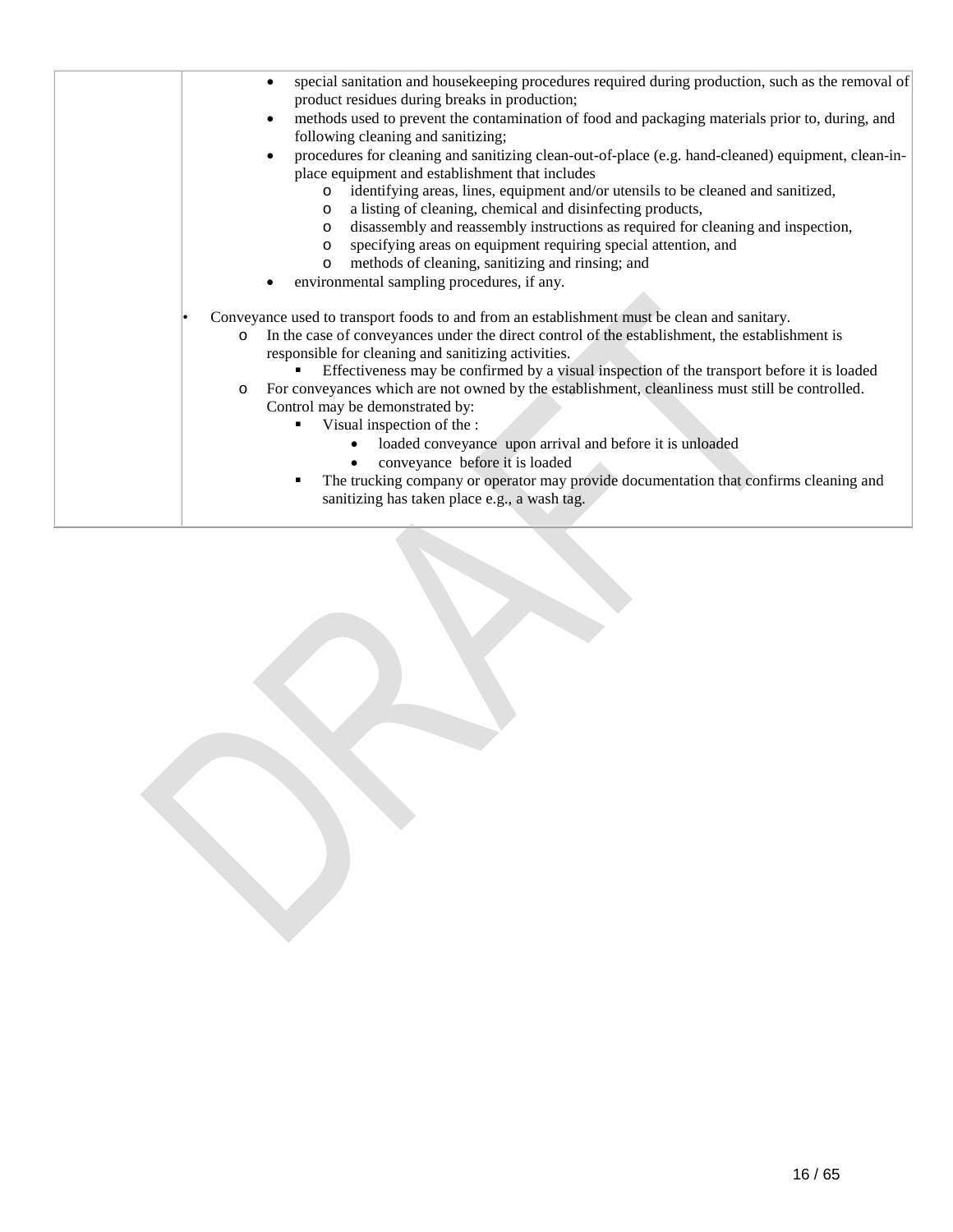|  |  |
|---|---|
|  | <ul><li>special sanitation and housekeeping procedures required during production, such as the removal of product residues during breaks in production;</li><li>methods used to prevent the contamination of food and packaging materials prior to, during, and following cleaning and sanitizing;</li><li>procedures for cleaning and sanitizing clean-out-of-place (e.g. hand-cleaned) equipment, clean-in-place equipment and establishment that includes<ul><li>identifying areas, lines, equipment and/or utensils to be cleaned and sanitized,</li><li>a listing of cleaning, chemical and disinfecting products,</li><li>disassembly and reassembly instructions as required for cleaning and inspection,</li><li>specifying areas on equipment requiring special attention, and</li><li>methods of cleaning, sanitizing and rinsing; and</li></ul></li><li>environmental sampling procedures, if any.</li></ul><ul><li>Conveyance used to transport foods to and from an establishment must be clean and sanitary.<ul><li>In the case of conveyances under the direct control of the establishment, the establishment is responsible for cleaning and sanitizing activities.<ul><li>Effectiveness may be confirmed by a visual inspection of the transport before it is loaded</li></ul></li><li>For conveyances which are not owned by the establishment, cleanliness must still be controlled. Control may be demonstrated by:<ul><li>Visual inspection of the :<ul><li>loaded conveyance upon arrival and before it is unloaded</li><li>conveyance before it is loaded</li></ul></li><li>The trucking company or operator may provide documentation that confirms cleaning and sanitizing has taken place e.g., a wash tag.</li></ul></li></ul></li></ul> |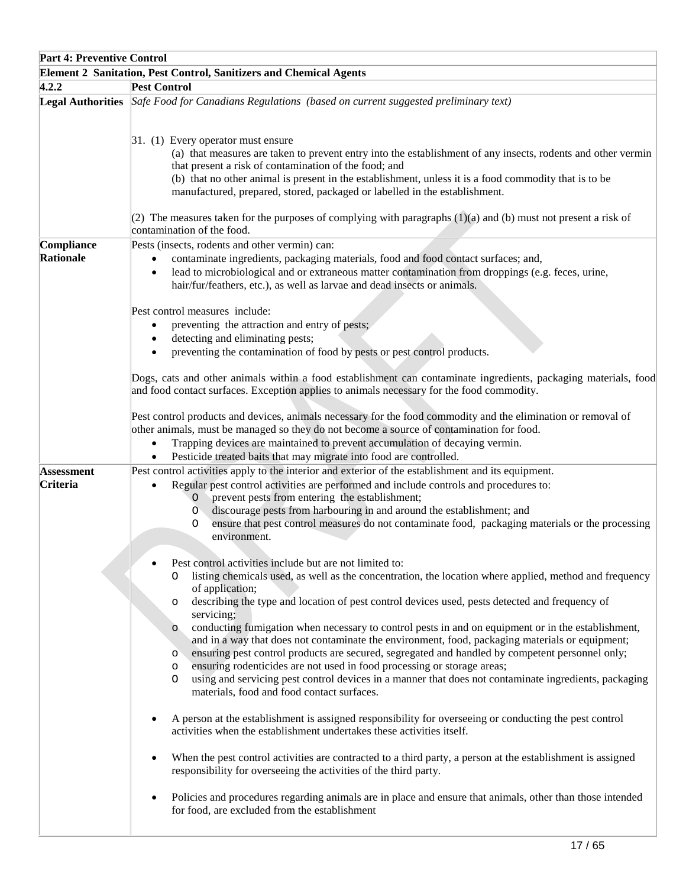| Part 4: Preventive Control | |
|---|---|
| **Element 2 Sanitation, Pest Control, Sanitizers and Chemical Agents** | |
| **4.2.2** | **Pest Control** |
| **Legal Authorities** | *Safe Food for Canadians Regulations (based on current suggested preliminary text)*<br><br>31. (1) Every operator must ensure<br>(a) that measures are taken to prevent entry into the establishment of any insects, rodents and other vermin that present a risk of contamination of the food; and<br>(b) that no other animal is present in the establishment, unless it is a food commodity that is to be manufactured, prepared, stored, packaged or labelled in the establishment.<br><br>(2) The measures taken for the purposes of complying with paragraphs (1)(a) and (b) must not present a risk of contamination of the food. |
| **Compliance Rationale** | Pests (insects, rodents and other vermin) can:<br>• contaminate ingredients, packaging materials, food and food contact surfaces; and,<br>• lead to microbiological and or extraneous matter contamination from droppings (e.g. feces, urine, hair/fur/feathers, etc.), as well as larvae and dead insects or animals.<br><br>Pest control measures include:<br>• preventing the attraction and entry of pests;<br>• detecting and eliminating pests;<br>• preventing the contamination of food by pests or pest control products.<br><br>Dogs, cats and other animals within a food establishment can contaminate ingredients, packaging materials, food and food contact surfaces. Exception applies to animals necessary for the food commodity.<br><br>Pest control products and devices, animals necessary for the food commodity and the elimination or removal of other animals, must be managed so they do not become a source of contamination for food.<br>• Trapping devices are maintained to prevent accumulation of decaying vermin.<br>• Pesticide treated baits that may migrate into food are controlled. |
| **Assessment Criteria** | Pest control activities apply to the interior and exterior of the establishment and its equipment.<br>• Regular pest control activities are performed and include controls and procedures to:<br>  o prevent pests from entering the establishment;<br>  o discourage pests from harbouring in and around the establishment; and<br>  o ensure that pest control measures do not contaminate food, packaging materials or the processing environment.<br><br>• Pest control activities include but are not limited to:<br>  o listing chemicals used, as well as the concentration, the location where applied, method and frequency of application;<br>  o describing the type and location of pest control devices used, pests detected and frequency of servicing;<br>  o conducting fumigation when necessary to control pests in and on equipment or in the establishment, and in a way that does not contaminate the environment, food, packaging materials or equipment;<br>  o ensuring pest control products are secured, segregated and handled by competent personnel only;<br>  o ensuring rodenticides are not used in food processing or storage areas;<br>  o using and servicing pest control devices in a manner that does not contaminate ingredients, packaging materials, food and food contact surfaces.<br><br>• A person at the establishment is assigned responsibility for overseeing or conducting the pest control activities when the establishment undertakes these activities itself.<br><br>• When the pest control activities are contracted to a third party, a person at the establishment is assigned responsibility for overseeing the activities of the third party.<br><br>• Policies and procedures regarding animals are in place and ensure that animals, other than those intended for food, are excluded from the establishment |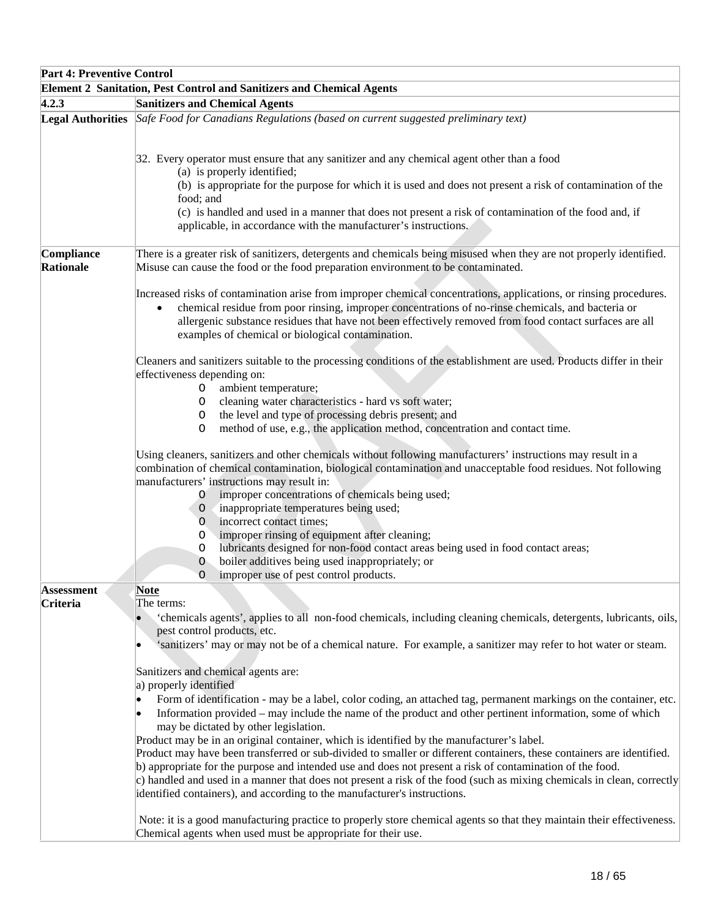| **Part 4: Preventive Control** | |
|---|---|
| **Element 2 Sanitation, Pest Control and Sanitizers and Chemical Agents** | |
| **4.2.3** | **Sanitizers and Chemical Agents** |
| **Legal Authorities** | *Safe Food for Canadians Regulations (based on current suggested preliminary text)*<br><br>32. Every operator must ensure that any sanitizer and any chemical agent other than a food<br>(a) is properly identified;<br>(b) is appropriate for the purpose for which it is used and does not present a risk of contamination of the food; and<br>(c) is handled and used in a manner that does not present a risk of contamination of the food and, if applicable, in accordance with the manufacturer's instructions. |
| **Compliance Rationale** | There is a greater risk of sanitizers, detergents and chemicals being misused when they are not properly identified. Misuse can cause the food or the food preparation environment to be contaminated.<br><br>Increased risks of contamination arise from improper chemical concentrations, applications, or rinsing procedures.<br>• chemical residue from poor rinsing, improper concentrations of no-rinse chemicals, and bacteria or allergenic substance residues that have not been effectively removed from food contact surfaces are all examples of chemical or biological contamination.<br><br>Cleaners and sanitizers suitable to the processing conditions of the establishment are used. Products differ in their effectiveness depending on:<br>o ambient temperature;<br>o cleaning water characteristics - hard vs soft water;<br>o the level and type of processing debris present; and<br>o method of use, e.g., the application method, concentration and contact time.<br><br>Using cleaners, sanitizers and other chemicals without following manufacturers' instructions may result in a combination of chemical contamination, biological contamination and unacceptable food residues. Not following manufacturers' instructions may result in:<br>o improper concentrations of chemicals being used;<br>o inappropriate temperatures being used;<br>o incorrect contact times;<br>o improper rinsing of equipment after cleaning;<br>o lubricants designed for non-food contact areas being used in food contact areas;<br>o boiler additives being used inappropriately; or<br>o improper use of pest control products. |
| **Assessment Criteria** | <u>**Note**</u><br>The terms:<br>• 'chemicals agents', applies to all non-food chemicals, including cleaning chemicals, detergents, lubricants, oils, pest control products, etc.<br>• 'sanitizers' may or may not be of a chemical nature. For example, a sanitizer may refer to hot water or steam.<br><br>Sanitizers and chemical agents are:<br>a) properly identified<br>• Form of identification - may be a label, color coding, an attached tag, permanent markings on the container, etc.<br>• Information provided – may include the name of the product and other pertinent information, some of which may be dictated by other legislation.<br>Product may be in an original container, which is identified by the manufacturer's label.<br>Product may have been transferred or sub-divided to smaller or different containers, these containers are identified.<br>b) appropriate for the purpose and intended use and does not present a risk of contamination of the food.<br>c) handled and used in a manner that does not present a risk of the food (such as mixing chemicals in clean, correctly identified containers), and according to the manufacturer's instructions.<br><br>Note: it is a good manufacturing practice to properly store chemical agents so that they maintain their effectiveness. Chemical agents when used must be appropriate for their use. |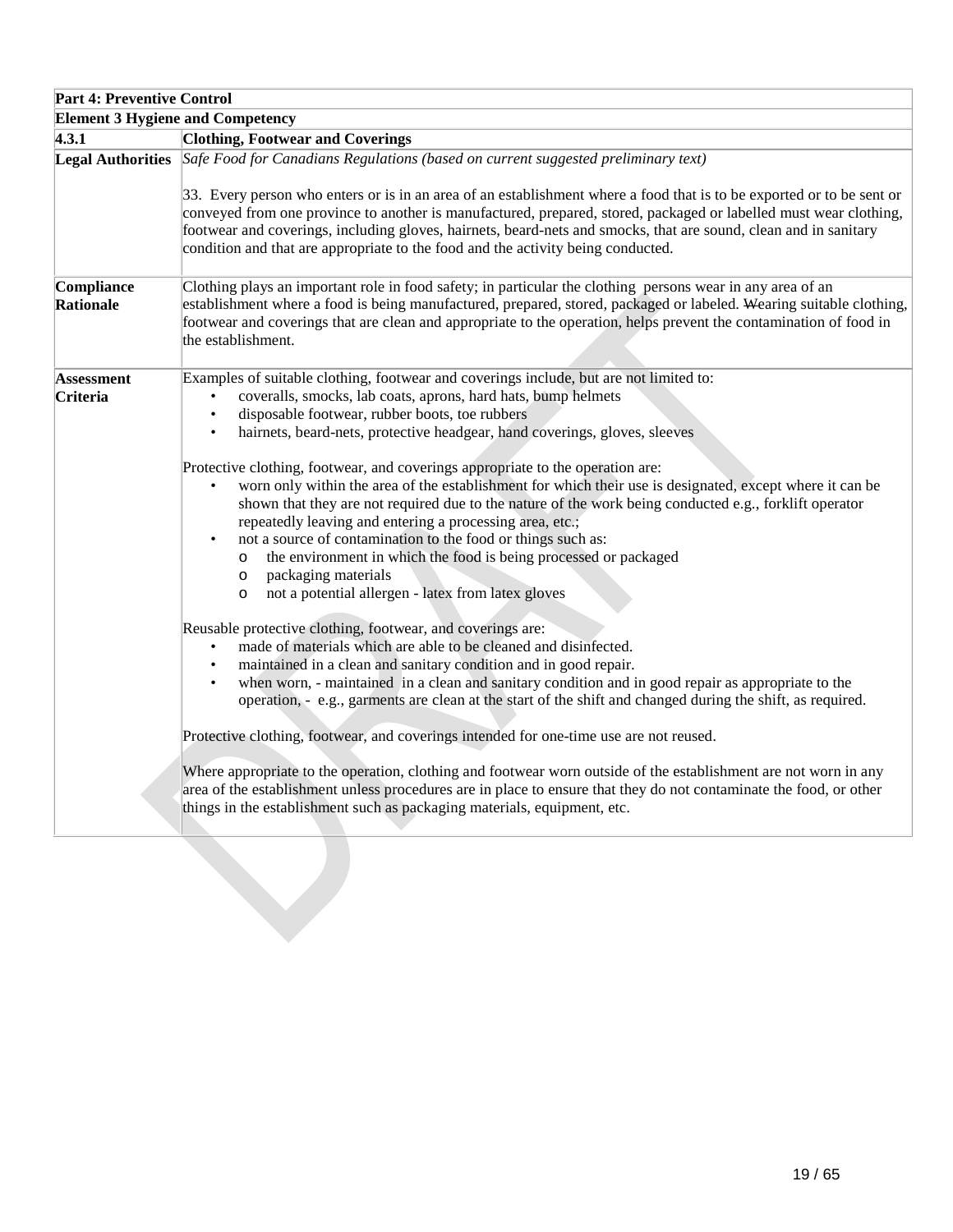| Part 4: Preventive Control | |
|---|---|
| **Element 3 Hygiene and Competency** | |
| **4.3.1** | **Clothing, Footwear and Coverings** |
| **Legal Authorities** | *Safe Food for Canadians Regulations (based on current suggested preliminary text)*<br><br>33. Every person who enters or is in an area of an establishment where a food that is to be exported or to be sent or conveyed from one province to another is manufactured, prepared, stored, packaged or labelled must wear clothing, footwear and coverings, including gloves, hairnets, beard-nets and smocks, that are sound, clean and in sanitary condition and that are appropriate to the food and the activity being conducted. |
| **Compliance Rationale** | Clothing plays an important role in food safety; in particular the clothing persons wear in any area of an establishment where a food is being manufactured, prepared, stored, packaged or labeled. Wearing suitable clothing, footwear and coverings that are clean and appropriate to the operation, helps prevent the contamination of food in the establishment. |
| **Assessment Criteria** | Examples of suitable clothing, footwear and coverings include, but are not limited to:<br>• coveralls, smocks, lab coats, aprons, hard hats, bump helmets<br>• disposable footwear, rubber boots, toe rubbers<br>• hairnets, beard-nets, protective headgear, hand coverings, gloves, sleeves<br><br>Protective clothing, footwear, and coverings appropriate to the operation are:<br>• worn only within the area of the establishment for which their use is designated, except where it can be shown that they are not required due to the nature of the work being conducted e.g., forklift operator repeatedly leaving and entering a processing area, etc.;<br>• not a source of contamination to the food or things such as:<br>  o the environment in which the food is being processed or packaged<br>  o packaging materials<br>  o not a potential allergen - latex from latex gloves<br><br>Reusable protective clothing, footwear, and coverings are:<br>• made of materials which are able to be cleaned and disinfected.<br>• maintained in a clean and sanitary condition and in good repair.<br>• when worn, - maintained in a clean and sanitary condition and in good repair as appropriate to the operation, - e.g., garments are clean at the start of the shift and changed during the shift, as required.<br><br>Protective clothing, footwear, and coverings intended for one-time use are not reused.<br><br>Where appropriate to the operation, clothing and footwear worn outside of the establishment are not worn in any area of the establishment unless procedures are in place to ensure that they do not contaminate the food, or other things in the establishment such as packaging materials, equipment, etc. |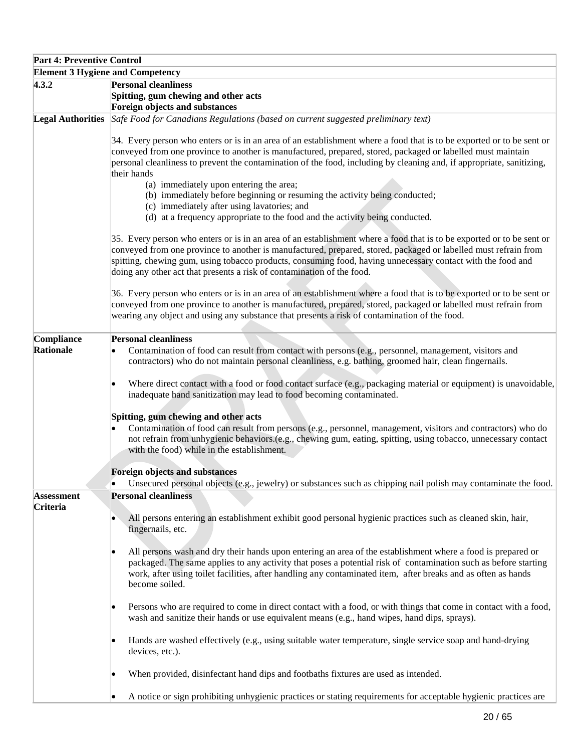| Part 4: Preventive Control | |
|---|---|
| **Element 3 Hygiene and Competency** | |
| **4.3.2** | **Personal cleanliness**<br>**Spitting, gum chewing and other acts**<br>**Foreign objects and substances** |
| **Legal Authorities** | *Safe Food for Canadians Regulations (based on current suggested preliminary text)*<br><br>34. Every person who enters or is in an area of an establishment where a food that is to be exported or to be sent or conveyed from one province to another is manufactured, prepared, stored, packaged or labelled must maintain personal cleanliness to prevent the contamination of the food, including by cleaning and, if appropriate, sanitizing, their hands<br>(a) immediately upon entering the area;<br>(b) immediately before beginning or resuming the activity being conducted;<br>(c) immediately after using lavatories; and<br>(d) at a frequency appropriate to the food and the activity being conducted.<br><br>35. Every person who enters or is in an area of an establishment where a food that is to be exported or to be sent or conveyed from one province to another is manufactured, prepared, stored, packaged or labelled must refrain from spitting, chewing gum, using tobacco products, consuming food, having unnecessary contact with the food and doing any other act that presents a risk of contamination of the food.<br><br>36. Every person who enters or is in an area of an establishment where a food that is to be exported or to be sent or conveyed from one province to another is manufactured, prepared, stored, packaged or labelled must refrain from wearing any object and using any substance that presents a risk of contamination of the food. |
| **Compliance Rationale** | **Personal cleanliness**<br>• Contamination of food can result from contact with persons (e.g., personnel, management, visitors and contractors) who do not maintain personal cleanliness, e.g. bathing, groomed hair, clean fingernails.<br>• Where direct contact with a food or food contact surface (e.g., packaging material or equipment) is unavoidable, inadequate hand sanitization may lead to food becoming contaminated.<br><br>**Spitting, gum chewing and other acts**<br>• Contamination of food can result from persons (e.g., personnel, management, visitors and contractors) who do not refrain from unhygienic behaviors.(e.g., chewing gum, eating, spitting, using tobacco, unnecessary contact with the food) while in the establishment.<br><br>**Foreign objects and substances**<br>• Unsecured personal objects (e.g., jewelry) or substances such as chipping nail polish may contaminate the food. |
| **Assessment Criteria** | **Personal cleanliness**<br>• All persons entering an establishment exhibit good personal hygienic practices such as cleaned skin, hair, fingernails, etc.<br>• All persons wash and dry their hands upon entering an area of the establishment where a food is prepared or packaged. The same applies to any activity that poses a potential risk of contamination such as before starting work, after using toilet facilities, after handling any contaminated item, after breaks and as often as hands become soiled.<br>• Persons who are required to come in direct contact with a food, or with things that come in contact with a food, wash and sanitize their hands or use equivalent means (e.g., hand wipes, hand dips, sprays).<br>• Hands are washed effectively (e.g., using suitable water temperature, single service soap and hand-drying devices, etc.).<br>• When provided, disinfectant hand dips and footbaths fixtures are used as intended.<br>• A notice or sign prohibiting unhygienic practices or stating requirements for acceptable hygienic practices are |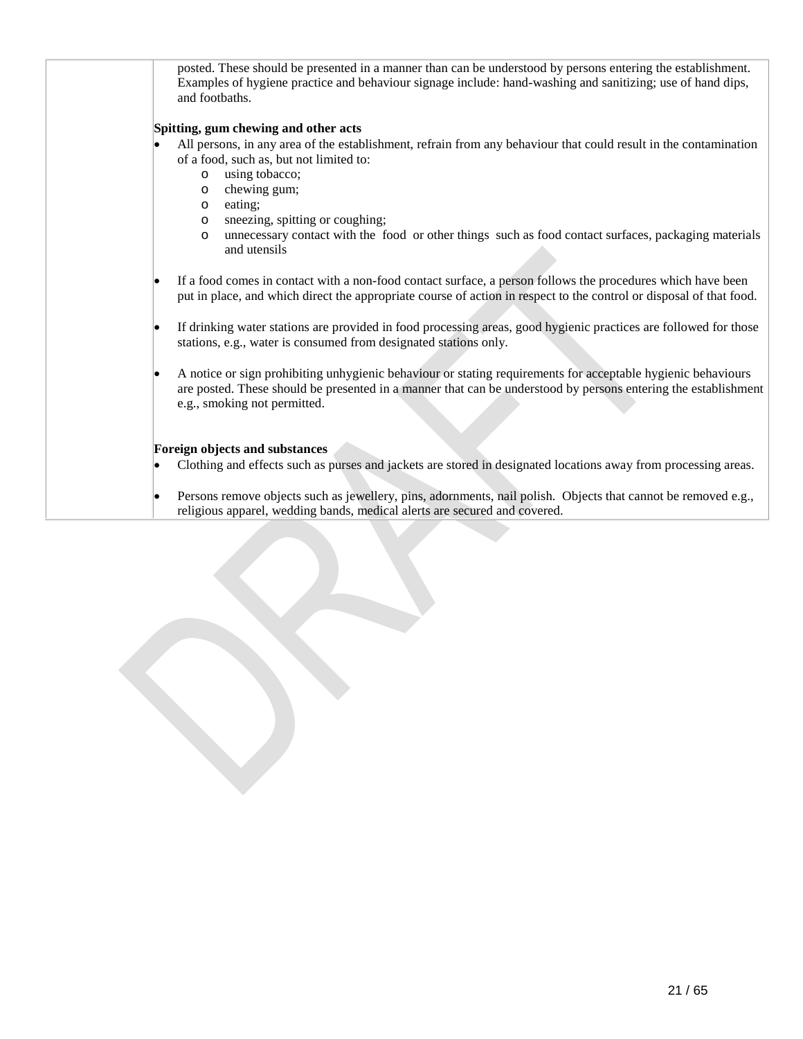| | posted. These should be presented in a manner than can be understood by persons entering the establishment. Examples of hygiene practice and behaviour signage include: hand-washing and sanitizing; use of hand dips, and footbaths.<br><br>**Spitting, gum chewing and other acts**<br>• All persons, in any area of the establishment, refrain from any behaviour that could result in the contamination of a food, such as, but not limited to:<br>  o using tobacco;<br>  o chewing gum;<br>  o eating;<br>  o sneezing, spitting or coughing;<br>  o unnecessary contact with the food or other things such as food contact surfaces, packaging materials and utensils<br><br>• If a food comes in contact with a non-food contact surface, a person follows the procedures which have been put in place, and which direct the appropriate course of action in respect to the control or disposal of that food.<br><br>• If drinking water stations are provided in food processing areas, good hygienic practices are followed for those stations, e.g., water is consumed from designated stations only.<br><br>• A notice or sign prohibiting unhygienic behaviour or stating requirements for acceptable hygienic behaviours are posted. These should be presented in a manner that can be understood by persons entering the establishment e.g., smoking not permitted.<br><br>**Foreign objects and substances**<br>• Clothing and effects such as purses and jackets are stored in designated locations away from processing areas.<br><br>• Persons remove objects such as jewellery, pins, adornments, nail polish. Objects that cannot be removed e.g., religious apparel, wedding bands, medical alerts are secured and covered. |
|---|---|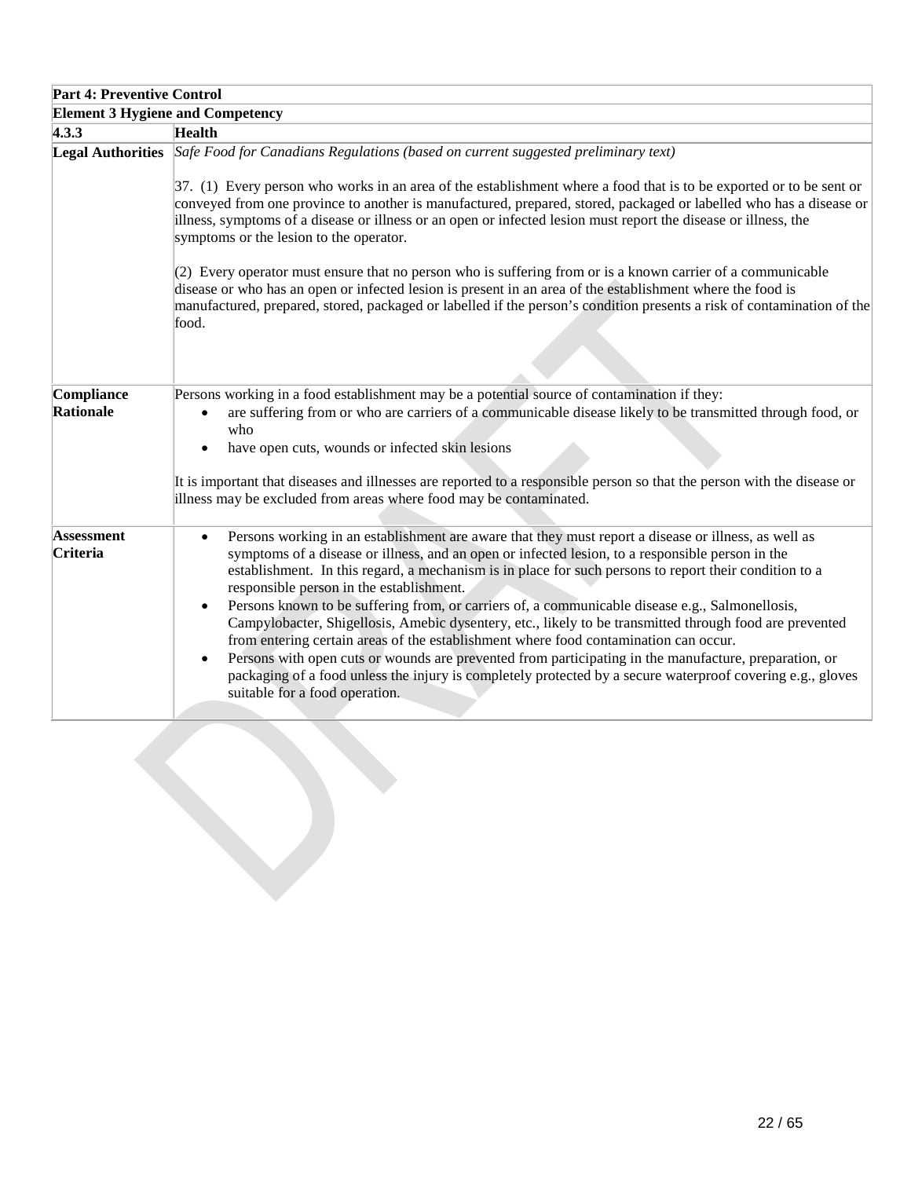| Part 4: Preventive Control | |
|---|---|
| **Element 3 Hygiene and Competency** | |
| **4.3.3** | **Health** |
| **Legal Authorities** | *Safe Food for Canadians Regulations (based on current suggested preliminary text)*<br><br>37. (1) Every person who works in an area of the establishment where a food that is to be exported or to be sent or conveyed from one province to another is manufactured, prepared, stored, packaged or labelled who has a disease or illness, symptoms of a disease or illness or an open or infected lesion must report the disease or illness, the symptoms or the lesion to the operator.<br><br>(2) Every operator must ensure that no person who is suffering from or is a known carrier of a communicable disease or who has an open or infected lesion is present in an area of the establishment where the food is manufactured, prepared, stored, packaged or labelled if the person's condition presents a risk of contamination of the food. |
| **Compliance Rationale** | Persons working in a food establishment may be a potential source of contamination if they:<br>• are suffering from or who are carriers of a communicable disease likely to be transmitted through food, or who<br>• have open cuts, wounds or infected skin lesions<br><br>It is important that diseases and illnesses are reported to a responsible person so that the person with the disease or illness may be excluded from areas where food may be contaminated. |
| **Assessment Criteria** | • Persons working in an establishment are aware that they must report a disease or illness, as well as symptoms of a disease or illness, and an open or infected lesion, to a responsible person in the establishment. In this regard, a mechanism is in place for such persons to report their condition to a responsible person in the establishment.<br>• Persons known to be suffering from, or carriers of, a communicable disease e.g., Salmonellosis, Campylobacter, Shigellosis, Amebic dysentery, etc., likely to be transmitted through food are prevented from entering certain areas of the establishment where food contamination can occur.<br>• Persons with open cuts or wounds are prevented from participating in the manufacture, preparation, or packaging of a food unless the injury is completely protected by a secure waterproof covering e.g., gloves suitable for a food operation. |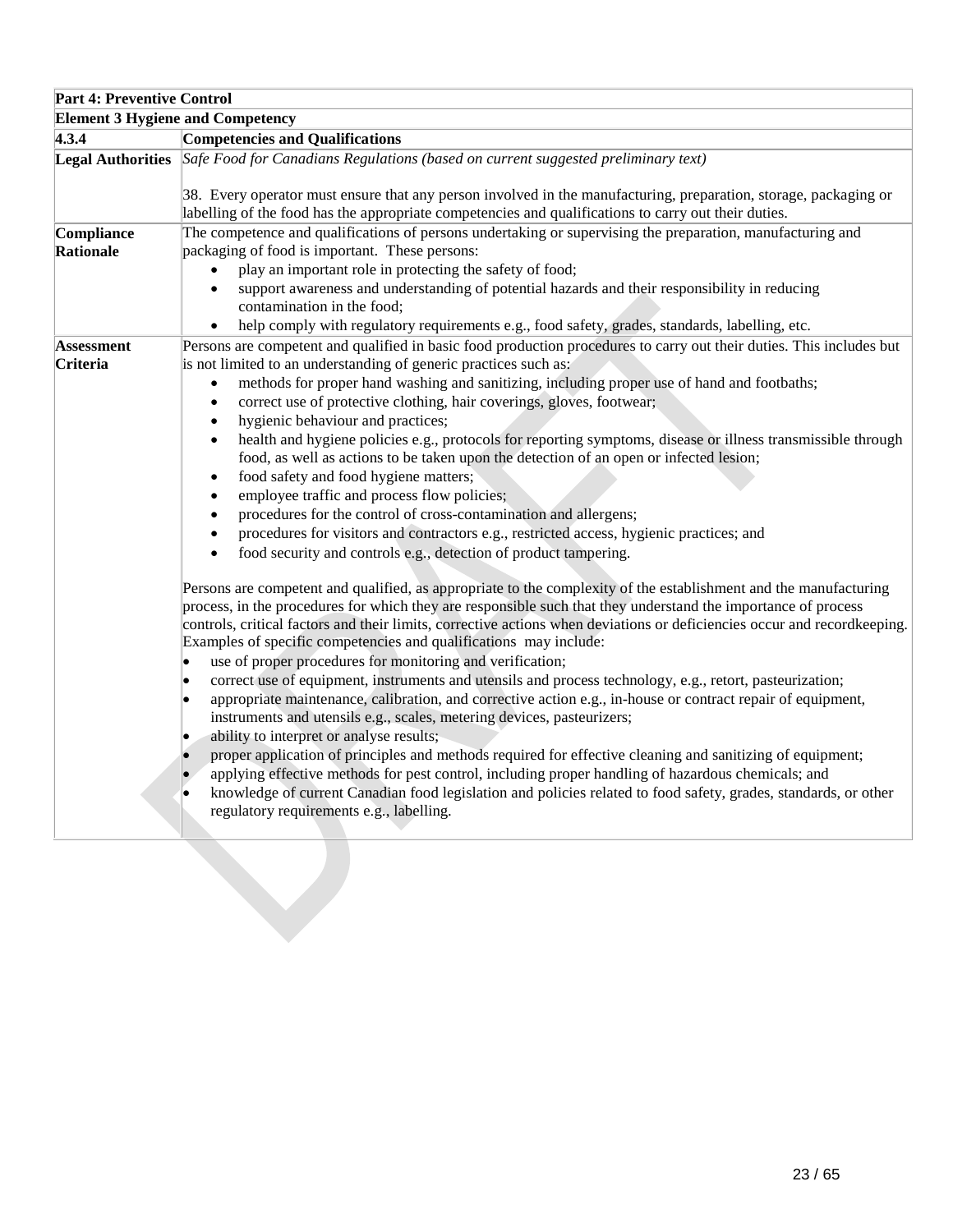| **Part 4: Preventive Control** | |
|---|---|
| **Element 3 Hygiene and Competency** | |
| **4.3.4** | **Competencies and Qualifications** |
| **Legal Authorities** | *Safe Food for Canadians Regulations (based on current suggested preliminary text)*<br><br>38. Every operator must ensure that any person involved in the manufacturing, preparation, storage, packaging or labelling of the food has the appropriate competencies and qualifications to carry out their duties. |
| **Compliance Rationale** | The competence and qualifications of persons undertaking or supervising the preparation, manufacturing and packaging of food is important. These persons:<br>• play an important role in protecting the safety of food;<br>• support awareness and understanding of potential hazards and their responsibility in reducing contamination in the food;<br>• help comply with regulatory requirements e.g., food safety, grades, standards, labelling, etc. |
| **Assessment Criteria** | Persons are competent and qualified in basic food production procedures to carry out their duties. This includes but is not limited to an understanding of generic practices such as:<br>• methods for proper hand washing and sanitizing, including proper use of hand and footbaths;<br>• correct use of protective clothing, hair coverings, gloves, footwear;<br>• hygienic behaviour and practices;<br>• health and hygiene policies e.g., protocols for reporting symptoms, disease or illness transmissible through food, as well as actions to be taken upon the detection of an open or infected lesion;<br>• food safety and food hygiene matters;<br>• employee traffic and process flow policies;<br>• procedures for the control of cross-contamination and allergens;<br>• procedures for visitors and contractors e.g., restricted access, hygienic practices; and<br>• food security and controls e.g., detection of product tampering.<br><br>Persons are competent and qualified, as appropriate to the complexity of the establishment and the manufacturing process, in the procedures for which they are responsible such that they understand the importance of process controls, critical factors and their limits, corrective actions when deviations or deficiencies occur and recordkeeping. Examples of specific competencies and qualifications may include:<br>• use of proper procedures for monitoring and verification;<br>• correct use of equipment, instruments and utensils and process technology, e.g., retort, pasteurization;<br>• appropriate maintenance, calibration, and corrective action e.g., in-house or contract repair of equipment, instruments and utensils e.g., scales, metering devices, pasteurizers;<br>• ability to interpret or analyse results;<br>• proper application of principles and methods required for effective cleaning and sanitizing of equipment;<br>• applying effective methods for pest control, including proper handling of hazardous chemicals; and<br>• knowledge of current Canadian food legislation and policies related to food safety, grades, standards, or other regulatory requirements e.g., labelling. |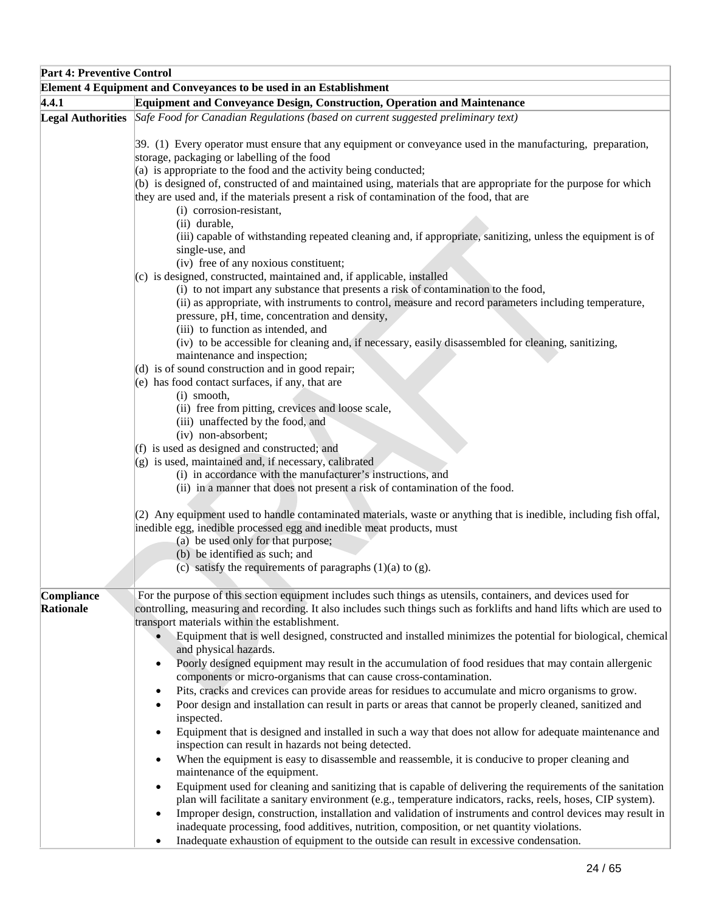| Part 4: Preventive Control | |
|---|---|
| **Element 4 Equipment and Conveyances to be used in an Establishment** | |
| **4.4.1** | **Equipment and Conveyance Design, Construction, Operation and Maintenance** |
| **Legal Authorities** | *Safe Food for Canadian Regulations (based on current suggested preliminary text)*<br><br>39. (1) Every operator must ensure that any equipment or conveyance used in the manufacturing, preparation, storage, packaging or labelling of the food<br>(a) is appropriate to the food and the activity being conducted;<br>(b) is designed of, constructed of and maintained using, materials that are appropriate for the purpose for which they are used and, if the materials present a risk of contamination of the food, that are<br>(i) corrosion-resistant,<br>(ii) durable,<br>(iii) capable of withstanding repeated cleaning and, if appropriate, sanitizing, unless the equipment is of single-use, and<br>(iv) free of any noxious constituent;<br>(c) is designed, constructed, maintained and, if applicable, installed<br>(i) to not impart any substance that presents a risk of contamination to the food,<br>(ii) as appropriate, with instruments to control, measure and record parameters including temperature, pressure, pH, time, concentration and density,<br>(iii) to function as intended, and<br>(iv) to be accessible for cleaning and, if necessary, easily disassembled for cleaning, sanitizing, maintenance and inspection;<br>(d) is of sound construction and in good repair;<br>(e) has food contact surfaces, if any, that are<br>(i) smooth,<br>(ii) free from pitting, crevices and loose scale,<br>(iii) unaffected by the food, and<br>(iv) non-absorbent;<br>(f) is used as designed and constructed; and<br>(g) is used, maintained and, if necessary, calibrated<br>(i) in accordance with the manufacturer's instructions, and<br>(ii) in a manner that does not present a risk of contamination of the food.<br><br>(2) Any equipment used to handle contaminated materials, waste or anything that is inedible, including fish offal, inedible egg, inedible processed egg and inedible meat products, must<br>(a) be used only for that purpose;<br>(b) be identified as such; and<br>(c) satisfy the requirements of paragraphs (1)(a) to (g). |
| **Compliance Rationale** | For the purpose of this section equipment includes such things as utensils, containers, and devices used for controlling, measuring and recording. It also includes such things such as forklifts and hand lifts which are used to transport materials within the establishment.<br>• Equipment that is well designed, constructed and installed minimizes the potential for biological, chemical and physical hazards.<br>• Poorly designed equipment may result in the accumulation of food residues that may contain allergenic components or micro-organisms that can cause cross-contamination.<br>• Pits, cracks and crevices can provide areas for residues to accumulate and micro organisms to grow.<br>• Poor design and installation can result in parts or areas that cannot be properly cleaned, sanitized and inspected.<br>• Equipment that is designed and installed in such a way that does not allow for adequate maintenance and inspection can result in hazards not being detected.<br>• When the equipment is easy to disassemble and reassemble, it is conducive to proper cleaning and maintenance of the equipment.<br>• Equipment used for cleaning and sanitizing that is capable of delivering the requirements of the sanitation plan will facilitate a sanitary environment (e.g., temperature indicators, racks, reels, hoses, CIP system).<br>• Improper design, construction, installation and validation of instruments and control devices may result in inadequate processing, food additives, nutrition, composition, or net quantity violations.<br>• Inadequate exhaustion of equipment to the outside can result in excessive condensation. |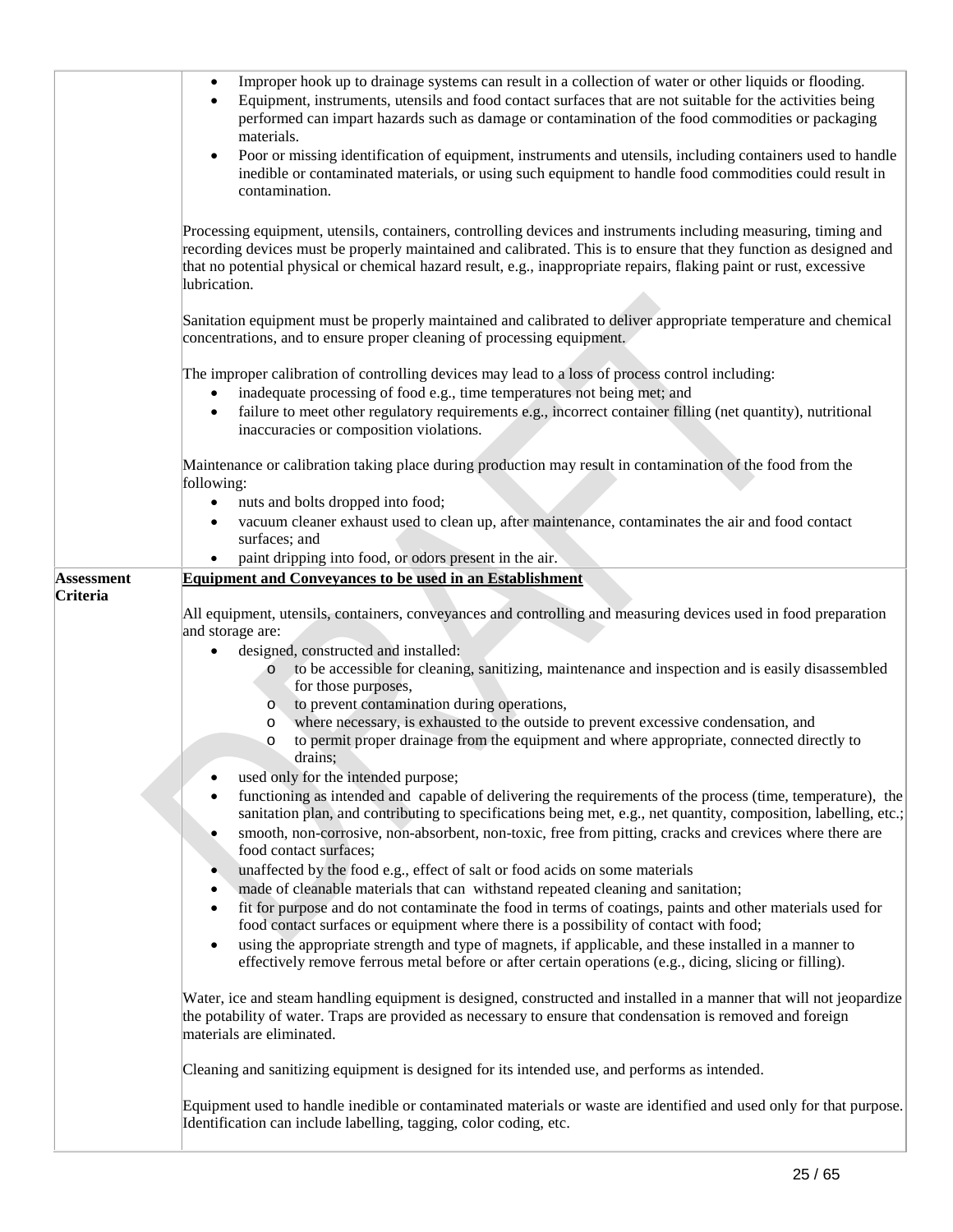| | |
|---|---|
| | • Improper hook up to drainage systems can result in a collection of water or other liquids or flooding.<br>• Equipment, instruments, utensils and food contact surfaces that are not suitable for the activities being performed can impart hazards such as damage or contamination of the food commodities or packaging materials.<br>• Poor or missing identification of equipment, instruments and utensils, including containers used to handle inedible or contaminated materials, or using such equipment to handle food commodities could result in contamination.<br><br>Processing equipment, utensils, containers, controlling devices and instruments including measuring, timing and recording devices must be properly maintained and calibrated. This is to ensure that they function as designed and that no potential physical or chemical hazard result, e.g., inappropriate repairs, flaking paint or rust, excessive lubrication.<br><br>Sanitation equipment must be properly maintained and calibrated to deliver appropriate temperature and chemical concentrations, and to ensure proper cleaning of processing equipment.<br><br>The improper calibration of controlling devices may lead to a loss of process control including:<br>• inadequate processing of food e.g., time temperatures not being met; and<br>• failure to meet other regulatory requirements e.g., incorrect container filling (net quantity), nutritional inaccuracies or composition violations.<br><br>Maintenance or calibration taking place during production may result in contamination of the food from the following:<br>• nuts and bolts dropped into food;<br>• vacuum cleaner exhaust used to clean up, after maintenance, contaminates the air and food contact surfaces; and<br>• paint dripping into food, or odors present in the air. |
| **Assessment Criteria** | **Equipment and Conveyances to be used in an Establishment**<br><br>All equipment, utensils, containers, conveyances and controlling and measuring devices used in food preparation and storage are:<br>• designed, constructed and installed:<br>&nbsp;&nbsp;o to be accessible for cleaning, sanitizing, maintenance and inspection and is easily disassembled for those purposes,<br>&nbsp;&nbsp;o to prevent contamination during operations,<br>&nbsp;&nbsp;o where necessary, is exhausted to the outside to prevent excessive condensation, and<br>&nbsp;&nbsp;o to permit proper drainage from the equipment and where appropriate, connected directly to drains;<br>• used only for the intended purpose;<br>• functioning as intended and capable of delivering the requirements of the process (time, temperature), the sanitation plan, and contributing to specifications being met, e.g., net quantity, composition, labelling, etc.;<br>• smooth, non-corrosive, non-absorbent, non-toxic, free from pitting, cracks and crevices where there are food contact surfaces;<br>• unaffected by the food e.g., effect of salt or food acids on some materials<br>• made of cleanable materials that can withstand repeated cleaning and sanitation;<br>• fit for purpose and do not contaminate the food in terms of coatings, paints and other materials used for food contact surfaces or equipment where there is a possibility of contact with food;<br>• using the appropriate strength and type of magnets, if applicable, and these installed in a manner to effectively remove ferrous metal before or after certain operations (e.g., dicing, slicing or filling).<br><br>Water, ice and steam handling equipment is designed, constructed and installed in a manner that will not jeopardize the potability of water. Traps are provided as necessary to ensure that condensation is removed and foreign materials are eliminated.<br><br>Cleaning and sanitizing equipment is designed for its intended use, and performs as intended.<br><br>Equipment used to handle inedible or contaminated materials or waste are identified and used only for that purpose. Identification can include labelling, tagging, color coding, etc. |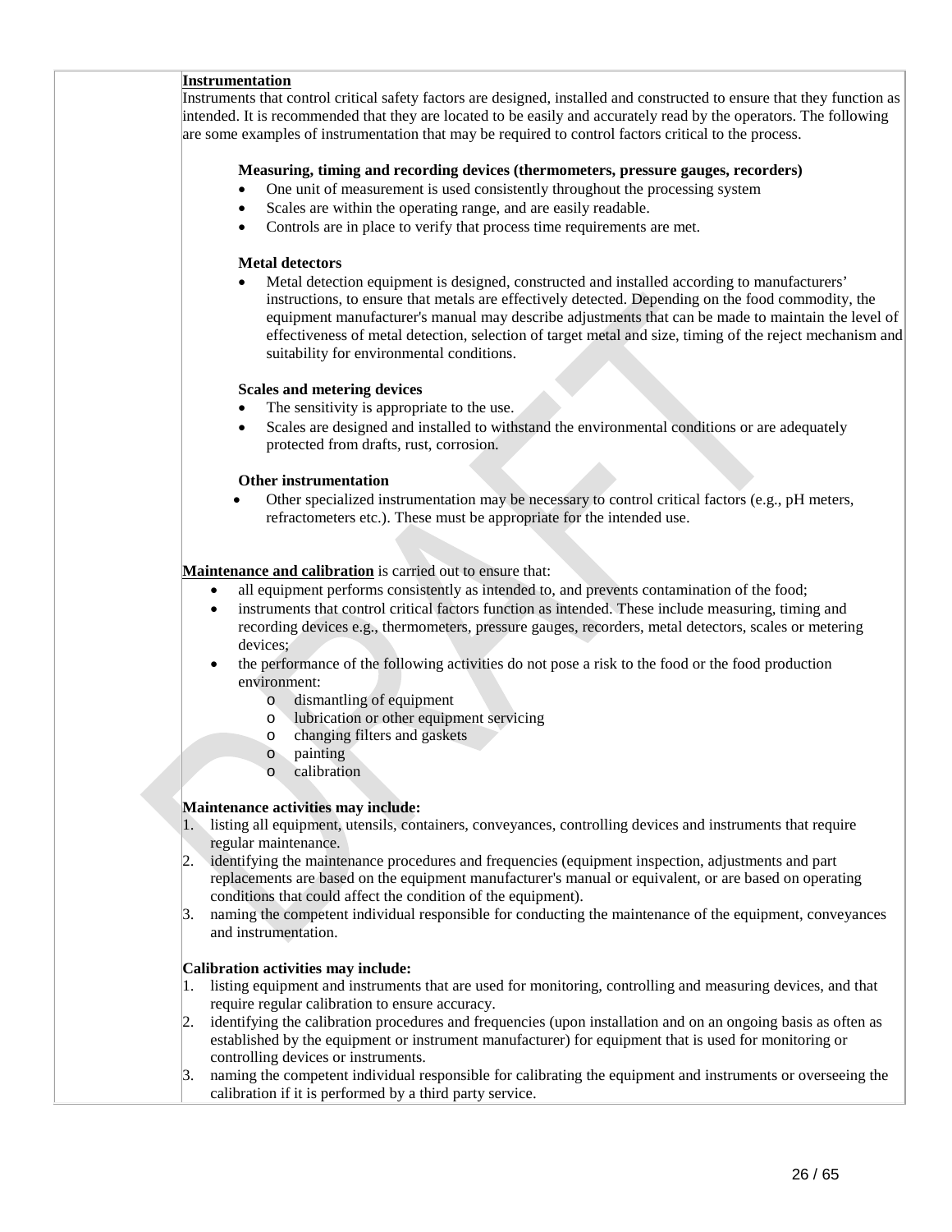**Instrumentation**

Instruments that control critical safety factors are designed, installed and constructed to ensure that they function as intended. It is recommended that they are located to be easily and accurately read by the operators. The following are some examples of instrumentation that may be required to control factors critical to the process.

**Measuring, timing and recording devices (thermometers, pressure gauges, recorders)**

- One unit of measurement is used consistently throughout the processing system
- Scales are within the operating range, and are easily readable.
- Controls are in place to verify that process time requirements are met.

**Metal detectors**

- Metal detection equipment is designed, constructed and installed according to manufacturers' instructions, to ensure that metals are effectively detected. Depending on the food commodity, the equipment manufacturer's manual may describe adjustments that can be made to maintain the level of effectiveness of metal detection, selection of target metal and size, timing of the reject mechanism and suitability for environmental conditions.

**Scales and metering devices**

- The sensitivity is appropriate to the use.
- Scales are designed and installed to withstand the environmental conditions or are adequately protected from drafts, rust, corrosion.

**Other instrumentation**

- Other specialized instrumentation may be necessary to control critical factors (e.g., pH meters, refractometers etc.). These must be appropriate for the intended use.

**Maintenance and calibration** is carried out to ensure that:

- all equipment performs consistently as intended to, and prevents contamination of the food;
- instruments that control critical factors function as intended. These include measuring, timing and recording devices e.g., thermometers, pressure gauges, recorders, metal detectors, scales or metering devices;
- the performance of the following activities do not pose a risk to the food or the food production environment:
  - dismantling of equipment
  - lubrication or other equipment servicing
  - changing filters and gaskets
  - painting
  - calibration

**Maintenance activities may include:**

1. listing all equipment, utensils, containers, conveyances, controlling devices and instruments that require regular maintenance.
2. identifying the maintenance procedures and frequencies (equipment inspection, adjustments and part replacements are based on the equipment manufacturer's manual or equivalent, or are based on operating conditions that could affect the condition of the equipment).
3. naming the competent individual responsible for conducting the maintenance of the equipment, conveyances and instrumentation.

**Calibration activities may include:**

1. listing equipment and instruments that are used for monitoring, controlling and measuring devices, and that require regular calibration to ensure accuracy.
2. identifying the calibration procedures and frequencies (upon installation and on an ongoing basis as often as established by the equipment or instrument manufacturer) for equipment that is used for monitoring or controlling devices or instruments.
3. naming the competent individual responsible for calibrating the equipment and instruments or overseeing the calibration if it is performed by a third party service.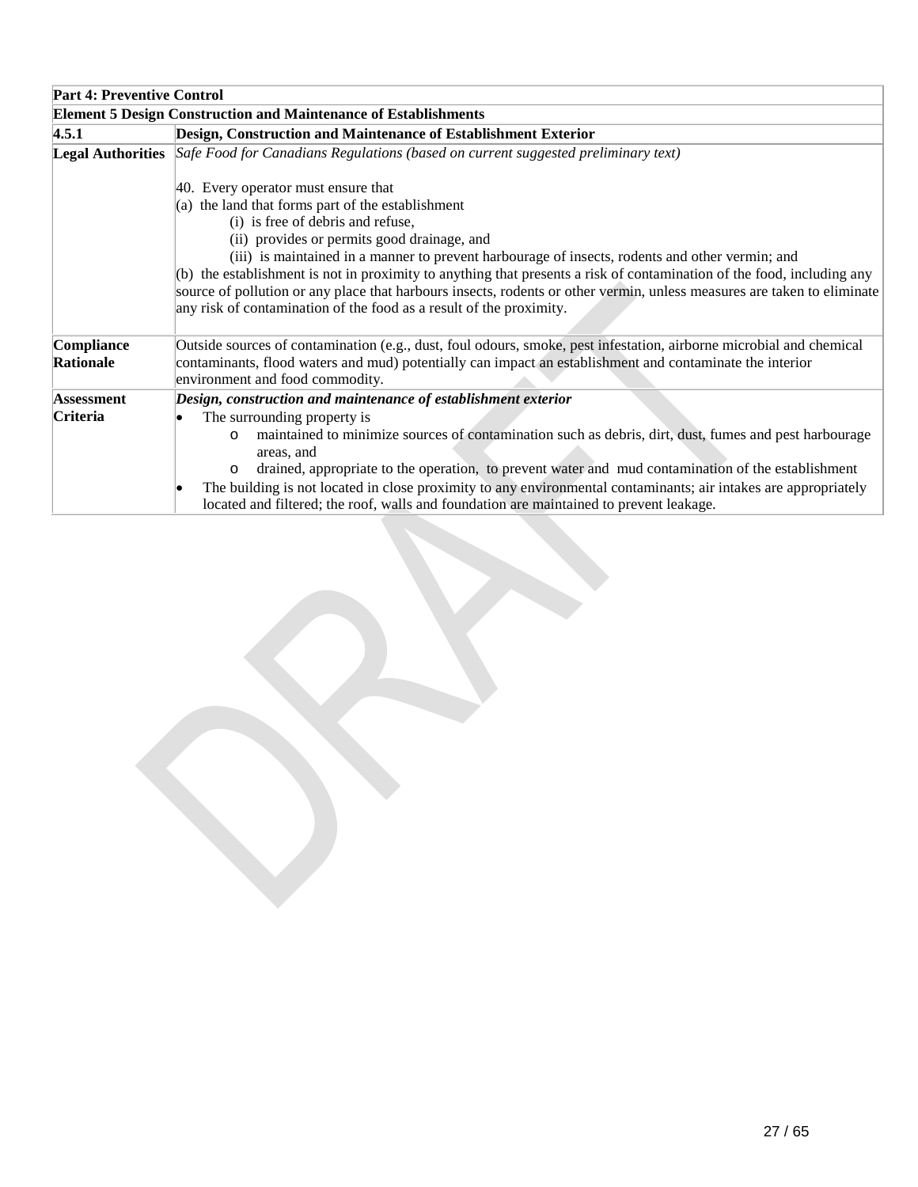| **Part 4: Preventive Control** | |
|---|---|
| **Element 5 Design Construction and Maintenance of Establishments** | |
| **4.5.1** | **Design, Construction and Maintenance of Establishment Exterior** |
| **Legal Authorities** | *Safe Food for Canadians Regulations (based on current suggested preliminary text)*<br><br>40. Every operator must ensure that<br>(a) the land that forms part of the establishment<br>(i) is free of debris and refuse,<br>(ii) provides or permits good drainage, and<br>(iii) is maintained in a manner to prevent harbourage of insects, rodents and other vermin; and<br>(b) the establishment is not in proximity to anything that presents a risk of contamination of the food, including any source of pollution or any place that harbours insects, rodents or other vermin, unless measures are taken to eliminate any risk of contamination of the food as a result of the proximity. |
| **Compliance Rationale** | Outside sources of contamination (e.g., dust, foul odours, smoke, pest infestation, airborne microbial and chemical contaminants, flood waters and mud) potentially can impact an establishment and contaminate the interior environment and food commodity. |
| **Assessment Criteria** | ***Design, construction and maintenance of establishment exterior***<br>• The surrounding property is<br>o maintained to minimize sources of contamination such as debris, dirt, dust, fumes and pest harbourage areas, and<br>o drained, appropriate to the operation, to prevent water and mud contamination of the establishment<br>• The building is not located in close proximity to any environmental contaminants; air intakes are appropriately located and filtered; the roof, walls and foundation are maintained to prevent leakage. |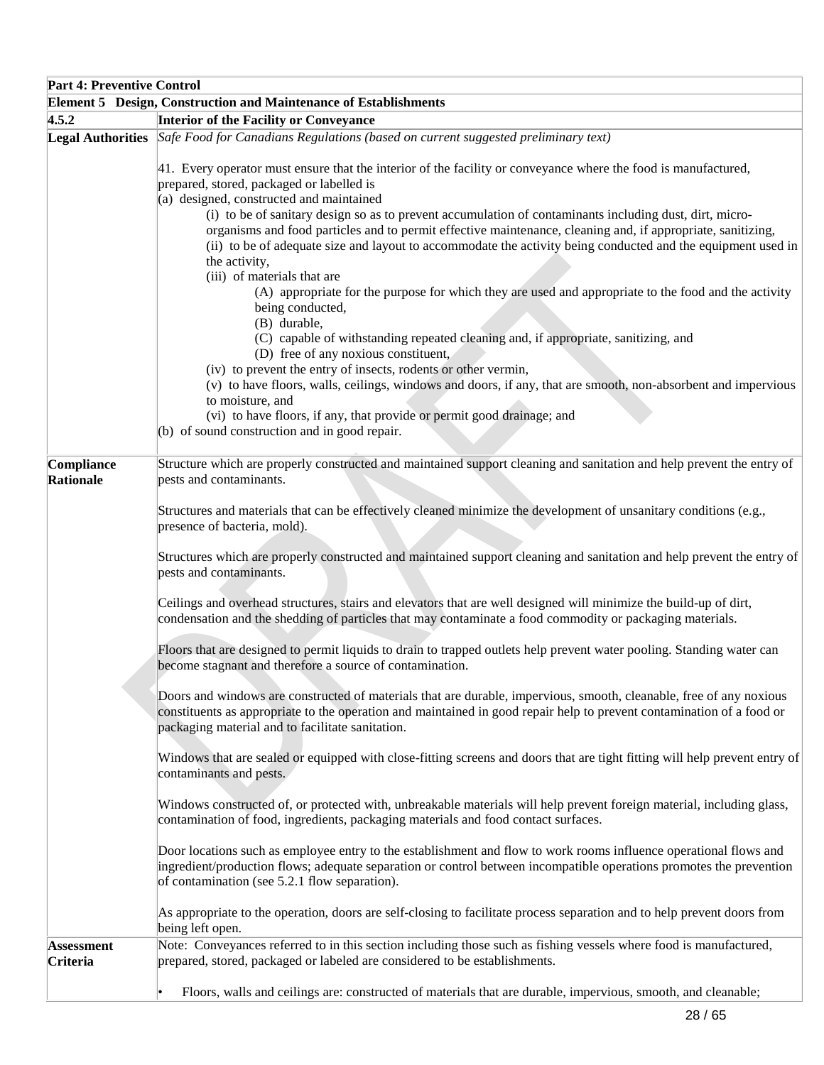| Part 4: Preventive Control | |
|---|---|
| **Element 5 Design, Construction and Maintenance of Establishments** | |
| **4.5.2** | **Interior of the Facility or Conveyance** |
| **Legal Authorities** | *Safe Food for Canadians Regulations (based on current suggested preliminary text)*<br><br>41. Every operator must ensure that the interior of the facility or conveyance where the food is manufactured, prepared, stored, packaged or labelled is<br>(a) designed, constructed and maintained<br>(i) to be of sanitary design so as to prevent accumulation of contaminants including dust, dirt, micro-organisms and food particles and to permit effective maintenance, cleaning and, if appropriate, sanitizing,<br>(ii) to be of adequate size and layout to accommodate the activity being conducted and the equipment used in the activity,<br>(iii) of materials that are<br>(A) appropriate for the purpose for which they are used and appropriate to the food and the activity being conducted,<br>(B) durable,<br>(C) capable of withstanding repeated cleaning and, if appropriate, sanitizing, and<br>(D) free of any noxious constituent,<br>(iv) to prevent the entry of insects, rodents or other vermin,<br>(v) to have floors, walls, ceilings, windows and doors, if any, that are smooth, non-absorbent and impervious to moisture, and<br>(vi) to have floors, if any, that provide or permit good drainage; and<br>(b) of sound construction and in good repair. |
| **Compliance Rationale** | Structure which are properly constructed and maintained support cleaning and sanitation and help prevent the entry of pests and contaminants.<br><br>Structures and materials that can be effectively cleaned minimize the development of unsanitary conditions (e.g., presence of bacteria, mold).<br><br>Structures which are properly constructed and maintained support cleaning and sanitation and help prevent the entry of pests and contaminants.<br><br>Ceilings and overhead structures, stairs and elevators that are well designed will minimize the build-up of dirt, condensation and the shedding of particles that may contaminate a food commodity or packaging materials.<br><br>Floors that are designed to permit liquids to drain to trapped outlets help prevent water pooling. Standing water can become stagnant and therefore a source of contamination.<br><br>Doors and windows are constructed of materials that are durable, impervious, smooth, cleanable, free of any noxious constituents as appropriate to the operation and maintained in good repair help to prevent contamination of a food or packaging material and to facilitate sanitation.<br><br>Windows that are sealed or equipped with close-fitting screens and doors that are tight fitting will help prevent entry of contaminants and pests.<br><br>Windows constructed of, or protected with, unbreakable materials will help prevent foreign material, including glass, contamination of food, ingredients, packaging materials and food contact surfaces.<br><br>Door locations such as employee entry to the establishment and flow to work rooms influence operational flows and ingredient/production flows; adequate separation or control between incompatible operations promotes the prevention of contamination (see 5.2.1 flow separation).<br><br>As appropriate to the operation, doors are self-closing to facilitate process separation and to help prevent doors from being left open. |
| **Assessment Criteria** | Note: Conveyances referred to in this section including those such as fishing vessels where food is manufactured, prepared, stored, packaged or labeled are considered to be establishments.<br><br>• Floors, walls and ceilings are: constructed of materials that are durable, impervious, smooth, and cleanable; |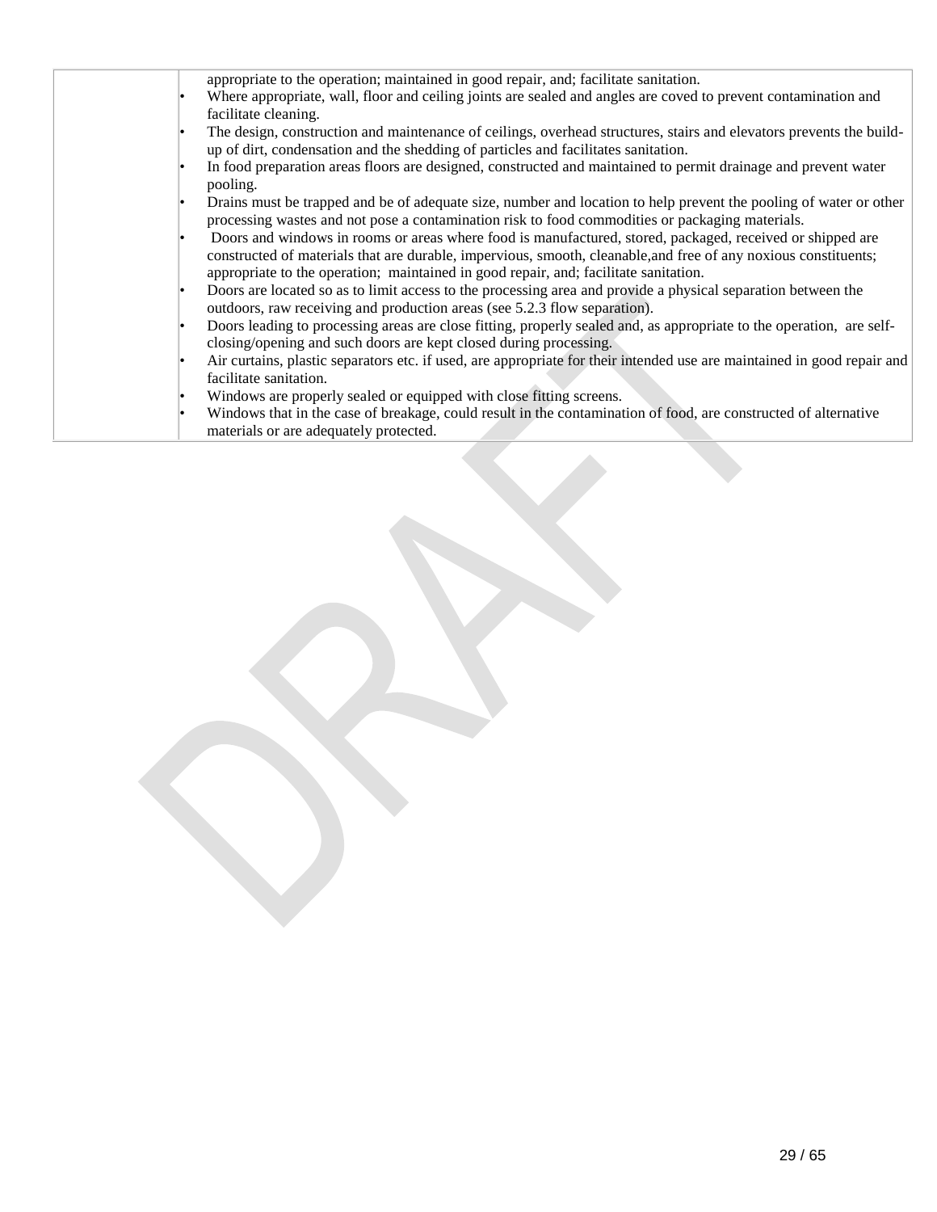| | |
|---|---|
| | appropriate to the operation; maintained in good repair, and; facilitate sanitation.<br>• Where appropriate, wall, floor and ceiling joints are sealed and angles are coved to prevent contamination and facilitate cleaning.<br>• The design, construction and maintenance of ceilings, overhead structures, stairs and elevators prevents the build-up of dirt, condensation and the shedding of particles and facilitates sanitation.<br>• In food preparation areas floors are designed, constructed and maintained to permit drainage and prevent water pooling.<br>• Drains must be trapped and be of adequate size, number and location to help prevent the pooling of water or other processing wastes and not pose a contamination risk to food commodities or packaging materials.<br>• Doors and windows in rooms or areas where food is manufactured, stored, packaged, received or shipped are constructed of materials that are durable, impervious, smooth, cleanable,and free of any noxious constituents; appropriate to the operation; maintained in good repair, and; facilitate sanitation.<br>• Doors are located so as to limit access to the processing area and provide a physical separation between the outdoors, raw receiving and production areas (see 5.2.3 flow separation).<br>• Doors leading to processing areas are close fitting, properly sealed and, as appropriate to the operation, are self-closing/opening and such doors are kept closed during processing.<br>• Air curtains, plastic separators etc. if used, are appropriate for their intended use are maintained in good repair and facilitate sanitation.<br>• Windows are properly sealed or equipped with close fitting screens.<br>• Windows that in the case of breakage, could result in the contamination of food, are constructed of alternative materials or are adequately protected. |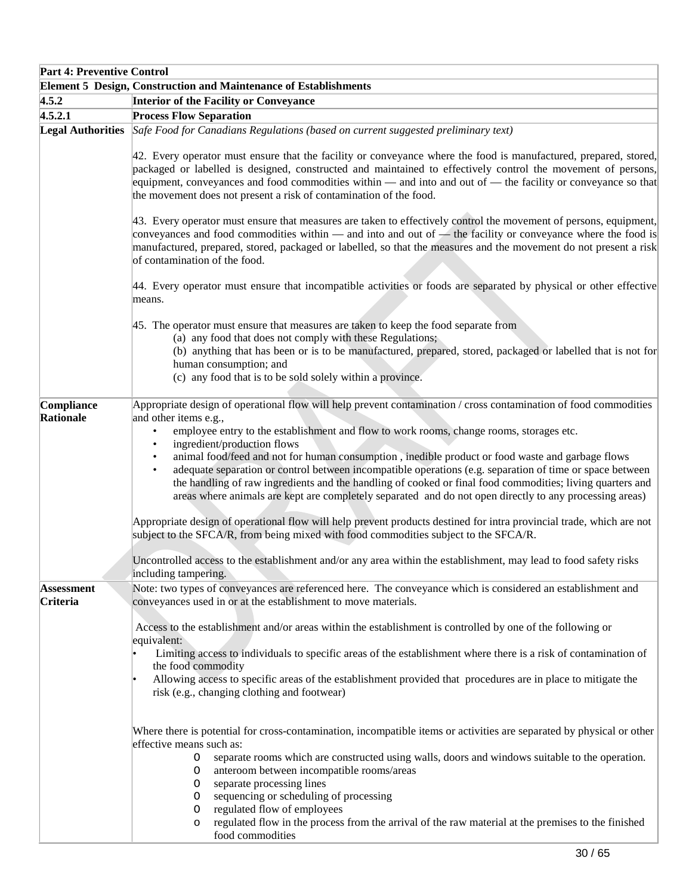| Part 4: Preventive Control | |
|---|---|
| **Element 5 Design, Construction and Maintenance of Establishments** | |
| **4.5.2** | **Interior of the Facility or Conveyance** |
| **4.5.2.1** | **Process Flow Separation** |
| **Legal Authorities** | *Safe Food for Canadians Regulations (based on current suggested preliminary text)*<br><br>42. Every operator must ensure that the facility or conveyance where the food is manufactured, prepared, stored, packaged or labelled is designed, constructed and maintained to effectively control the movement of persons, equipment, conveyances and food commodities within — and into and out of — the facility or conveyance so that the movement does not present a risk of contamination of the food.<br><br>43. Every operator must ensure that measures are taken to effectively control the movement of persons, equipment, conveyances and food commodities within — and into and out of — the facility or conveyance where the food is manufactured, prepared, stored, packaged or labelled, so that the measures and the movement do not present a risk of contamination of the food.<br><br>44. Every operator must ensure that incompatible activities or foods are separated by physical or other effective means.<br><br>45. The operator must ensure that measures are taken to keep the food separate from<br>(a) any food that does not comply with these Regulations;<br>(b) anything that has been or is to be manufactured, prepared, stored, packaged or labelled that is not for human consumption; and<br>(c) any food that is to be sold solely within a province. |
| **Compliance Rationale** | Appropriate design of operational flow will help prevent contamination / cross contamination of food commodities and other items e.g.,<br>• employee entry to the establishment and flow to work rooms, change rooms, storages etc.<br>• ingredient/production flows<br>• animal food/feed and not for human consumption , inedible product or food waste and garbage flows<br>• adequate separation or control between incompatible operations (e.g. separation of time or space between the handling of raw ingredients and the handling of cooked or final food commodities; living quarters and areas where animals are kept are completely separated and do not open directly to any processing areas)<br><br>Appropriate design of operational flow will help prevent products destined for intra provincial trade, which are not subject to the SFCA/R, from being mixed with food commodities subject to the SFCA/R.<br><br>Uncontrolled access to the establishment and/or any area within the establishment, may lead to food safety risks including tampering. |
| **Assessment Criteria** | Note: two types of conveyances are referenced here. The conveyance which is considered an establishment and conveyances used in or at the establishment to move materials.<br><br>Access to the establishment and/or areas within the establishment is controlled by one of the following or equivalent:<br>• Limiting access to individuals to specific areas of the establishment where there is a risk of contamination of the food commodity<br>• Allowing access to specific areas of the establishment provided that procedures are in place to mitigate the risk (e.g., changing clothing and footwear)<br><br>Where there is potential for cross-contamination, incompatible items or activities are separated by physical or other effective means such as:<br>o separate rooms which are constructed using walls, doors and windows suitable to the operation.<br>o anteroom between incompatible rooms/areas<br>o separate processing lines<br>o sequencing or scheduling of processing<br>o regulated flow of employees<br>o regulated flow in the process from the arrival of the raw material at the premises to the finished food commodities |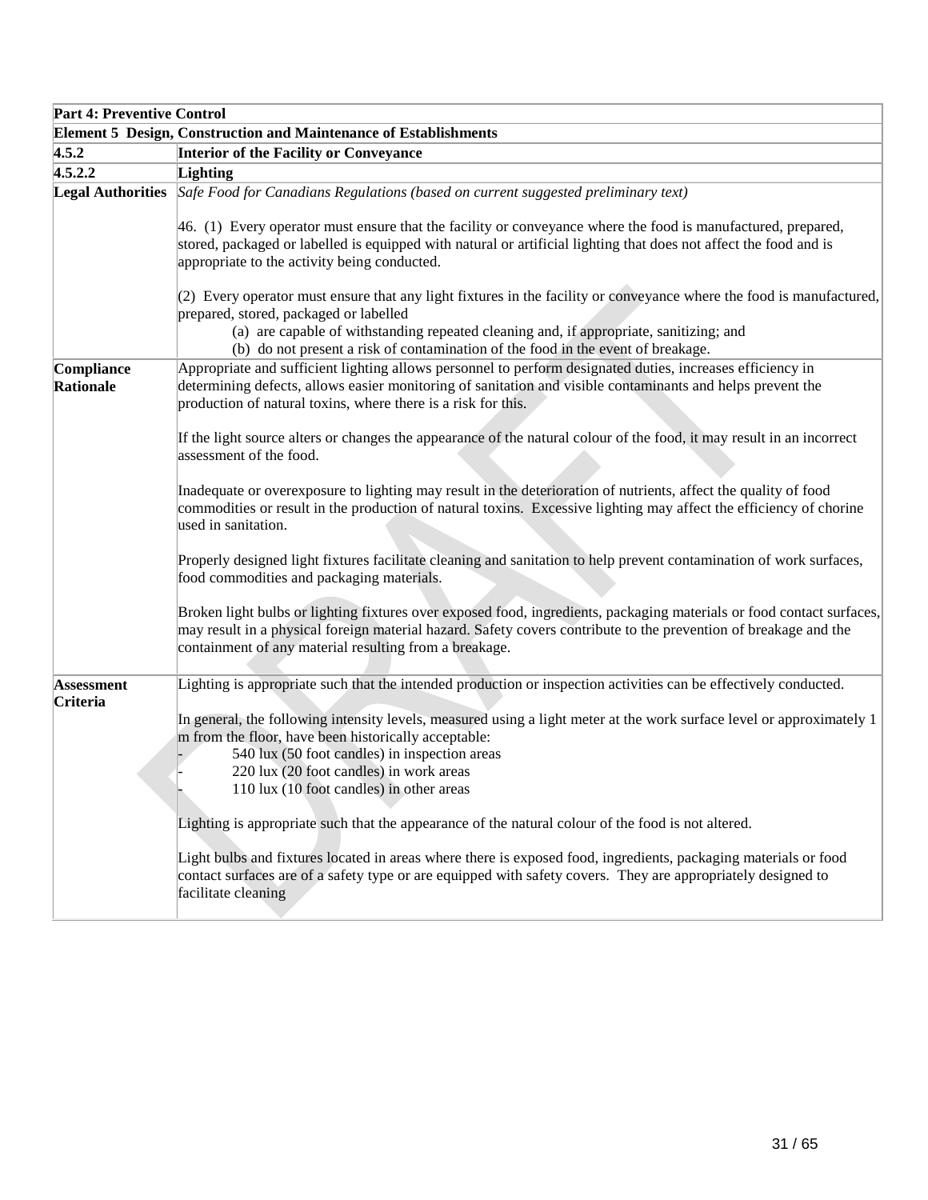| Part 4: Preventive Control | |
|---|---|
| **Element 5 Design, Construction and Maintenance of Establishments** | |
| **4.5.2** | **Interior of the Facility or Conveyance** |
| **4.5.2.2** | **Lighting** |
| **Legal Authorities** | *Safe Food for Canadians Regulations (based on current suggested preliminary text)*<br><br>46. (1) Every operator must ensure that the facility or conveyance where the food is manufactured, prepared, stored, packaged or labelled is equipped with natural or artificial lighting that does not affect the food and is appropriate to the activity being conducted.<br><br>(2) Every operator must ensure that any light fixtures in the facility or conveyance where the food is manufactured, prepared, stored, packaged or labelled<br>(a) are capable of withstanding repeated cleaning and, if appropriate, sanitizing; and<br>(b) do not present a risk of contamination of the food in the event of breakage. |
| **Compliance Rationale** | Appropriate and sufficient lighting allows personnel to perform designated duties, increases efficiency in determining defects, allows easier monitoring of sanitation and visible contaminants and helps prevent the production of natural toxins, where there is a risk for this.<br><br>If the light source alters or changes the appearance of the natural colour of the food, it may result in an incorrect assessment of the food.<br><br>Inadequate or overexposure to lighting may result in the deterioration of nutrients, affect the quality of food commodities or result in the production of natural toxins. Excessive lighting may affect the efficiency of chorine used in sanitation.<br><br>Properly designed light fixtures facilitate cleaning and sanitation to help prevent contamination of work surfaces, food commodities and packaging materials.<br><br>Broken light bulbs or lighting fixtures over exposed food, ingredients, packaging materials or food contact surfaces, may result in a physical foreign material hazard. Safety covers contribute to the prevention of breakage and the containment of any material resulting from a breakage. |
| **Assessment Criteria** | Lighting is appropriate such that the intended production or inspection activities can be effectively conducted.<br><br>In general, the following intensity levels, measured using a light meter at the work surface level or approximately 1 m from the floor, have been historically acceptable:<br>- 540 lux (50 foot candles) in inspection areas<br>- 220 lux (20 foot candles) in work areas<br>- 110 lux (10 foot candles) in other areas<br><br>Lighting is appropriate such that the appearance of the natural colour of the food is not altered.<br><br>Light bulbs and fixtures located in areas where there is exposed food, ingredients, packaging materials or food contact surfaces are of a safety type or are equipped with safety covers. They are appropriately designed to facilitate cleaning |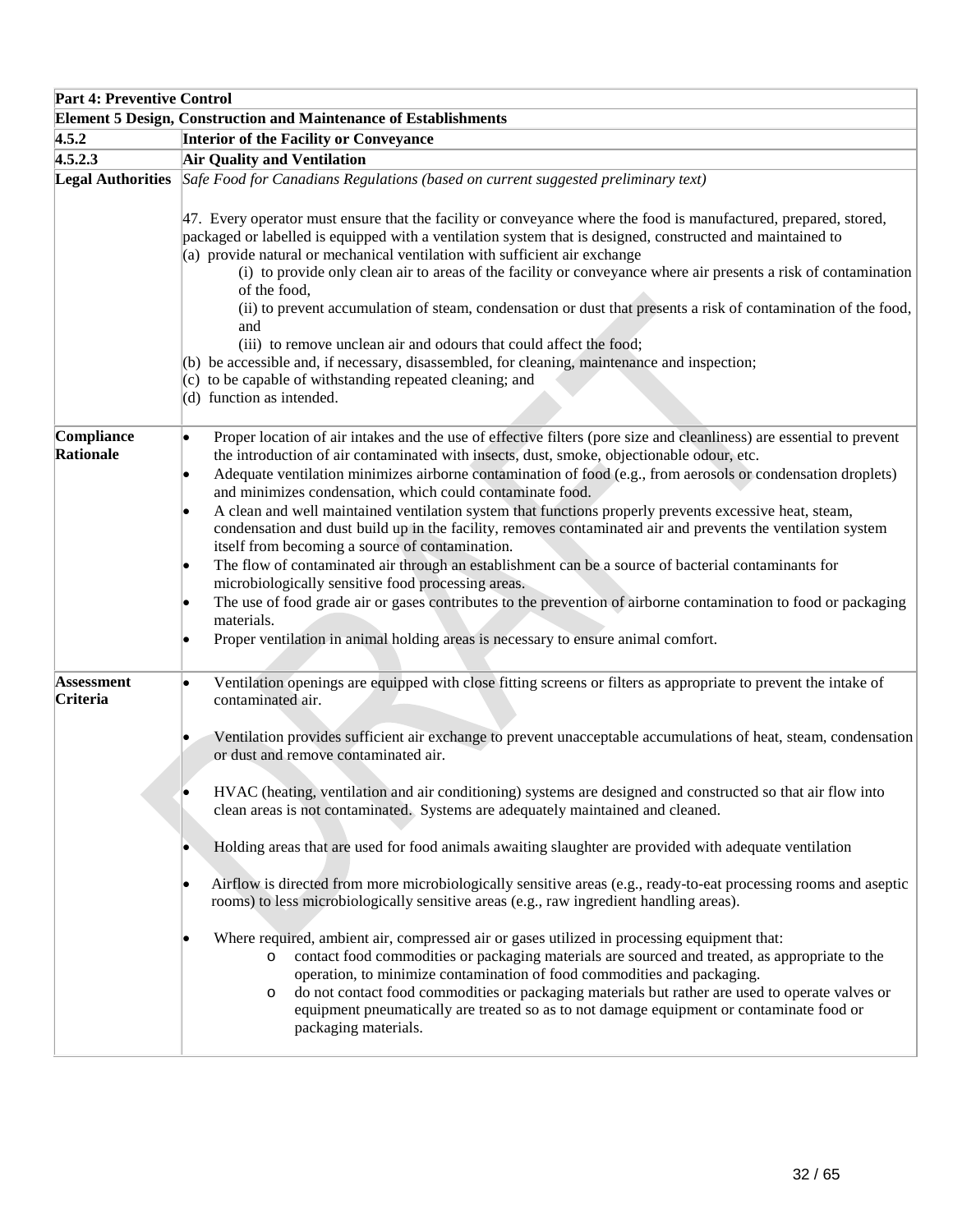| **Part 4: Preventive Control** | |
|---|---|
| **Element 5 Design, Construction and Maintenance of Establishments** | |
| **4.5.2** | **Interior of the Facility or Conveyance** |
| **4.5.2.3** | **Air Quality and Ventilation** |
| **Legal Authorities** | *Safe Food for Canadians Regulations (based on current suggested preliminary text)*<br><br>47. Every operator must ensure that the facility or conveyance where the food is manufactured, prepared, stored, packaged or labelled is equipped with a ventilation system that is designed, constructed and maintained to<br>(a) provide natural or mechanical ventilation with sufficient air exchange<br>(i) to provide only clean air to areas of the facility or conveyance where air presents a risk of contamination of the food,<br>(ii) to prevent accumulation of steam, condensation or dust that presents a risk of contamination of the food, and<br>(iii) to remove unclean air and odours that could affect the food;<br>(b) be accessible and, if necessary, disassembled, for cleaning, maintenance and inspection;<br>(c) to be capable of withstanding repeated cleaning; and<br>(d) function as intended. |
| **Compliance Rationale** | • Proper location of air intakes and the use of effective filters (pore size and cleanliness) are essential to prevent the introduction of air contaminated with insects, dust, smoke, objectionable odour, etc.<br>• Adequate ventilation minimizes airborne contamination of food (e.g., from aerosols or condensation droplets) and minimizes condensation, which could contaminate food.<br>• A clean and well maintained ventilation system that functions properly prevents excessive heat, steam, condensation and dust build up in the facility, removes contaminated air and prevents the ventilation system itself from becoming a source of contamination.<br>• The flow of contaminated air through an establishment can be a source of bacterial contaminants for microbiologically sensitive food processing areas.<br>• The use of food grade air or gases contributes to the prevention of airborne contamination to food or packaging materials.<br>• Proper ventilation in animal holding areas is necessary to ensure animal comfort. |
| **Assessment Criteria** | • Ventilation openings are equipped with close fitting screens or filters as appropriate to prevent the intake of contaminated air.<br><br>• Ventilation provides sufficient air exchange to prevent unacceptable accumulations of heat, steam, condensation or dust and remove contaminated air.<br><br>• HVAC (heating, ventilation and air conditioning) systems are designed and constructed so that air flow into clean areas is not contaminated. Systems are adequately maintained and cleaned.<br><br>• Holding areas that are used for food animals awaiting slaughter are provided with adequate ventilation<br><br>• Airflow is directed from more microbiologically sensitive areas (e.g., ready-to-eat processing rooms and aseptic rooms) to less microbiologically sensitive areas (e.g., raw ingredient handling areas).<br><br>• Where required, ambient air, compressed air or gases utilized in processing equipment that:<br>o contact food commodities or packaging materials are sourced and treated, as appropriate to the operation, to minimize contamination of food commodities and packaging.<br>o do not contact food commodities or packaging materials but rather are used to operate valves or equipment pneumatically are treated so as to not damage equipment or contaminate food or packaging materials. |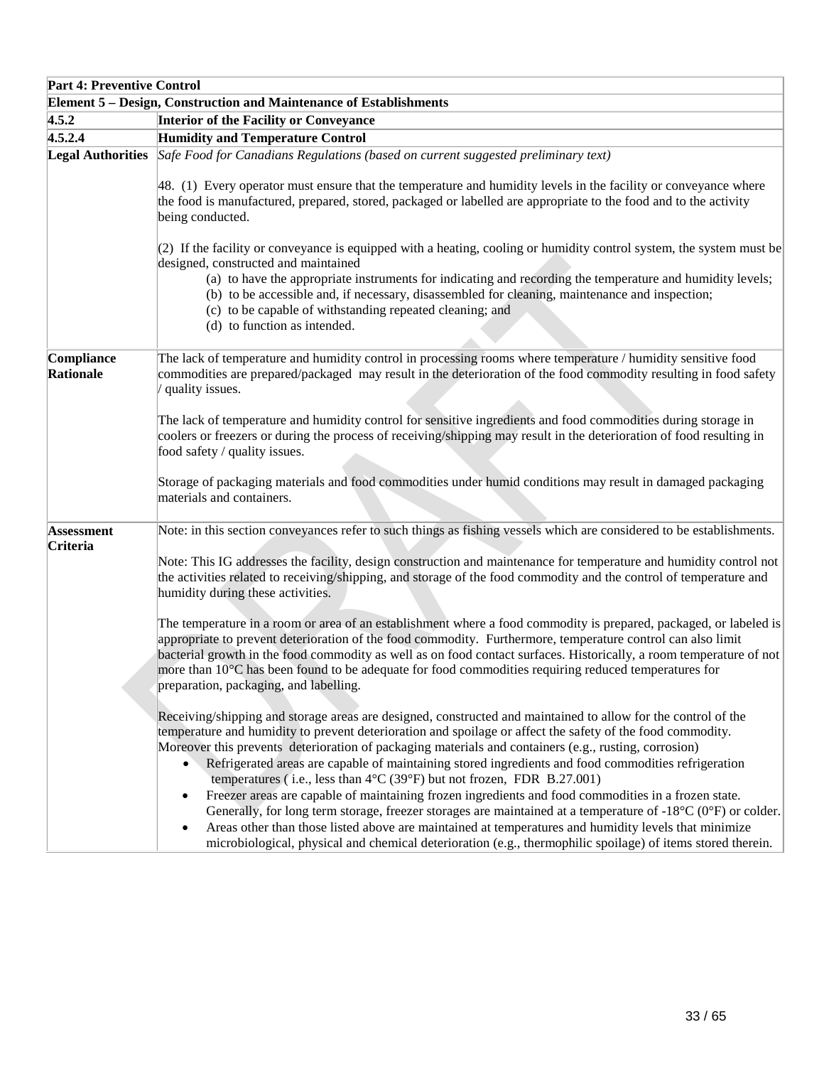| Part 4: Preventive Control | |
|---|---|
| **Element 5 – Design, Construction and Maintenance of Establishments** | |
| **4.5.2** | **Interior of the Facility or Conveyance** |
| **4.5.2.4** | **Humidity and Temperature Control** |
| **Legal Authorities** | *Safe Food for Canadians Regulations (based on current suggested preliminary text)*<br><br>48. (1) Every operator must ensure that the temperature and humidity levels in the facility or conveyance where the food is manufactured, prepared, stored, packaged or labelled are appropriate to the food and to the activity being conducted.<br><br>(2) If the facility or conveyance is equipped with a heating, cooling or humidity control system, the system must be designed, constructed and maintained<br>(a) to have the appropriate instruments for indicating and recording the temperature and humidity levels;<br>(b) to be accessible and, if necessary, disassembled for cleaning, maintenance and inspection;<br>(c) to be capable of withstanding repeated cleaning; and<br>(d) to function as intended. |
| **Compliance Rationale** | The lack of temperature and humidity control in processing rooms where temperature / humidity sensitive food commodities are prepared/packaged may result in the deterioration of the food commodity resulting in food safety / quality issues.<br><br>The lack of temperature and humidity control for sensitive ingredients and food commodities during storage in coolers or freezers or during the process of receiving/shipping may result in the deterioration of food resulting in food safety / quality issues.<br><br>Storage of packaging materials and food commodities under humid conditions may result in damaged packaging materials and containers. |
| **Assessment Criteria** | Note: in this section conveyances refer to such things as fishing vessels which are considered to be establishments.<br><br>Note: This IG addresses the facility, design construction and maintenance for temperature and humidity control not the activities related to receiving/shipping, and storage of the food commodity and the control of temperature and humidity during these activities.<br><br>The temperature in a room or area of an establishment where a food commodity is prepared, packaged, or labeled is appropriate to prevent deterioration of the food commodity. Furthermore, temperature control can also limit bacterial growth in the food commodity as well as on food contact surfaces. Historically, a room temperature of not more than 10°C has been found to be adequate for food commodities requiring reduced temperatures for preparation, packaging, and labelling.<br><br>Receiving/shipping and storage areas are designed, constructed and maintained to allow for the control of the temperature and humidity to prevent deterioration and spoilage or affect the safety of the food commodity. Moreover this prevents deterioration of packaging materials and containers (e.g., rusting, corrosion)<br>• Refrigerated areas are capable of maintaining stored ingredients and food commodities refrigeration temperatures ( i.e., less than 4°C (39°F) but not frozen, FDR B.27.001)<br>• Freezer areas are capable of maintaining frozen ingredients and food commodities in a frozen state. Generally, for long term storage, freezer storages are maintained at a temperature of -18°C (0°F) or colder.<br>• Areas other than those listed above are maintained at temperatures and humidity levels that minimize microbiological, physical and chemical deterioration (e.g., thermophilic spoilage) of items stored therein. |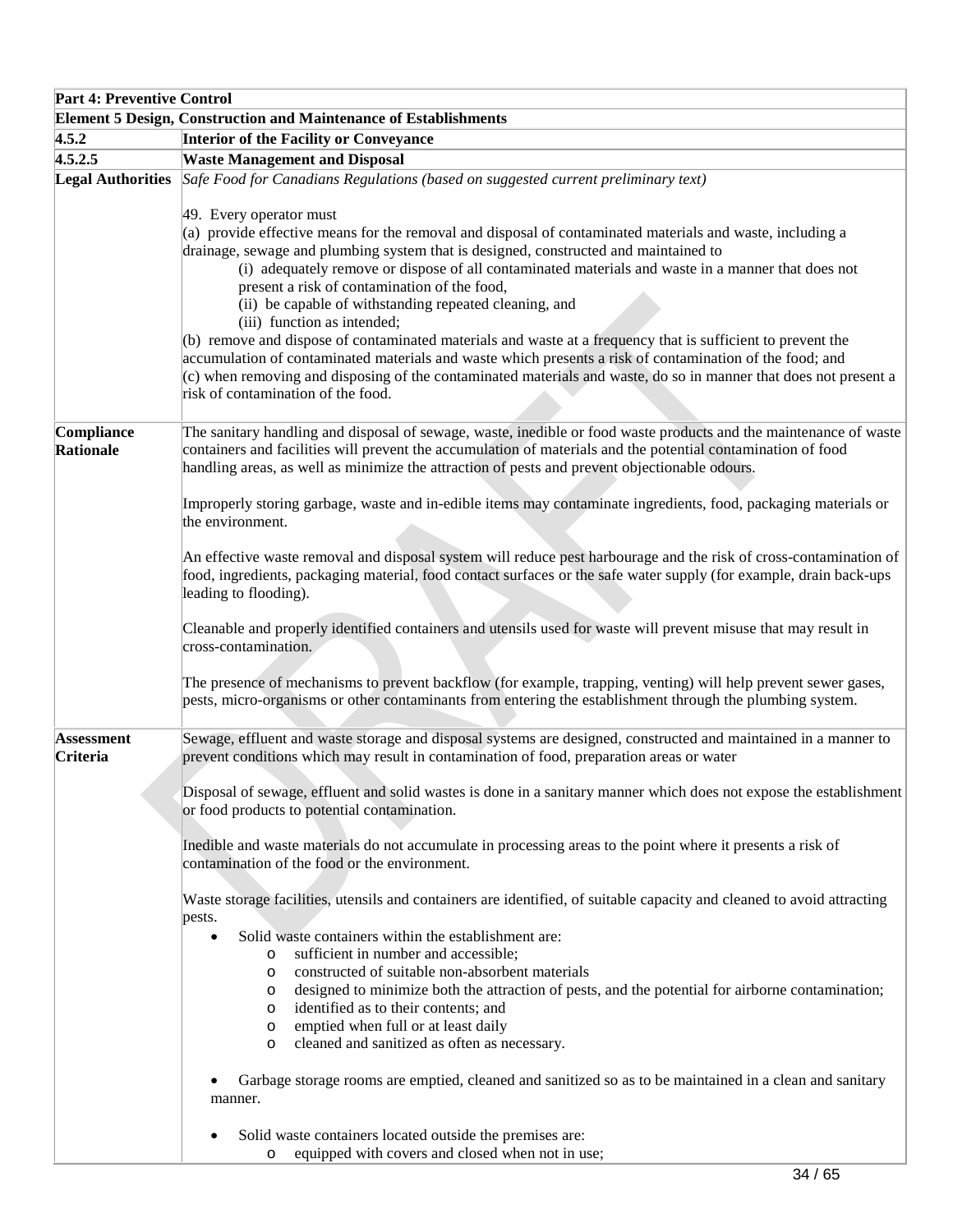| Part 4: Preventive Control | |
|---|---|
| **Element 5 Design, Construction and Maintenance of Establishments** | |
| **4.5.2** | **Interior of the Facility or Conveyance** |
| **4.5.2.5** | **Waste Management and Disposal** |
| **Legal Authorities** | *Safe Food for Canadians Regulations (based on suggested current preliminary text)*<br><br>49. Every operator must<br>(a) provide effective means for the removal and disposal of contaminated materials and waste, including a drainage, sewage and plumbing system that is designed, constructed and maintained to<br>(i) adequately remove or dispose of all contaminated materials and waste in a manner that does not present a risk of contamination of the food,<br>(ii) be capable of withstanding repeated cleaning, and<br>(iii) function as intended;<br>(b) remove and dispose of contaminated materials and waste at a frequency that is sufficient to prevent the accumulation of contaminated materials and waste which presents a risk of contamination of the food; and<br>(c) when removing and disposing of the contaminated materials and waste, do so in manner that does not present a risk of contamination of the food. |
| **Compliance Rationale** | The sanitary handling and disposal of sewage, waste, inedible or food waste products and the maintenance of waste containers and facilities will prevent the accumulation of materials and the potential contamination of food handling areas, as well as minimize the attraction of pests and prevent objectionable odours.<br><br>Improperly storing garbage, waste and in-edible items may contaminate ingredients, food, packaging materials or the environment.<br><br>An effective waste removal and disposal system will reduce pest harbourage and the risk of cross-contamination of food, ingredients, packaging material, food contact surfaces or the safe water supply (for example, drain back-ups leading to flooding).<br><br>Cleanable and properly identified containers and utensils used for waste will prevent misuse that may result in cross-contamination.<br><br>The presence of mechanisms to prevent backflow (for example, trapping, venting) will help prevent sewer gases, pests, micro-organisms or other contaminants from entering the establishment through the plumbing system. |
| **Assessment Criteria** | Sewage, effluent and waste storage and disposal systems are designed, constructed and maintained in a manner to prevent conditions which may result in contamination of food, preparation areas or water<br><br>Disposal of sewage, effluent and solid wastes is done in a sanitary manner which does not expose the establishment or food products to potential contamination.<br><br>Inedible and waste materials do not accumulate in processing areas to the point where it presents a risk of contamination of the food or the environment.<br><br>Waste storage facilities, utensils and containers are identified, of suitable capacity and cleaned to avoid attracting pests.<br>• Solid waste containers within the establishment are:<br>o sufficient in number and accessible;<br>o constructed of suitable non-absorbent materials<br>o designed to minimize both the attraction of pests, and the potential for airborne contamination;<br>o identified as to their contents; and<br>o emptied when full or at least daily<br>o cleaned and sanitized as often as necessary.<br><br>• Garbage storage rooms are emptied, cleaned and sanitized so as to be maintained in a clean and sanitary manner.<br><br>• Solid waste containers located outside the premises are:<br>o equipped with covers and closed when not in use; |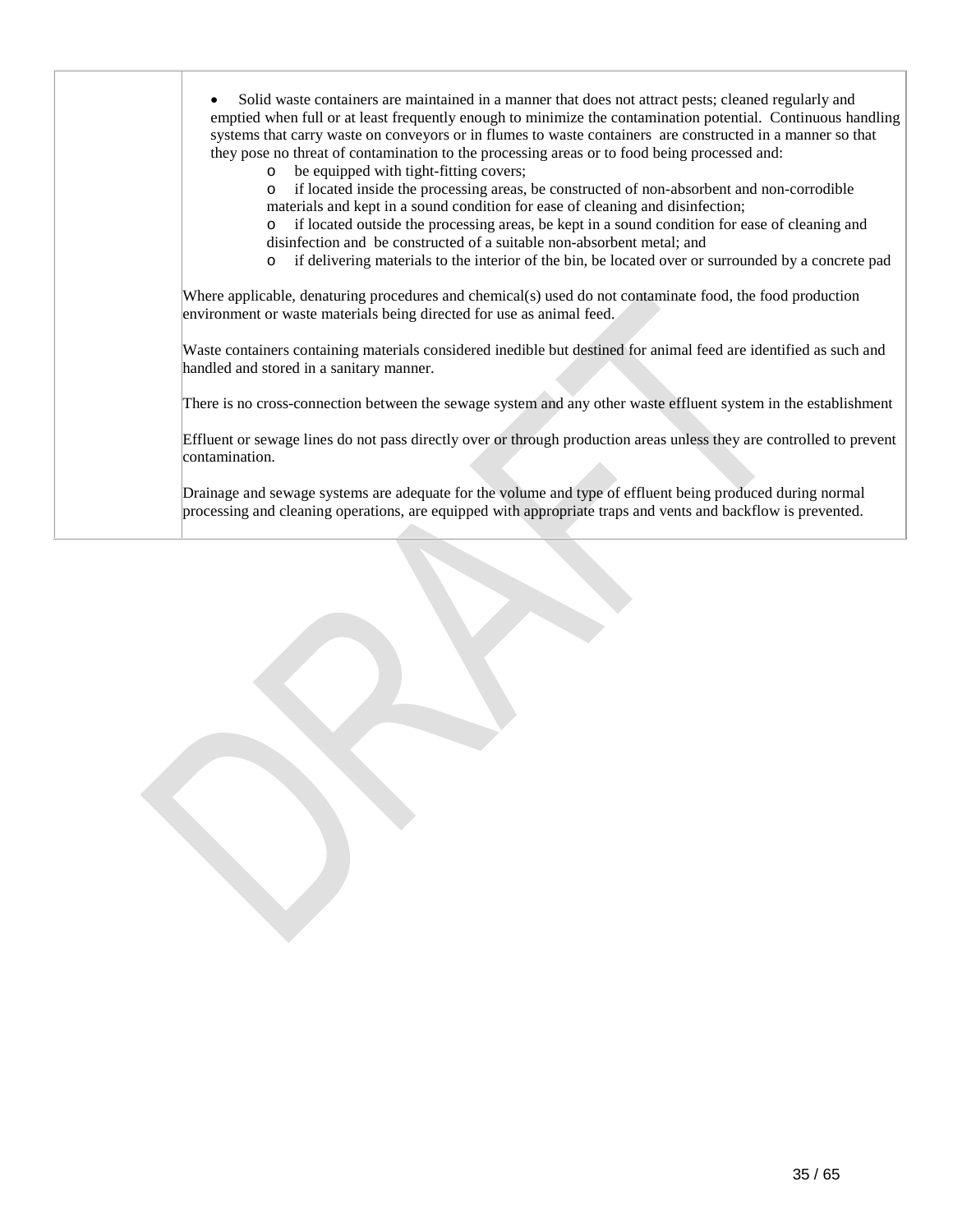| | |
|---|---|
| | • Solid waste containers are maintained in a manner that does not attract pests; cleaned regularly and emptied when full or at least frequently enough to minimize the contamination potential. Continuous handling systems that carry waste on conveyors or in flumes to waste containers are constructed in a manner so that they pose no threat of contamination to the processing areas or to food being processed and:<br>o be equipped with tight-fitting covers;<br>o if located inside the processing areas, be constructed of non-absorbent and non-corrodible materials and kept in a sound condition for ease of cleaning and disinfection;<br>o if located outside the processing areas, be kept in a sound condition for ease of cleaning and disinfection and be constructed of a suitable non-absorbent metal; and<br>o if delivering materials to the interior of the bin, be located over or surrounded by a concrete pad<br><br>Where applicable, denaturing procedures and chemical(s) used do not contaminate food, the food production environment or waste materials being directed for use as animal feed.<br><br>Waste containers containing materials considered inedible but destined for animal feed are identified as such and handled and stored in a sanitary manner.<br><br>There is no cross-connection between the sewage system and any other waste effluent system in the establishment<br><br>Effluent or sewage lines do not pass directly over or through production areas unless they are controlled to prevent contamination.<br><br>Drainage and sewage systems are adequate for the volume and type of effluent being produced during normal processing and cleaning operations, are equipped with appropriate traps and vents and backflow is prevented. |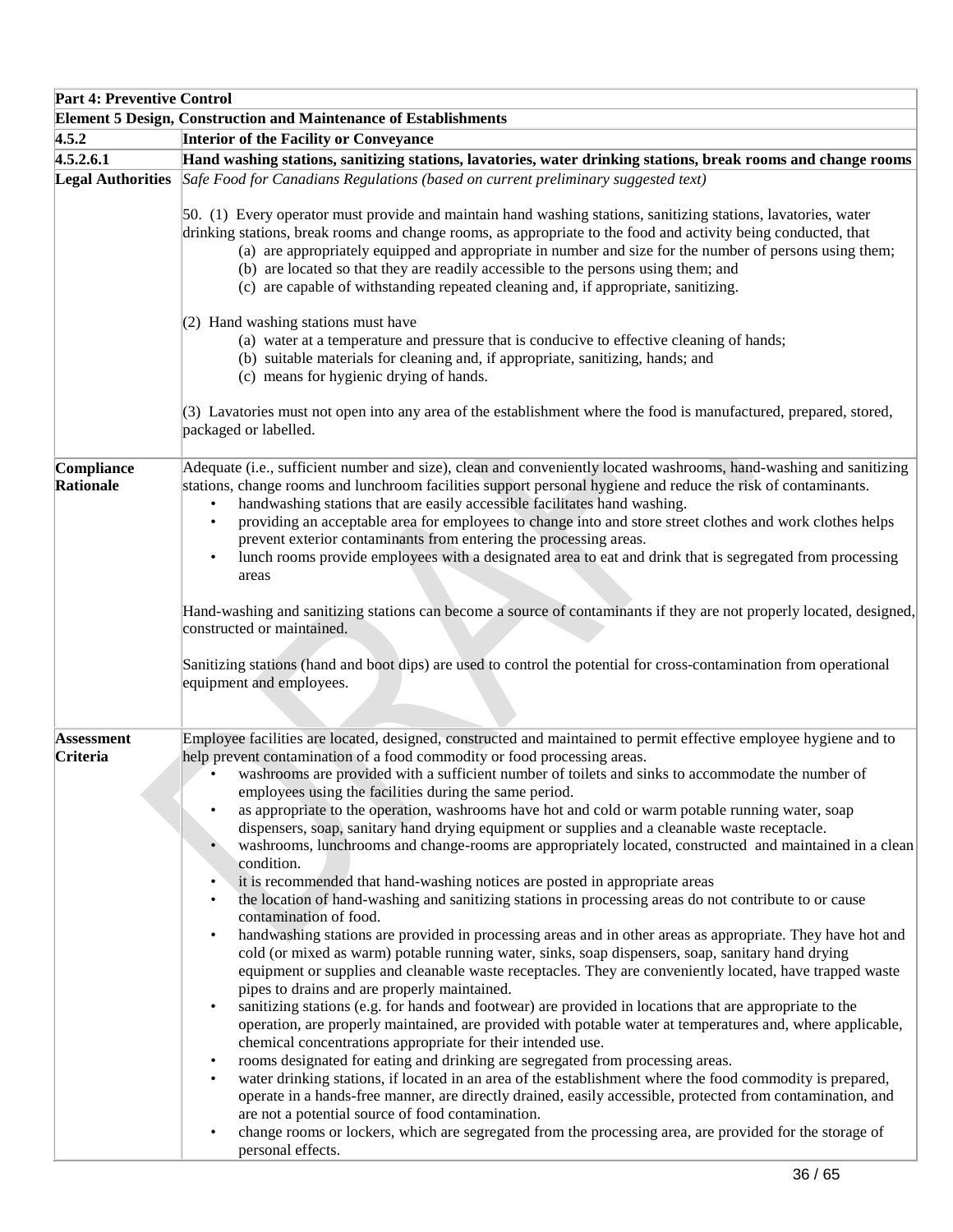| Part 4: Preventive Control | |
|---|---|
| **Element 5 Design, Construction and Maintenance of Establishments** | |
| **4.5.2** | **Interior of the Facility or Conveyance** |
| **4.5.2.6.1** | **Hand washing stations, sanitizing stations, lavatories, water drinking stations, break rooms and change rooms** |
| **Legal Authorities** | *Safe Food for Canadians Regulations (based on current preliminary suggested text)*<br><br>50. (1) Every operator must provide and maintain hand washing stations, sanitizing stations, lavatories, water drinking stations, break rooms and change rooms, as appropriate to the food and activity being conducted, that<br>(a) are appropriately equipped and appropriate in number and size for the number of persons using them;<br>(b) are located so that they are readily accessible to the persons using them; and<br>(c) are capable of withstanding repeated cleaning and, if appropriate, sanitizing.<br><br>(2) Hand washing stations must have<br>(a) water at a temperature and pressure that is conducive to effective cleaning of hands;<br>(b) suitable materials for cleaning and, if appropriate, sanitizing, hands; and<br>(c) means for hygienic drying of hands.<br><br>(3) Lavatories must not open into any area of the establishment where the food is manufactured, prepared, stored, packaged or labelled. |
| **Compliance Rationale** | Adequate (i.e., sufficient number and size), clean and conveniently located washrooms, hand-washing and sanitizing stations, change rooms and lunchroom facilities support personal hygiene and reduce the risk of contaminants.<br>• handwashing stations that are easily accessible facilitates hand washing.<br>• providing an acceptable area for employees to change into and store street clothes and work clothes helps prevent exterior contaminants from entering the processing areas.<br>• lunch rooms provide employees with a designated area to eat and drink that is segregated from processing areas<br><br>Hand-washing and sanitizing stations can become a source of contaminants if they are not properly located, designed, constructed or maintained.<br><br>Sanitizing stations (hand and boot dips) are used to control the potential for cross-contamination from operational equipment and employees. |
| **Assessment Criteria** | Employee facilities are located, designed, constructed and maintained to permit effective employee hygiene and to help prevent contamination of a food commodity or food processing areas.<br>• washrooms are provided with a sufficient number of toilets and sinks to accommodate the number of employees using the facilities during the same period.<br>• as appropriate to the operation, washrooms have hot and cold or warm potable running water, soap dispensers, soap, sanitary hand drying equipment or supplies and a cleanable waste receptacle.<br>• washrooms, lunchrooms and change-rooms are appropriately located, constructed and maintained in a clean condition.<br>• it is recommended that hand-washing notices are posted in appropriate areas<br>• the location of hand-washing and sanitizing stations in processing areas do not contribute to or cause contamination of food.<br>• handwashing stations are provided in processing areas and in other areas as appropriate. They have hot and cold (or mixed as warm) potable running water, sinks, soap dispensers, soap, sanitary hand drying equipment or supplies and cleanable waste receptacles. They are conveniently located, have trapped waste pipes to drains and are properly maintained.<br>• sanitizing stations (e.g. for hands and footwear) are provided in locations that are appropriate to the operation, are properly maintained, are provided with potable water at temperatures and, where applicable, chemical concentrations appropriate for their intended use.<br>• rooms designated for eating and drinking are segregated from processing areas.<br>• water drinking stations, if located in an area of the establishment where the food commodity is prepared, operate in a hands-free manner, are directly drained, easily accessible, protected from contamination, and are not a potential source of food contamination.<br>• change rooms or lockers, which are segregated from the processing area, are provided for the storage of personal effects. |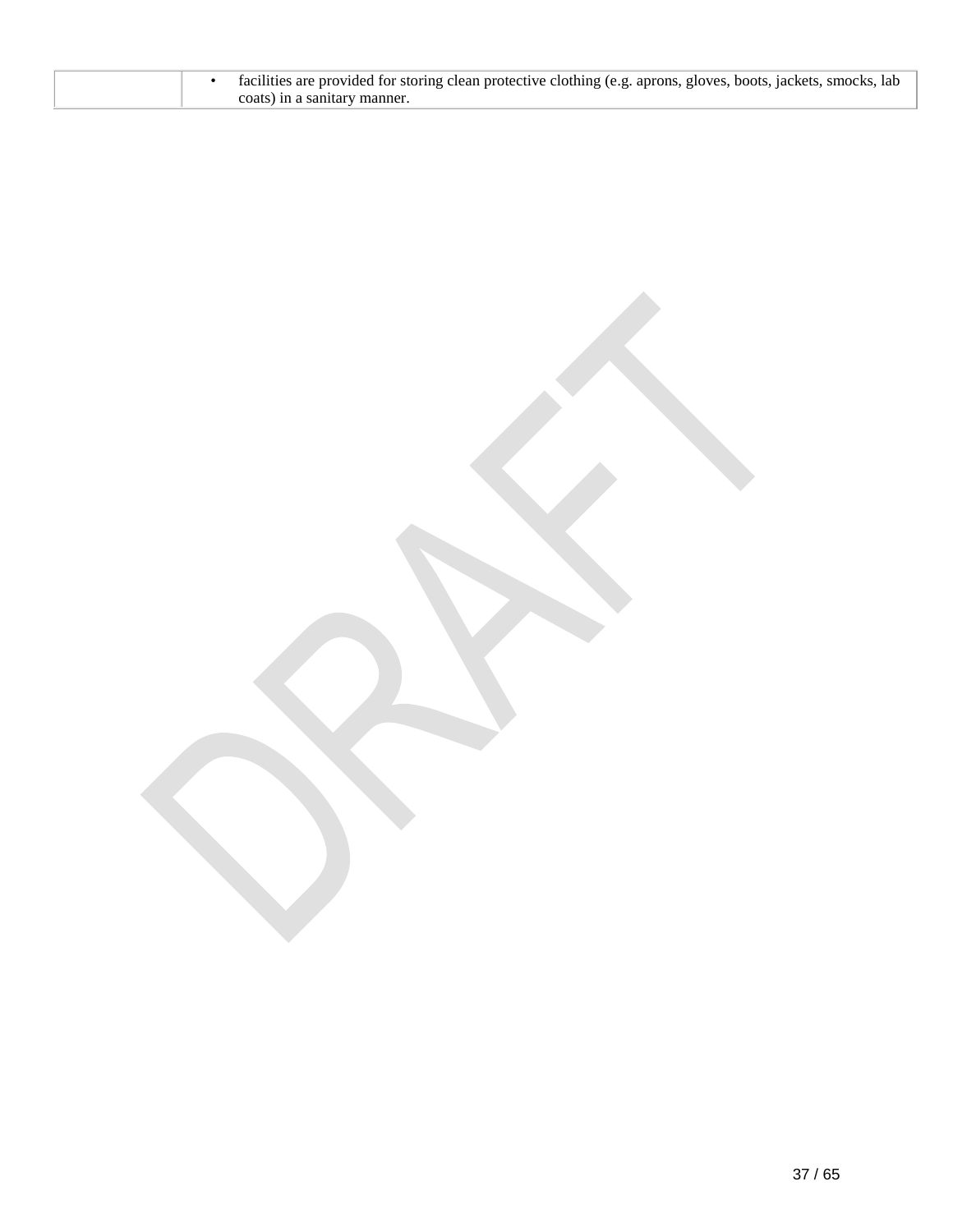| | |
|---|---|
| | • facilities are provided for storing clean protective clothing (e.g. aprons, gloves, boots, jackets, smocks, lab coats) in a sanitary manner. |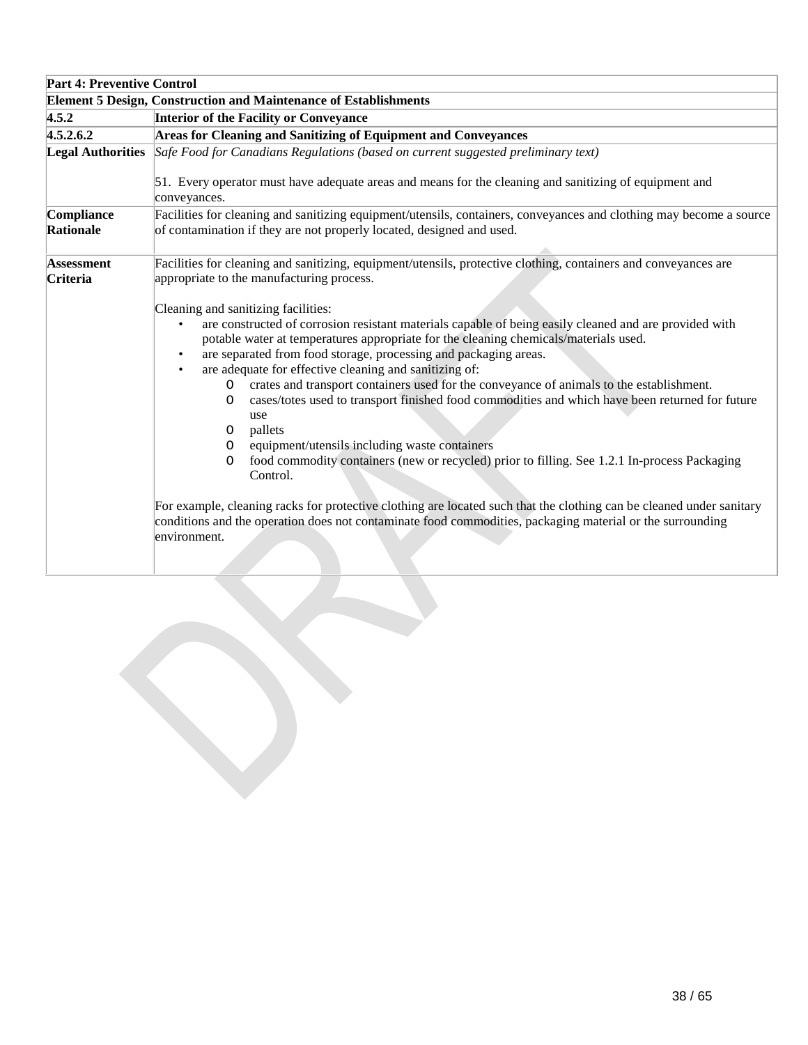| Part 4: Preventive Control | |
|---|---|
| **Element 5 Design, Construction and Maintenance of Establishments** | |
| **4.5.2** | **Interior of the Facility or Conveyance** |
| **4.5.2.6.2** | **Areas for Cleaning and Sanitizing of Equipment and Conveyances** |
| **Legal Authorities** | *Safe Food for Canadians Regulations (based on current suggested preliminary text)*<br><br>51. Every operator must have adequate areas and means for the cleaning and sanitizing of equipment and conveyances. |
| **Compliance Rationale** | Facilities for cleaning and sanitizing equipment/utensils, containers, conveyances and clothing may become a source of contamination if they are not properly located, designed and used. |
| **Assessment Criteria** | Facilities for cleaning and sanitizing, equipment/utensils, protective clothing, containers and conveyances are appropriate to the manufacturing process.<br><br>Cleaning and sanitizing facilities:<br>• are constructed of corrosion resistant materials capable of being easily cleaned and are provided with potable water at temperatures appropriate for the cleaning chemicals/materials used.<br>• are separated from food storage, processing and packaging areas.<br>• are adequate for effective cleaning and sanitizing of:<br>&nbsp;&nbsp;o crates and transport containers used for the conveyance of animals to the establishment.<br>&nbsp;&nbsp;o cases/totes used to transport finished food commodities and which have been returned for future use<br>&nbsp;&nbsp;o pallets<br>&nbsp;&nbsp;o equipment/utensils including waste containers<br>&nbsp;&nbsp;o food commodity containers (new or recycled) prior to filling. See 1.2.1 In-process Packaging Control.<br><br>For example, cleaning racks for protective clothing are located such that the clothing can be cleaned under sanitary conditions and the operation does not contaminate food commodities, packaging material or the surrounding environment. |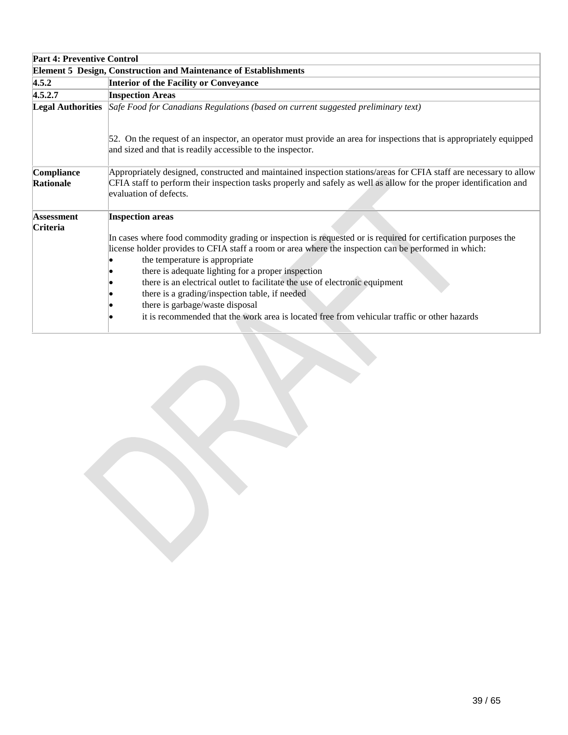| Part 4: Preventive Control | |
|---|---|
| **Element 5 Design, Construction and Maintenance of Establishments** | |
| **4.5.2** | **Interior of the Facility or Conveyance** |
| **4.5.2.7** | **Inspection Areas** |
| **Legal Authorities** | *Safe Food for Canadians Regulations (based on current suggested preliminary text)*<br><br>52. On the request of an inspector, an operator must provide an area for inspections that is appropriately equipped and sized and that is readily accessible to the inspector. |
| **Compliance Rationale** | Appropriately designed, constructed and maintained inspection stations/areas for CFIA staff are necessary to allow CFIA staff to perform their inspection tasks properly and safely as well as allow for the proper identification and evaluation of defects. |
| **Assessment Criteria** | **Inspection areas**<br><br>In cases where food commodity grading or inspection is requested or is required for certification purposes the license holder provides to CFIA staff a room or area where the inspection can be performed in which:<br>• the temperature is appropriate<br>• there is adequate lighting for a proper inspection<br>• there is an electrical outlet to facilitate the use of electronic equipment<br>• there is a grading/inspection table, if needed<br>• there is garbage/waste disposal<br>• it is recommended that the work area is located free from vehicular traffic or other hazards |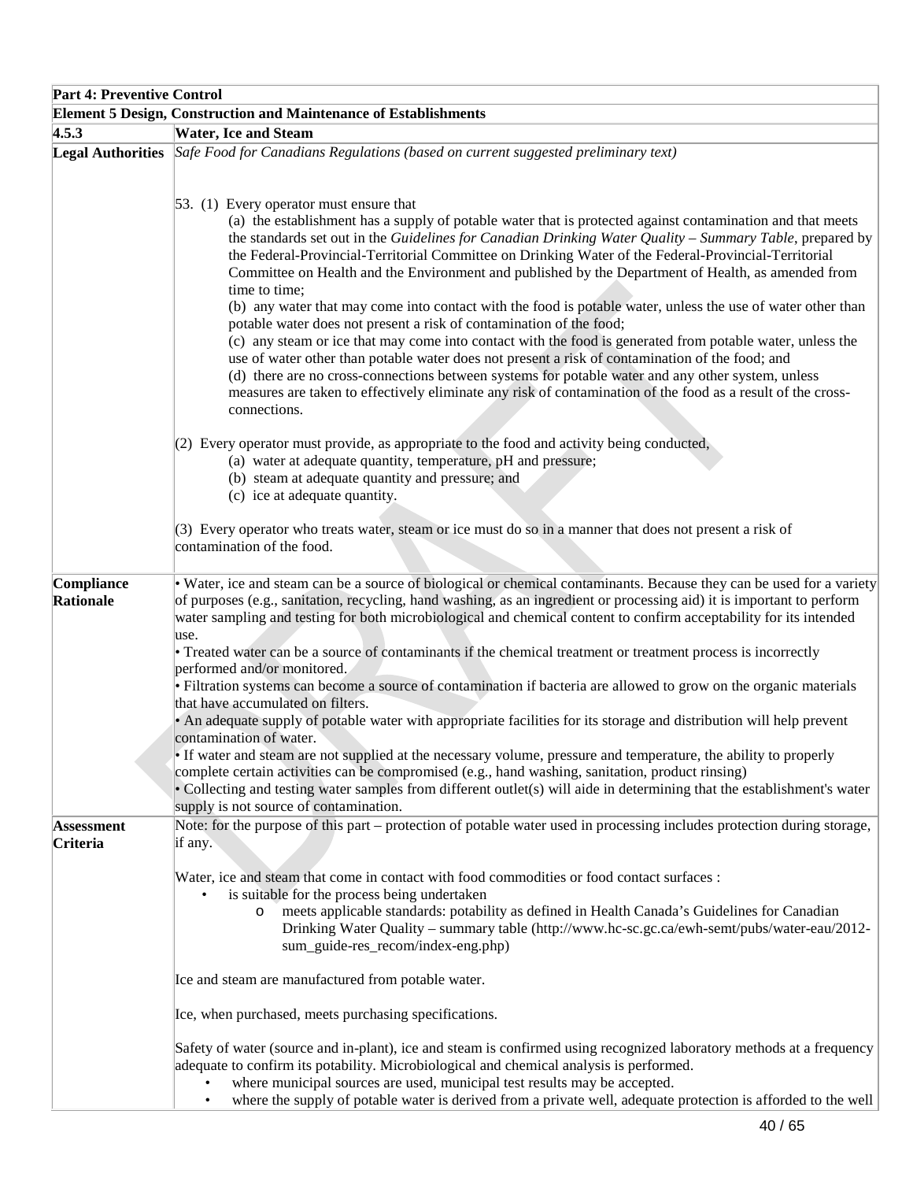| Part 4: Preventive Control | |
|---|---|
| **Element 5 Design, Construction and Maintenance of Establishments** | |
| **4.5.3** | **Water, Ice and Steam** |
| **Legal Authorities** | *Safe Food for Canadians Regulations (based on current suggested preliminary text)*<br><br>53. (1) Every operator must ensure that<br>(a) the establishment has a supply of potable water that is protected against contamination and that meets the standards set out in the *Guidelines for Canadian Drinking Water Quality – Summary Table*, prepared by the Federal-Provincial-Territorial Committee on Drinking Water of the Federal-Provincial-Territorial Committee on Health and the Environment and published by the Department of Health, as amended from time to time;<br>(b) any water that may come into contact with the food is potable water, unless the use of water other than potable water does not present a risk of contamination of the food;<br>(c) any steam or ice that may come into contact with the food is generated from potable water, unless the use of water other than potable water does not present a risk of contamination of the food; and<br>(d) there are no cross-connections between systems for potable water and any other system, unless measures are taken to effectively eliminate any risk of contamination of the food as a result of the cross-connections.<br><br>(2) Every operator must provide, as appropriate to the food and activity being conducted,<br>(a) water at adequate quantity, temperature, pH and pressure;<br>(b) steam at adequate quantity and pressure; and<br>(c) ice at adequate quantity.<br><br>(3) Every operator who treats water, steam or ice must do so in a manner that does not present a risk of contamination of the food. |
| **Compliance Rationale** | • Water, ice and steam can be a source of biological or chemical contaminants. Because they can be used for a variety of purposes (e.g., sanitation, recycling, hand washing, as an ingredient or processing aid) it is important to perform water sampling and testing for both microbiological and chemical content to confirm acceptability for its intended use.<br>• Treated water can be a source of contaminants if the chemical treatment or treatment process is incorrectly performed and/or monitored.<br>• Filtration systems can become a source of contamination if bacteria are allowed to grow on the organic materials that have accumulated on filters.<br>• An adequate supply of potable water with appropriate facilities for its storage and distribution will help prevent contamination of water.<br>• If water and steam are not supplied at the necessary volume, pressure and temperature, the ability to properly complete certain activities can be compromised (e.g., hand washing, sanitation, product rinsing)<br>• Collecting and testing water samples from different outlet(s) will aide in determining that the establishment's water supply is not source of contamination. |
| **Assessment Criteria** | Note: for the purpose of this part – protection of potable water used in processing includes protection during storage, if any.<br><br>Water, ice and steam that come in contact with food commodities or food contact surfaces :<br>• is suitable for the process being undertaken<br>&nbsp;&nbsp;&nbsp;&nbsp;o meets applicable standards: potability as defined in Health Canada's Guidelines for Canadian Drinking Water Quality – summary table (http://www.hc-sc.gc.ca/ewh-semt/pubs/water-eau/2012-sum_guide-res_recom/index-eng.php)<br><br>Ice and steam are manufactured from potable water.<br><br>Ice, when purchased, meets purchasing specifications.<br><br>Safety of water (source and in-plant), ice and steam is confirmed using recognized laboratory methods at a frequency adequate to confirm its potability. Microbiological and chemical analysis is performed.<br>• where municipal sources are used, municipal test results may be accepted.<br>• where the supply of potable water is derived from a private well, adequate protection is afforded to the well |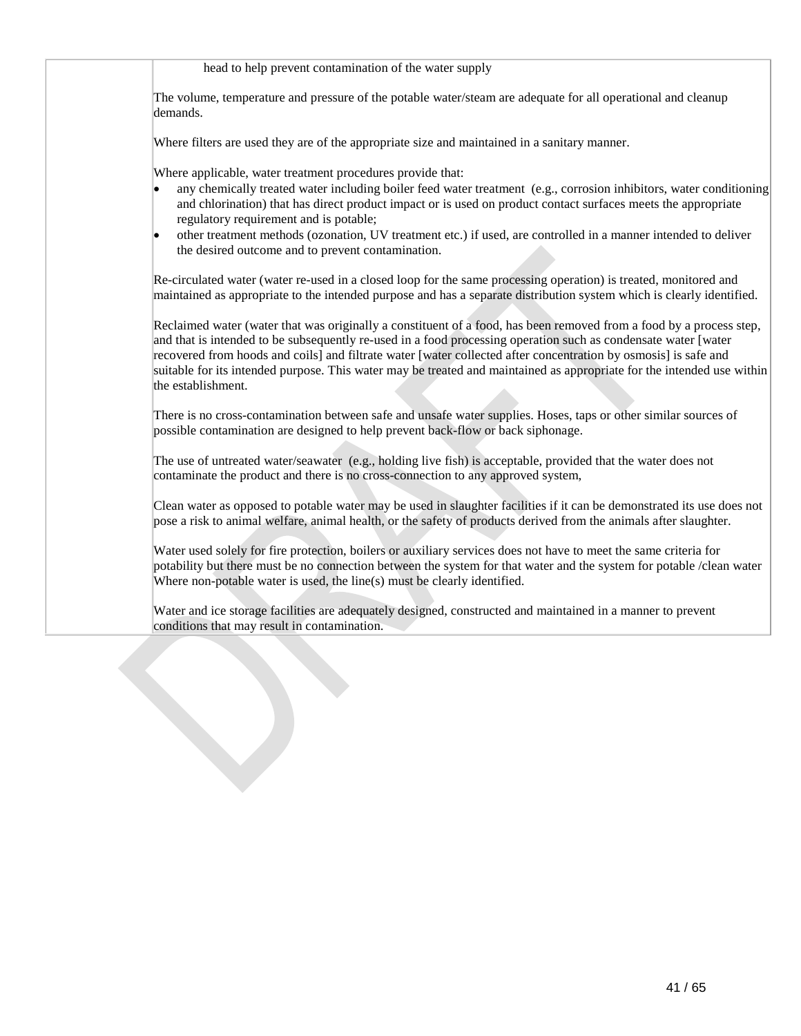| | |
|---|---|
| | head to help prevent contamination of the water supply<br><br>The volume, temperature and pressure of the potable water/steam are adequate for all operational and cleanup demands.<br><br>Where filters are used they are of the appropriate size and maintained in a sanitary manner.<br><br>Where applicable, water treatment procedures provide that:<br>• any chemically treated water including boiler feed water treatment (e.g., corrosion inhibitors, water conditioning and chlorination) that has direct product impact or is used on product contact surfaces meets the appropriate regulatory requirement and is potable;<br>• other treatment methods (ozonation, UV treatment etc.) if used, are controlled in a manner intended to deliver the desired outcome and to prevent contamination.<br><br>Re-circulated water (water re-used in a closed loop for the same processing operation) is treated, monitored and maintained as appropriate to the intended purpose and has a separate distribution system which is clearly identified.<br><br>Reclaimed water (water that was originally a constituent of a food, has been removed from a food by a process step, and that is intended to be subsequently re-used in a food processing operation such as condensate water [water recovered from hoods and coils] and filtrate water [water collected after concentration by osmosis] is safe and suitable for its intended purpose. This water may be treated and maintained as appropriate for the intended use within the establishment.<br><br>There is no cross-contamination between safe and unsafe water supplies. Hoses, taps or other similar sources of possible contamination are designed to help prevent back-flow or back siphonage.<br><br>The use of untreated water/seawater (e.g., holding live fish) is acceptable, provided that the water does not contaminate the product and there is no cross-connection to any approved system,<br><br>Clean water as opposed to potable water may be used in slaughter facilities if it can be demonstrated its use does not pose a risk to animal welfare, animal health, or the safety of products derived from the animals after slaughter.<br><br>Water used solely for fire protection, boilers or auxiliary services does not have to meet the same criteria for potability but there must be no connection between the system for that water and the system for potable /clean water Where non-potable water is used, the line(s) must be clearly identified.<br><br>Water and ice storage facilities are adequately designed, constructed and maintained in a manner to prevent conditions that may result in contamination. |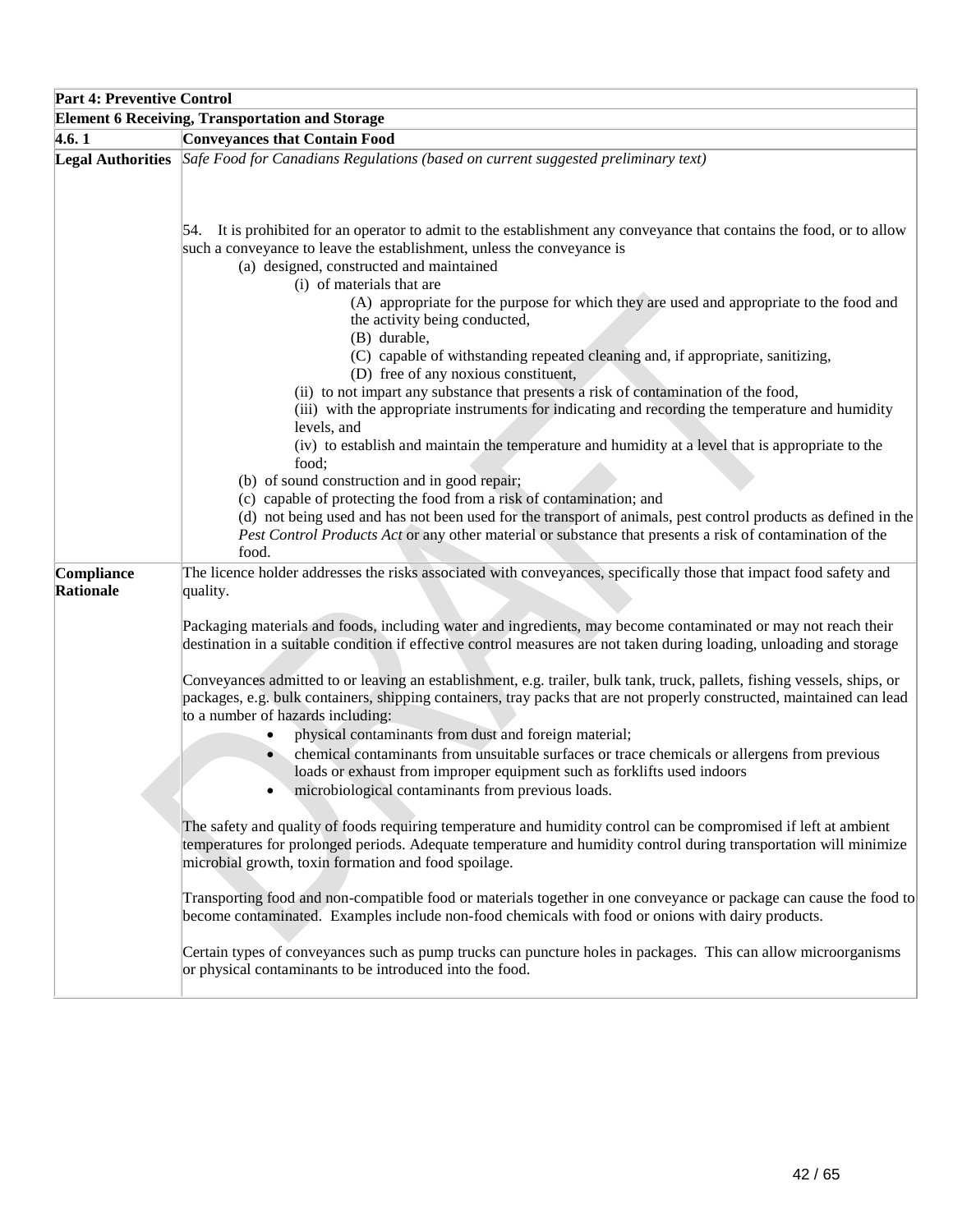| Part 4: Preventive Control | |
|---|---|
| **Element 6 Receiving, Transportation and Storage** | |
| **4.6. 1** | **Conveyances that Contain Food** |
| **Legal Authorities** | *Safe Food for Canadians Regulations (based on current suggested preliminary text)*<br><br>54. It is prohibited for an operator to admit to the establishment any conveyance that contains the food, or to allow such a conveyance to leave the establishment, unless the conveyance is<br>(a) designed, constructed and maintained<br>(i) of materials that are<br>(A) appropriate for the purpose for which they are used and appropriate to the food and the activity being conducted,<br>(B) durable,<br>(C) capable of withstanding repeated cleaning and, if appropriate, sanitizing,<br>(D) free of any noxious constituent,<br>(ii) to not impart any substance that presents a risk of contamination of the food,<br>(iii) with the appropriate instruments for indicating and recording the temperature and humidity levels, and<br>(iv) to establish and maintain the temperature and humidity at a level that is appropriate to the food;<br>(b) of sound construction and in good repair;<br>(c) capable of protecting the food from a risk of contamination; and<br>(d) not being used and has not been used for the transport of animals, pest control products as defined in the *Pest Control Products Act* or any other material or substance that presents a risk of contamination of the food. |
| **Compliance Rationale** | The licence holder addresses the risks associated with conveyances, specifically those that impact food safety and quality.<br><br>Packaging materials and foods, including water and ingredients, may become contaminated or may not reach their destination in a suitable condition if effective control measures are not taken during loading, unloading and storage<br><br>Conveyances admitted to or leaving an establishment, e.g. trailer, bulk tank, truck, pallets, fishing vessels, ships, or packages, e.g. bulk containers, shipping containers, tray packs that are not properly constructed, maintained can lead to a number of hazards including:<br>• physical contaminants from dust and foreign material;<br>• chemical contaminants from unsuitable surfaces or trace chemicals or allergens from previous loads or exhaust from improper equipment such as forklifts used indoors<br>• microbiological contaminants from previous loads.<br><br>The safety and quality of foods requiring temperature and humidity control can be compromised if left at ambient temperatures for prolonged periods. Adequate temperature and humidity control during transportation will minimize microbial growth, toxin formation and food spoilage.<br><br>Transporting food and non-compatible food or materials together in one conveyance or package can cause the food to become contaminated. Examples include non-food chemicals with food or onions with dairy products.<br><br>Certain types of conveyances such as pump trucks can puncture holes in packages. This can allow microorganisms or physical contaminants to be introduced into the food. |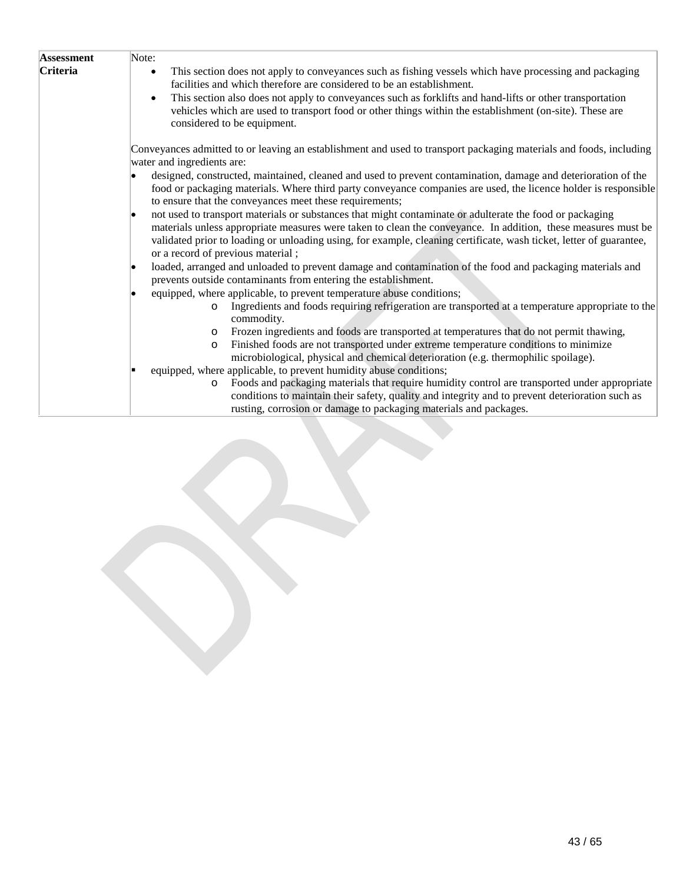| Assessment Criteria | Note:<br>• This section does not apply to conveyances such as fishing vessels which have processing and packaging facilities and which therefore are considered to be an establishment.<br>• This section also does not apply to conveyances such as forklifts and hand-lifts or other transportation vehicles which are used to transport food or other things within the establishment (on-site). These are considered to be equipment.<br><br>Conveyances admitted to or leaving an establishment and used to transport packaging materials and foods, including water and ingredients are:<br>• designed, constructed, maintained, cleaned and used to prevent contamination, damage and deterioration of the food or packaging materials. Where third party conveyance companies are used, the licence holder is responsible to ensure that the conveyances meet these requirements;<br>• not used to transport materials or substances that might contaminate or adulterate the food or packaging materials unless appropriate measures were taken to clean the conveyance. In addition, these measures must be validated prior to loading or unloading using, for example, cleaning certificate, wash ticket, letter of guarantee, or a record of previous material ;<br>• loaded, arranged and unloaded to prevent damage and contamination of the food and packaging materials and prevents outside contaminants from entering the establishment.<br>• equipped, where applicable, to prevent temperature abuse conditions;<br>&nbsp;&nbsp;&nbsp;&nbsp;o Ingredients and foods requiring refrigeration are transported at a temperature appropriate to the commodity.<br>&nbsp;&nbsp;&nbsp;&nbsp;o Frozen ingredients and foods are transported at temperatures that do not permit thawing,<br>&nbsp;&nbsp;&nbsp;&nbsp;o Finished foods are not transported under extreme temperature conditions to minimize microbiological, physical and chemical deterioration (e.g. thermophilic spoilage).<br>▪ equipped, where applicable, to prevent humidity abuse conditions;<br>&nbsp;&nbsp;&nbsp;&nbsp;o Foods and packaging materials that require humidity control are transported under appropriate conditions to maintain their safety, quality and integrity and to prevent deterioration such as rusting, corrosion or damage to packaging materials and packages. |
|---|---|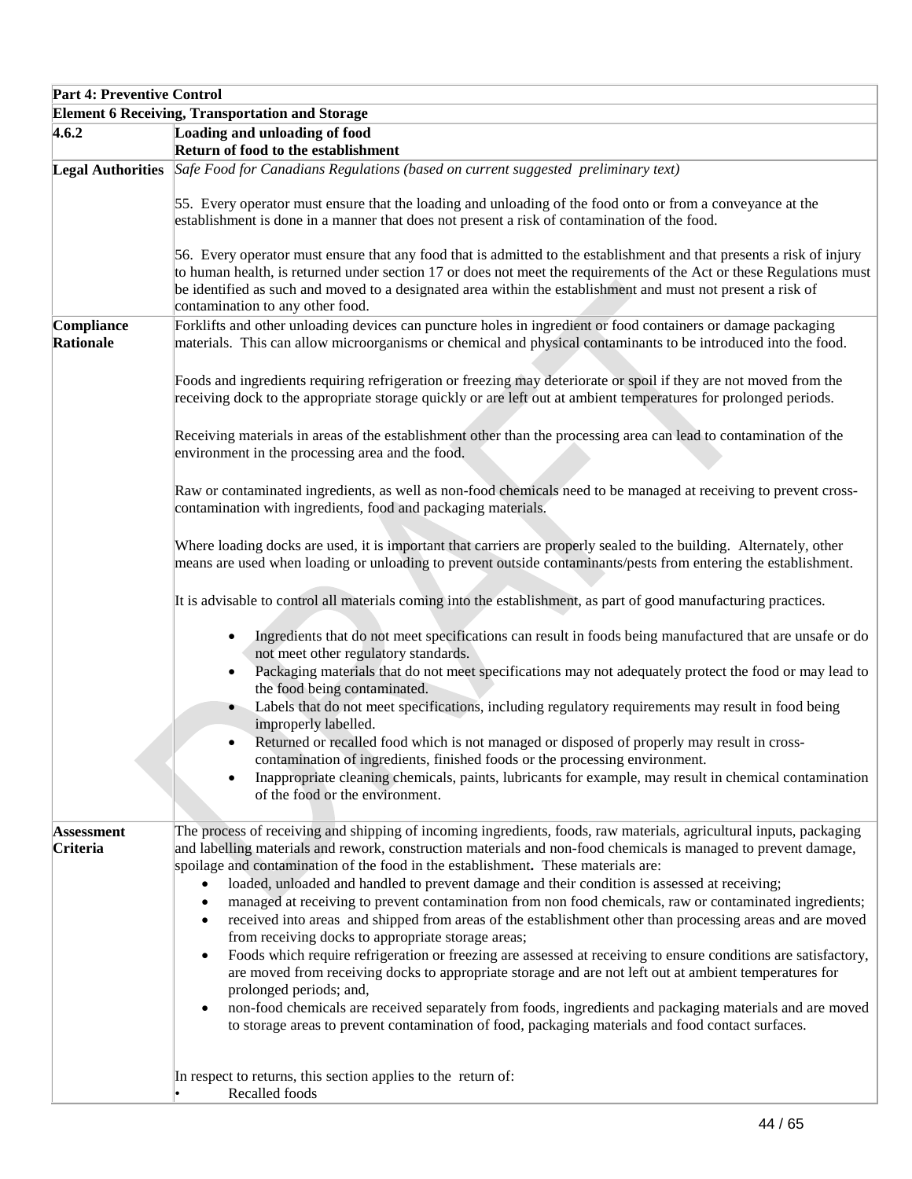| Part 4: Preventive Control | |
|---|---|
| **Element 6 Receiving, Transportation and Storage** | |
| **4.6.2** | **Loading and unloading of food**<br>**Return of food to the establishment** |
| **Legal Authorities** | *Safe Food for Canadians Regulations (based on current suggested preliminary text)*<br><br>55. Every operator must ensure that the loading and unloading of the food onto or from a conveyance at the establishment is done in a manner that does not present a risk of contamination of the food.<br><br>56. Every operator must ensure that any food that is admitted to the establishment and that presents a risk of injury to human health, is returned under section 17 or does not meet the requirements of the Act or these Regulations must be identified as such and moved to a designated area within the establishment and must not present a risk of contamination to any other food. |
| **Compliance Rationale** | Forklifts and other unloading devices can puncture holes in ingredient or food containers or damage packaging materials. This can allow microorganisms or chemical and physical contaminants to be introduced into the food.<br><br>Foods and ingredients requiring refrigeration or freezing may deteriorate or spoil if they are not moved from the receiving dock to the appropriate storage quickly or are left out at ambient temperatures for prolonged periods.<br><br>Receiving materials in areas of the establishment other than the processing area can lead to contamination of the environment in the processing area and the food.<br><br>Raw or contaminated ingredients, as well as non-food chemicals need to be managed at receiving to prevent cross-contamination with ingredients, food and packaging materials.<br><br>Where loading docks are used, it is important that carriers are properly sealed to the building. Alternately, other means are used when loading or unloading to prevent outside contaminants/pests from entering the establishment.<br><br>It is advisable to control all materials coming into the establishment, as part of good manufacturing practices.<br><br>• Ingredients that do not meet specifications can result in foods being manufactured that are unsafe or do not meet other regulatory standards.<br>• Packaging materials that do not meet specifications may not adequately protect the food or may lead to the food being contaminated.<br>• Labels that do not meet specifications, including regulatory requirements may result in food being improperly labelled.<br>• Returned or recalled food which is not managed or disposed of properly may result in cross-contamination of ingredients, finished foods or the processing environment.<br>• Inappropriate cleaning chemicals, paints, lubricants for example, may result in chemical contamination of the food or the environment. |
| **Assessment Criteria** | The process of receiving and shipping of incoming ingredients, foods, raw materials, agricultural inputs, packaging and labelling materials and rework, construction materials and non-food chemicals is managed to prevent damage, spoilage and contamination of the food in the establishment**.** These materials are:<br>• loaded, unloaded and handled to prevent damage and their condition is assessed at receiving;<br>• managed at receiving to prevent contamination from non food chemicals, raw or contaminated ingredients;<br>• received into areas and shipped from areas of the establishment other than processing areas and are moved from receiving docks to appropriate storage areas;<br>• Foods which require refrigeration or freezing are assessed at receiving to ensure conditions are satisfactory, are moved from receiving docks to appropriate storage and are not left out at ambient temperatures for prolonged periods; and,<br>• non-food chemicals are received separately from foods, ingredients and packaging materials and are moved to storage areas to prevent contamination of food, packaging materials and food contact surfaces.<br><br>In respect to returns, this section applies to the return of:<br>• Recalled foods |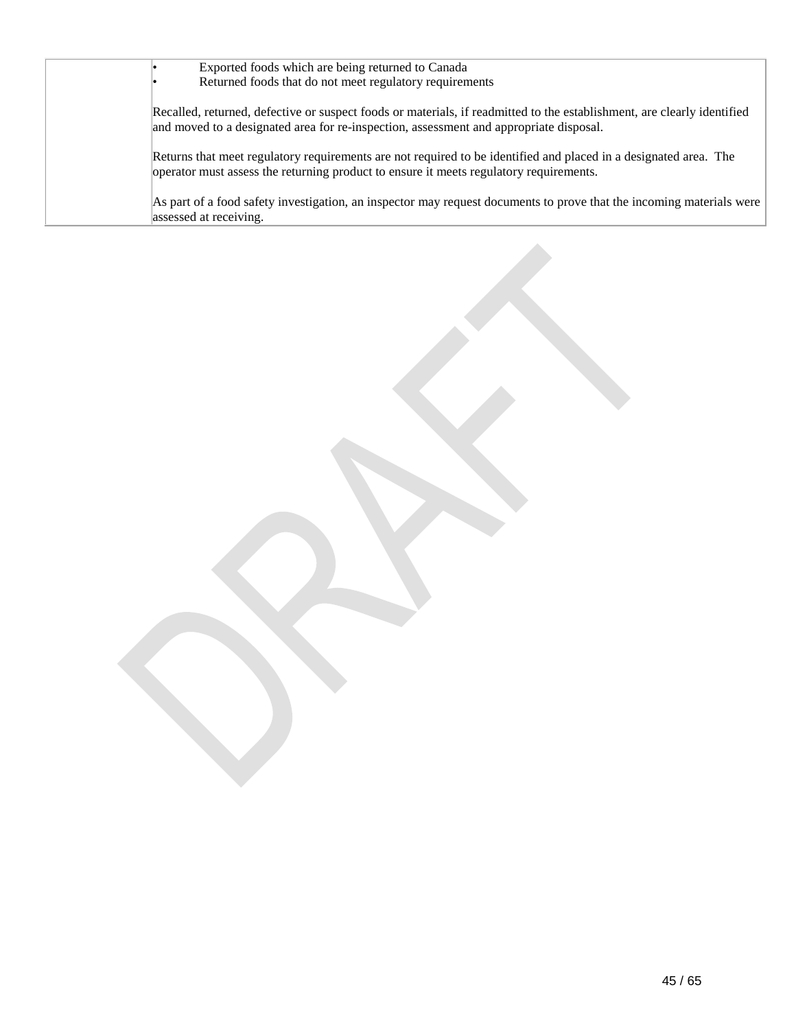| | • Exported foods which are being returned to Canada<br>• Returned foods that do not meet regulatory requirements<br><br>Recalled, returned, defective or suspect foods or materials, if readmitted to the establishment, are clearly identified and moved to a designated area for re-inspection, assessment and appropriate disposal.<br><br>Returns that meet regulatory requirements are not required to be identified and placed in a designated area. The operator must assess the returning product to ensure it meets regulatory requirements.<br><br>As part of a food safety investigation, an inspector may request documents to prove that the incoming materials were assessed at receiving. |
|---|---|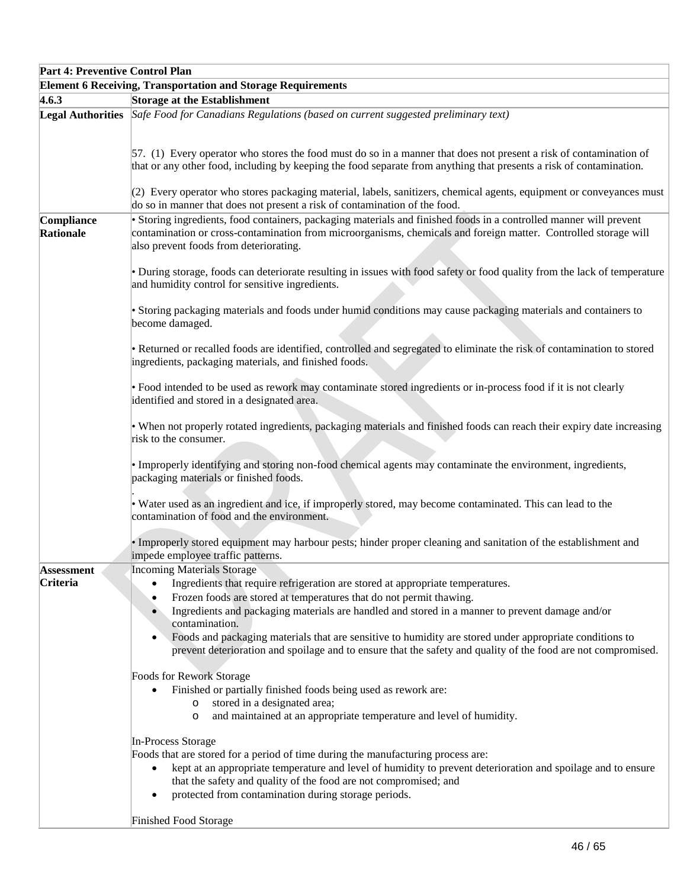| Part 4: Preventive Control Plan | |
|---|---|
| **Element 6 Receiving, Transportation and Storage Requirements** | |
| **4.6.3** | **Storage at the Establishment** |
| **Legal Authorities** | *Safe Food for Canadians Regulations (based on current suggested preliminary text)*<br><br>57. (1) Every operator who stores the food must do so in a manner that does not present a risk of contamination of that or any other food, including by keeping the food separate from anything that presents a risk of contamination.<br><br>(2) Every operator who stores packaging material, labels, sanitizers, chemical agents, equipment or conveyances must do so in manner that does not present a risk of contamination of the food. |
| **Compliance Rationale** | • Storing ingredients, food containers, packaging materials and finished foods in a controlled manner will prevent contamination or cross-contamination from microorganisms, chemicals and foreign matter. Controlled storage will also prevent foods from deteriorating.<br><br>• During storage, foods can deteriorate resulting in issues with food safety or food quality from the lack of temperature and humidity control for sensitive ingredients.<br><br>• Storing packaging materials and foods under humid conditions may cause packaging materials and containers to become damaged.<br><br>• Returned or recalled foods are identified, controlled and segregated to eliminate the risk of contamination to stored ingredients, packaging materials, and finished foods.<br><br>• Food intended to be used as rework may contaminate stored ingredients or in-process food if it is not clearly identified and stored in a designated area.<br><br>• When not properly rotated ingredients, packaging materials and finished foods can reach their expiry date increasing risk to the consumer.<br><br>• Improperly identifying and storing non-food chemical agents may contaminate the environment, ingredients, packaging materials or finished foods.<br>.<br>• Water used as an ingredient and ice, if improperly stored, may become contaminated. This can lead to the contamination of food and the environment.<br><br>• Improperly stored equipment may harbour pests; hinder proper cleaning and sanitation of the establishment and impede employee traffic patterns. |
| **Assessment Criteria** | Incoming Materials Storage<br>• Ingredients that require refrigeration are stored at appropriate temperatures.<br>• Frozen foods are stored at temperatures that do not permit thawing.<br>• Ingredients and packaging materials are handled and stored in a manner to prevent damage and/or contamination.<br>• Foods and packaging materials that are sensitive to humidity are stored under appropriate conditions to prevent deterioration and spoilage and to ensure that the safety and quality of the food are not compromised.<br><br>Foods for Rework Storage<br>• Finished or partially finished foods being used as rework are:<br>  o stored in a designated area;<br>  o and maintained at an appropriate temperature and level of humidity.<br><br>In-Process Storage<br>Foods that are stored for a period of time during the manufacturing process are:<br>• kept at an appropriate temperature and level of humidity to prevent deterioration and spoilage and to ensure that the safety and quality of the food are not compromised; and<br>• protected from contamination during storage periods.<br><br>Finished Food Storage |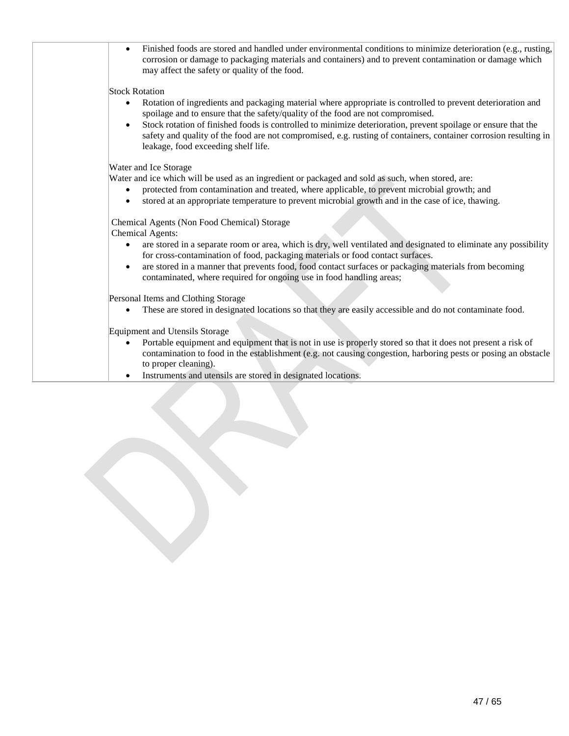| | • Finished foods are stored and handled under environmental conditions to minimize deterioration (e.g., rusting, corrosion or damage to packaging materials and containers) and to prevent contamination or damage which may affect the safety or quality of the food.<br><br>Stock Rotation<br>• Rotation of ingredients and packaging material where appropriate is controlled to prevent deterioration and spoilage and to ensure that the safety/quality of the food are not compromised.<br>• Stock rotation of finished foods is controlled to minimize deterioration, prevent spoilage or ensure that the safety and quality of the food are not compromised, e.g. rusting of containers, container corrosion resulting in leakage, food exceeding shelf life.<br><br>Water and Ice Storage<br>Water and ice which will be used as an ingredient or packaged and sold as such, when stored, are:<br>• protected from contamination and treated, where applicable, to prevent microbial growth; and<br>• stored at an appropriate temperature to prevent microbial growth and in the case of ice, thawing.<br><br>Chemical Agents (Non Food Chemical) Storage<br>Chemical Agents:<br>• are stored in a separate room or area, which is dry, well ventilated and designated to eliminate any possibility for cross-contamination of food, packaging materials or food contact surfaces.<br>• are stored in a manner that prevents food, food contact surfaces or packaging materials from becoming contaminated, where required for ongoing use in food handling areas;<br><br>Personal Items and Clothing Storage<br>• These are stored in designated locations so that they are easily accessible and do not contaminate food.<br><br>Equipment and Utensils Storage<br>• Portable equipment and equipment that is not in use is properly stored so that it does not present a risk of contamination to food in the establishment (e.g. not causing congestion, harboring pests or posing an obstacle to proper cleaning).<br>• Instruments and utensils are stored in designated locations. |
|---|---|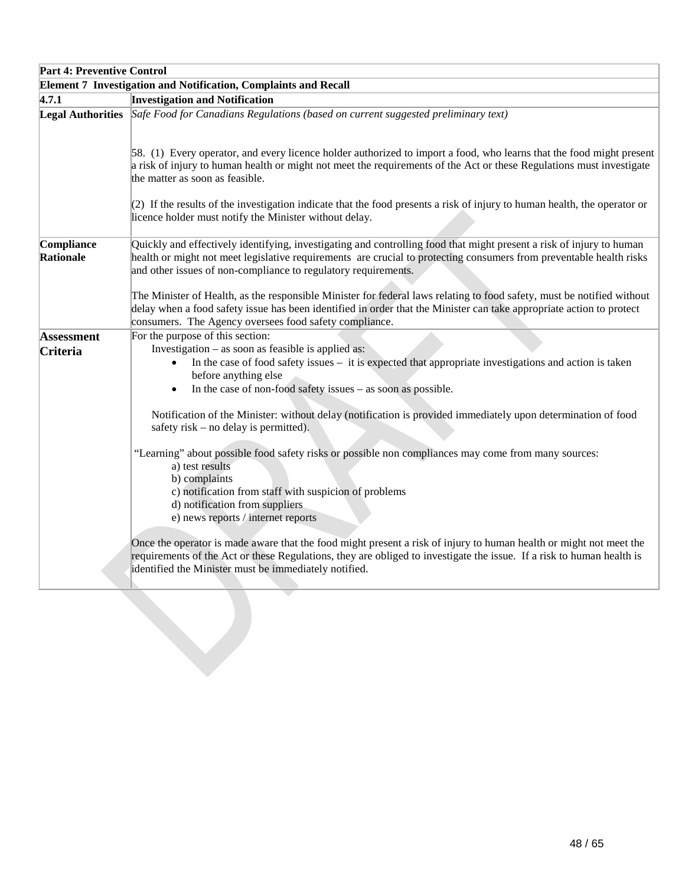| Part 4: Preventive Control | |
|---|---|
| **Element 7 Investigation and Notification, Complaints and Recall** | |
| **4.7.1** | **Investigation and Notification** |
| **Legal Authorities** | *Safe Food for Canadians Regulations (based on current suggested preliminary text)*<br><br>58. (1) Every operator, and every licence holder authorized to import a food, who learns that the food might present a risk of injury to human health or might not meet the requirements of the Act or these Regulations must investigate the matter as soon as feasible.<br><br>(2) If the results of the investigation indicate that the food presents a risk of injury to human health, the operator or licence holder must notify the Minister without delay. |
| **Compliance Rationale** | Quickly and effectively identifying, investigating and controlling food that might present a risk of injury to human health or might not meet legislative requirements are crucial to protecting consumers from preventable health risks and other issues of non-compliance to regulatory requirements.<br><br>The Minister of Health, as the responsible Minister for federal laws relating to food safety, must be notified without delay when a food safety issue has been identified in order that the Minister can take appropriate action to protect consumers. The Agency oversees food safety compliance. |
| **Assessment Criteria** | For the purpose of this section:<br>Investigation – as soon as feasible is applied as:<br>• In the case of food safety issues – it is expected that appropriate investigations and action is taken before anything else<br>• In the case of non-food safety issues – as soon as possible.<br><br>Notification of the Minister: without delay (notification is provided immediately upon determination of food safety risk – no delay is permitted).<br><br>"Learning" about possible food safety risks or possible non compliances may come from many sources:<br>a) test results<br>b) complaints<br>c) notification from staff with suspicion of problems<br>d) notification from suppliers<br>e) news reports / internet reports<br><br>Once the operator is made aware that the food might present a risk of injury to human health or might not meet the requirements of the Act or these Regulations, they are obliged to investigate the issue. If a risk to human health is identified the Minister must be immediately notified. |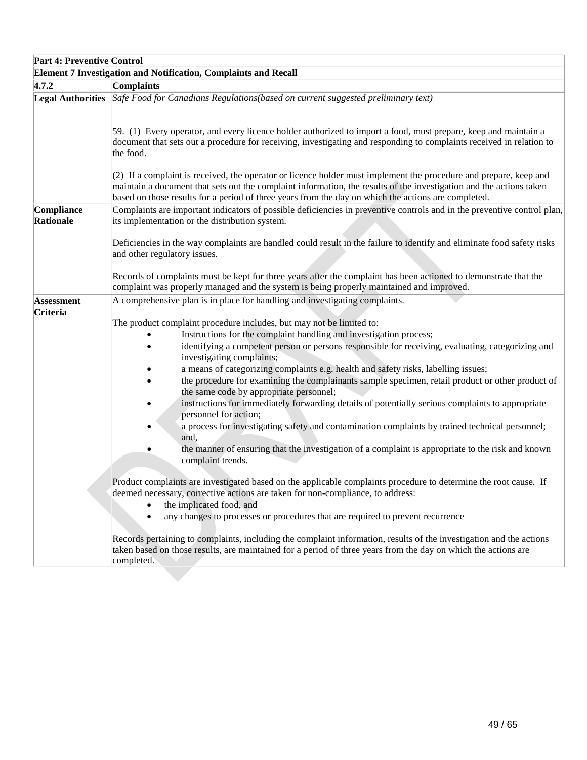| Part 4: Preventive Control | |
|---|---|
| **Element 7 Investigation and Notification, Complaints and Recall** | |
| **4.7.2** | **Complaints** |
| **Legal Authorities** | *Safe Food for Canadians Regulations(based on current suggested preliminary text)*<br><br>59. (1) Every operator, and every licence holder authorized to import a food, must prepare, keep and maintain a document that sets out a procedure for receiving, investigating and responding to complaints received in relation to the food.<br><br>(2) If a complaint is received, the operator or licence holder must implement the procedure and prepare, keep and maintain a document that sets out the complaint information, the results of the investigation and the actions taken based on those results for a period of three years from the day on which the actions are completed. |
| **Compliance Rationale** | Complaints are important indicators of possible deficiencies in preventive controls and in the preventive control plan, its implementation or the distribution system.<br><br>Deficiencies in the way complaints are handled could result in the failure to identify and eliminate food safety risks and other regulatory issues.<br><br>Records of complaints must be kept for three years after the complaint has been actioned to demonstrate that the complaint was properly managed and the system is being properly maintained and improved. |
| **Assessment Criteria** | A comprehensive plan is in place for handling and investigating complaints.<br><br>The product complaint procedure includes, but may not be limited to:<br>• Instructions for the complaint handling and investigation process;<br>• identifying a competent person or persons responsible for receiving, evaluating, categorizing and investigating complaints;<br>• a means of categorizing complaints e.g. health and safety risks, labelling issues;<br>• the procedure for examining the complainants sample specimen, retail product or other product of the same code by appropriate personnel;<br>• instructions for immediately forwarding details of potentially serious complaints to appropriate personnel for action;<br>• a process for investigating safety and contamination complaints by trained technical personnel; and,<br>• the manner of ensuring that the investigation of a complaint is appropriate to the risk and known complaint trends.<br><br>Product complaints are investigated based on the applicable complaints procedure to determine the root cause. If deemed necessary, corrective actions are taken for non-compliance, to address:<br>• the implicated food, and<br>• any changes to processes or procedures that are required to prevent recurrence<br><br>Records pertaining to complaints, including the complaint information, results of the investigation and the actions taken based on those results, are maintained for a period of three years from the day on which the actions are completed. |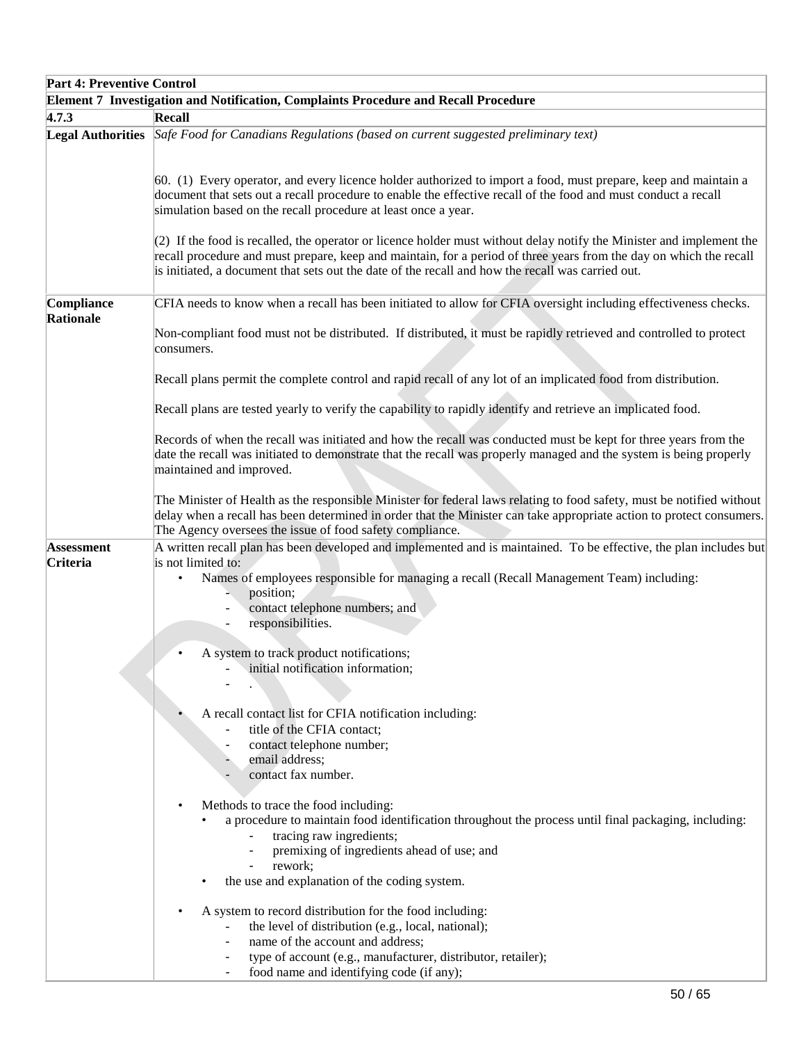| Part 4: Preventive Control | |
|---|---|
| **Element 7 Investigation and Notification, Complaints Procedure and Recall Procedure** | |
| **4.7.3** | **Recall** |
| **Legal Authorities** | *Safe Food for Canadians Regulations (based on current suggested preliminary text)*<br><br>60. (1) Every operator, and every licence holder authorized to import a food, must prepare, keep and maintain a document that sets out a recall procedure to enable the effective recall of the food and must conduct a recall simulation based on the recall procedure at least once a year.<br><br>(2) If the food is recalled, the operator or licence holder must without delay notify the Minister and implement the recall procedure and must prepare, keep and maintain, for a period of three years from the day on which the recall is initiated, a document that sets out the date of the recall and how the recall was carried out. |
| **Compliance Rationale** | CFIA needs to know when a recall has been initiated to allow for CFIA oversight including effectiveness checks.<br><br>Non-compliant food must not be distributed. If distributed, it must be rapidly retrieved and controlled to protect consumers.<br><br>Recall plans permit the complete control and rapid recall of any lot of an implicated food from distribution.<br><br>Recall plans are tested yearly to verify the capability to rapidly identify and retrieve an implicated food.<br><br>Records of when the recall was initiated and how the recall was conducted must be kept for three years from the date the recall was initiated to demonstrate that the recall was properly managed and the system is being properly maintained and improved.<br><br>The Minister of Health as the responsible Minister for federal laws relating to food safety, must be notified without delay when a recall has been determined in order that the Minister can take appropriate action to protect consumers. The Agency oversees the issue of food safety compliance. |
| **Assessment Criteria** | A written recall plan has been developed and implemented and is maintained. To be effective, the plan includes but is not limited to:<br>• Names of employees responsible for managing a recall (Recall Management Team) including:<br>&nbsp;&nbsp;- position;<br>&nbsp;&nbsp;- contact telephone numbers; and<br>&nbsp;&nbsp;- responsibilities.<br><br>• A system to track product notifications;<br>&nbsp;&nbsp;- initial notification information;<br>&nbsp;&nbsp;- .<br><br>• A recall contact list for CFIA notification including:<br>&nbsp;&nbsp;- title of the CFIA contact;<br>&nbsp;&nbsp;- contact telephone number;<br>&nbsp;&nbsp;- email address;<br>&nbsp;&nbsp;- contact fax number.<br><br>• Methods to trace the food including:<br>&nbsp;&nbsp;• a procedure to maintain food identification throughout the process until final packaging, including:<br>&nbsp;&nbsp;&nbsp;&nbsp;- tracing raw ingredients;<br>&nbsp;&nbsp;&nbsp;&nbsp;- premixing of ingredients ahead of use; and<br>&nbsp;&nbsp;&nbsp;&nbsp;- rework;<br>&nbsp;&nbsp;• the use and explanation of the coding system.<br><br>• A system to record distribution for the food including:<br>&nbsp;&nbsp;- the level of distribution (e.g., local, national);<br>&nbsp;&nbsp;- name of the account and address;<br>&nbsp;&nbsp;- type of account (e.g., manufacturer, distributor, retailer);<br>&nbsp;&nbsp;- food name and identifying code (if any); |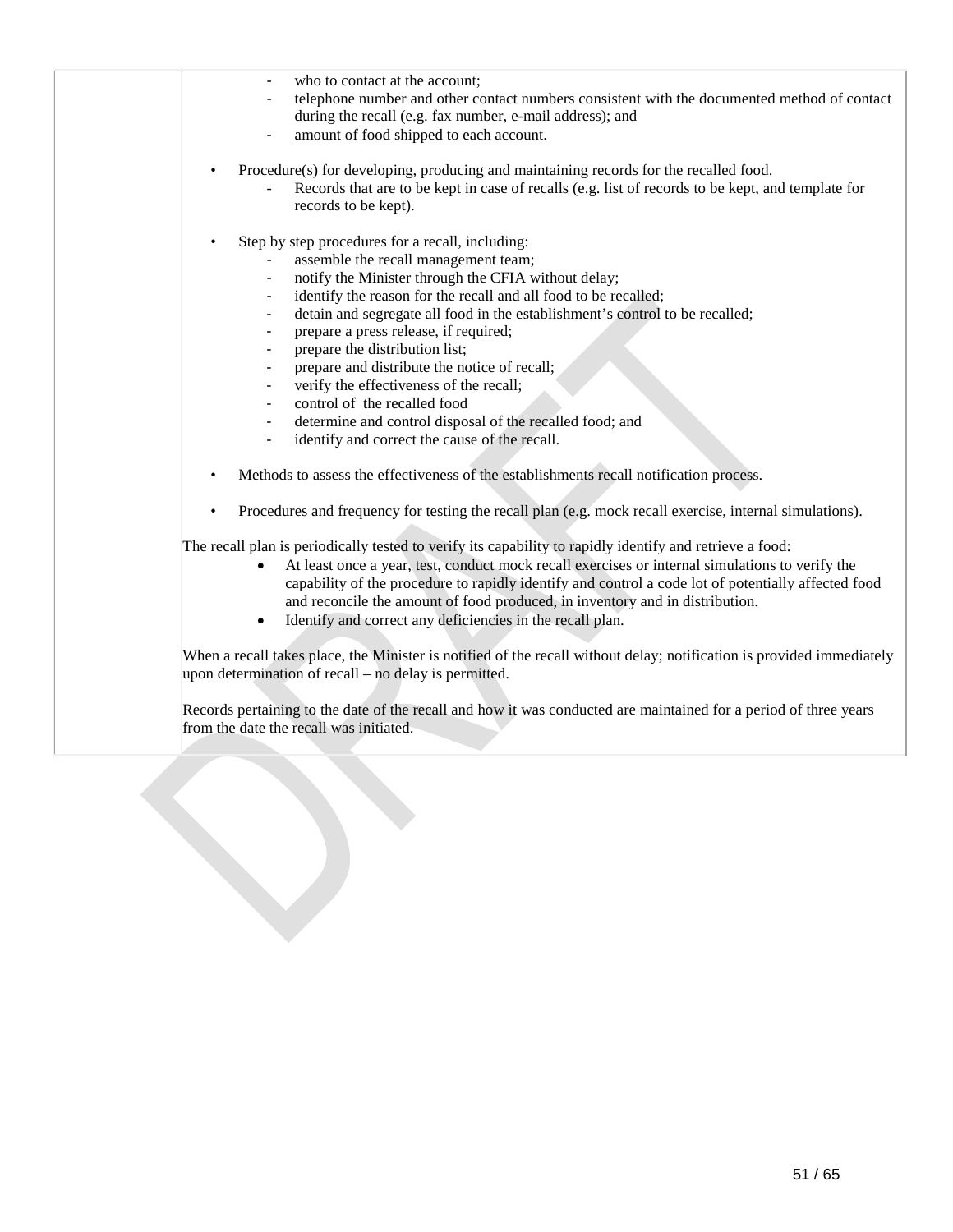| | - who to contact at the account;<br>- telephone number and other contact numbers consistent with the documented method of contact during the recall (e.g. fax number, e-mail address); and<br>- amount of food shipped to each account.<br><br>• Procedure(s) for developing, producing and maintaining records for the recalled food.<br>- Records that are to be kept in case of recalls (e.g. list of records to be kept, and template for records to be kept).<br><br>• Step by step procedures for a recall, including:<br>- assemble the recall management team;<br>- notify the Minister through the CFIA without delay;<br>- identify the reason for the recall and all food to be recalled;<br>- detain and segregate all food in the establishment's control to be recalled;<br>- prepare a press release, if required;<br>- prepare the distribution list;<br>- prepare and distribute the notice of recall;<br>- verify the effectiveness of the recall;<br>- control of the recalled food<br>- determine and control disposal of the recalled food; and<br>- identify and correct the cause of the recall.<br><br>• Methods to assess the effectiveness of the establishments recall notification process.<br><br>• Procedures and frequency for testing the recall plan (e.g. mock recall exercise, internal simulations).<br><br>The recall plan is periodically tested to verify its capability to rapidly identify and retrieve a food:<br>• At least once a year, test, conduct mock recall exercises or internal simulations to verify the capability of the procedure to rapidly identify and control a code lot of potentially affected food and reconcile the amount of food produced, in inventory and in distribution.<br>• Identify and correct any deficiencies in the recall plan.<br><br>When a recall takes place, the Minister is notified of the recall without delay; notification is provided immediately upon determination of recall – no delay is permitted.<br><br>Records pertaining to the date of the recall and how it was conducted are maintained for a period of three years from the date the recall was initiated. |
|---|---|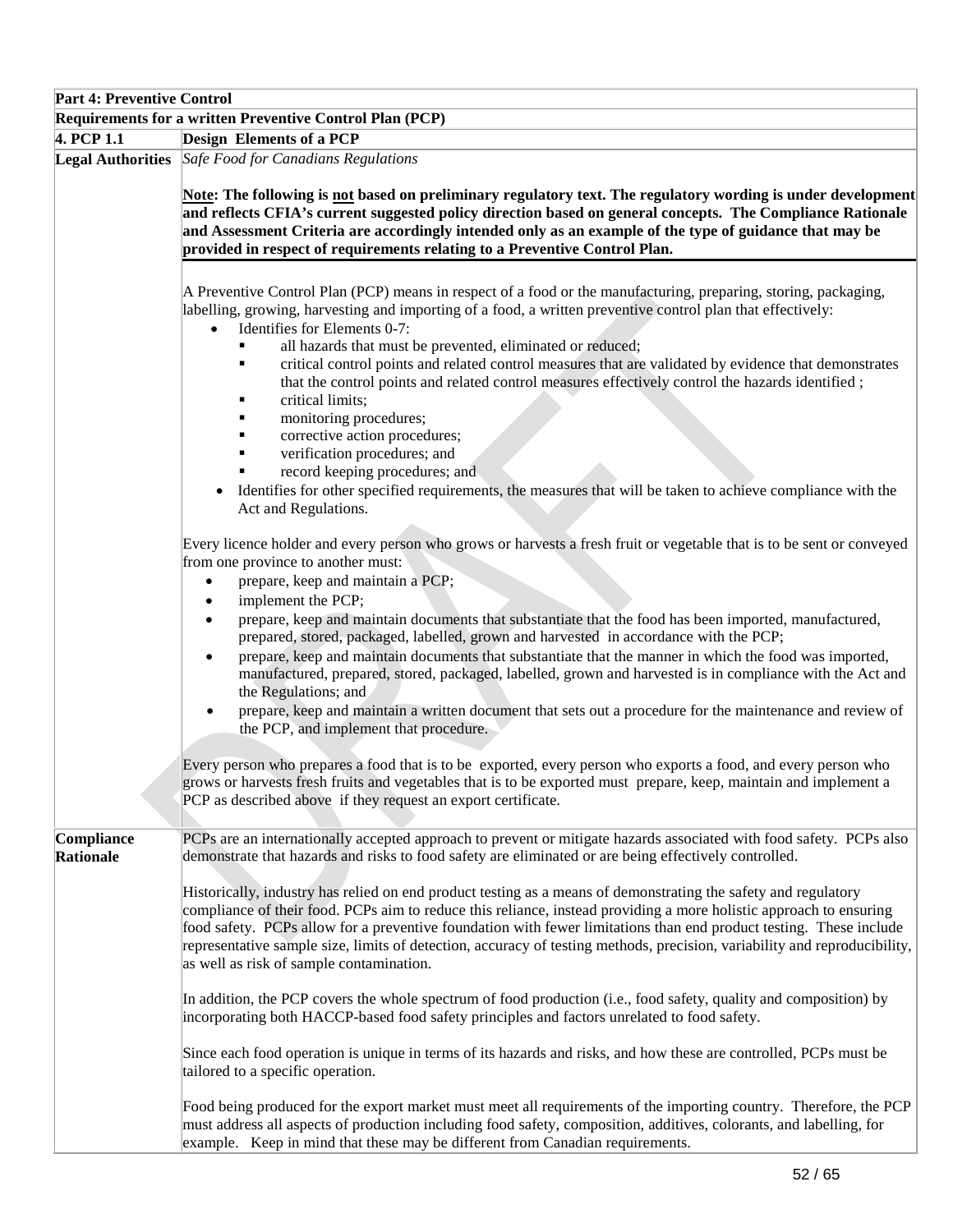| Part 4: Preventive Control | |
|---|---|
| **Requirements for a written Preventive Control Plan (PCP)** | |
| **4. PCP 1.1** | **Design Elements of a PCP** |
| **Legal Authorities** | *Safe Food for Canadians Regulations*<br><br>**Note: The following is not based on preliminary regulatory text. The regulatory wording is under development and reflects CFIA's current suggested policy direction based on general concepts. The Compliance Rationale and Assessment Criteria are accordingly intended only as an example of the type of guidance that may be provided in respect of requirements relating to a Preventive Control Plan.**<br><br>A Preventive Control Plan (PCP) means in respect of a food or the manufacturing, preparing, storing, packaging, labelling, growing, harvesting and importing of a food, a written preventive control plan that effectively:<br>• Identifies for Elements 0-7:<br>&nbsp;&nbsp;▪ all hazards that must be prevented, eliminated or reduced;<br>&nbsp;&nbsp;▪ critical control points and related control measures that are validated by evidence that demonstrates that the control points and related control measures effectively control the hazards identified ;<br>&nbsp;&nbsp;▪ critical limits;<br>&nbsp;&nbsp;▪ monitoring procedures;<br>&nbsp;&nbsp;▪ corrective action procedures;<br>&nbsp;&nbsp;▪ verification procedures; and<br>&nbsp;&nbsp;▪ record keeping procedures; and<br>• Identifies for other specified requirements, the measures that will be taken to achieve compliance with the Act and Regulations.<br><br>Every licence holder and every person who grows or harvests a fresh fruit or vegetable that is to be sent or conveyed from one province to another must:<br>• prepare, keep and maintain a PCP;<br>• implement the PCP;<br>• prepare, keep and maintain documents that substantiate that the food has been imported, manufactured, prepared, stored, packaged, labelled, grown and harvested in accordance with the PCP;<br>• prepare, keep and maintain documents that substantiate that the manner in which the food was imported, manufactured, prepared, stored, packaged, labelled, grown and harvested is in compliance with the Act and the Regulations; and<br>• prepare, keep and maintain a written document that sets out a procedure for the maintenance and review of the PCP, and implement that procedure.<br><br>Every person who prepares a food that is to be exported, every person who exports a food, and every person who grows or harvests fresh fruits and vegetables that is to be exported must prepare, keep, maintain and implement a PCP as described above if they request an export certificate. |
| **Compliance Rationale** | PCPs are an internationally accepted approach to prevent or mitigate hazards associated with food safety. PCPs also demonstrate that hazards and risks to food safety are eliminated or are being effectively controlled.<br><br>Historically, industry has relied on end product testing as a means of demonstrating the safety and regulatory compliance of their food. PCPs aim to reduce this reliance, instead providing a more holistic approach to ensuring food safety. PCPs allow for a preventive foundation with fewer limitations than end product testing. These include representative sample size, limits of detection, accuracy of testing methods, precision, variability and reproducibility, as well as risk of sample contamination.<br><br>In addition, the PCP covers the whole spectrum of food production (i.e., food safety, quality and composition) by incorporating both HACCP-based food safety principles and factors unrelated to food safety.<br><br>Since each food operation is unique in terms of its hazards and risks, and how these are controlled, PCPs must be tailored to a specific operation.<br><br>Food being produced for the export market must meet all requirements of the importing country. Therefore, the PCP must address all aspects of production including food safety, composition, additives, colorants, and labelling, for example. Keep in mind that these may be different from Canadian requirements. |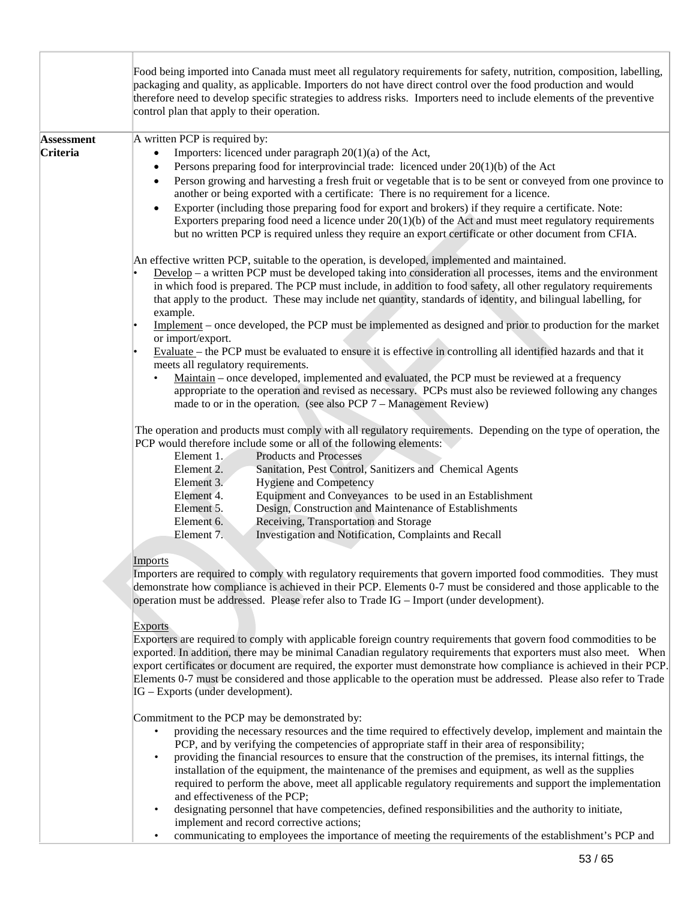| | |
|---|---|
| | Food being imported into Canada must meet all regulatory requirements for safety, nutrition, composition, labelling, packaging and quality, as applicable. Importers do not have direct control over the food production and would therefore need to develop specific strategies to address risks. Importers need to include elements of the preventive control plan that apply to their operation. |
| **Assessment Criteria** | A written PCP is required by:<br>• Importers: licenced under paragraph 20(1)(a) of the Act,<br>• Persons preparing food for interprovincial trade: licenced under 20(1)(b) of the Act<br>• Person growing and harvesting a fresh fruit or vegetable that is to be sent or conveyed from one province to another or being exported with a certificate: There is no requirement for a licence.<br>• Exporter (including those preparing food for export and brokers) if they require a certificate. Note: Exporters preparing food need a licence under 20(1)(b) of the Act and must meet regulatory requirements but no written PCP is required unless they require an export certificate or other document from CFIA.<br><br>An effective written PCP, suitable to the operation, is developed, implemented and maintained.<br>• Develop – a written PCP must be developed taking into consideration all processes, items and the environment in which food is prepared. The PCP must include, in addition to food safety, all other regulatory requirements that apply to the product. These may include net quantity, standards of identity, and bilingual labelling, for example.<br>• Implement – once developed, the PCP must be implemented as designed and prior to production for the market or import/export.<br>• Evaluate – the PCP must be evaluated to ensure it is effective in controlling all identified hazards and that it meets all regulatory requirements.<br>• Maintain – once developed, implemented and evaluated, the PCP must be reviewed at a frequency appropriate to the operation and revised as necessary. PCPs must also be reviewed following any changes made to or in the operation. (see also PCP 7 – Management Review)<br><br>The operation and products must comply with all regulatory requirements. Depending on the type of operation, the PCP would therefore include some or all of the following elements:<br>Element 1. Products and Processes<br>Element 2. Sanitation, Pest Control, Sanitizers and Chemical Agents<br>Element 3. Hygiene and Competency<br>Element 4. Equipment and Conveyances to be used in an Establishment<br>Element 5. Design, Construction and Maintenance of Establishments<br>Element 6. Receiving, Transportation and Storage<br>Element 7. Investigation and Notification, Complaints and Recall<br><br>Imports<br>Importers are required to comply with regulatory requirements that govern imported food commodities. They must demonstrate how compliance is achieved in their PCP. Elements 0-7 must be considered and those applicable to the operation must be addressed. Please refer also to Trade IG – Import (under development).<br><br>Exports<br>Exporters are required to comply with applicable foreign country requirements that govern food commodities to be exported. In addition, there may be minimal Canadian regulatory requirements that exporters must also meet. When export certificates or document are required, the exporter must demonstrate how compliance is achieved in their PCP. Elements 0-7 must be considered and those applicable to the operation must be addressed. Please also refer to Trade IG – Exports (under development).<br><br>Commitment to the PCP may be demonstrated by:<br>• providing the necessary resources and the time required to effectively develop, implement and maintain the PCP, and by verifying the competencies of appropriate staff in their area of responsibility;<br>• providing the financial resources to ensure that the construction of the premises, its internal fittings, the installation of the equipment, the maintenance of the premises and equipment, as well as the supplies required to perform the above, meet all applicable regulatory requirements and support the implementation and effectiveness of the PCP;<br>• designating personnel that have competencies, defined responsibilities and the authority to initiate, implement and record corrective actions;<br>• communicating to employees the importance of meeting the requirements of the establishment's PCP and |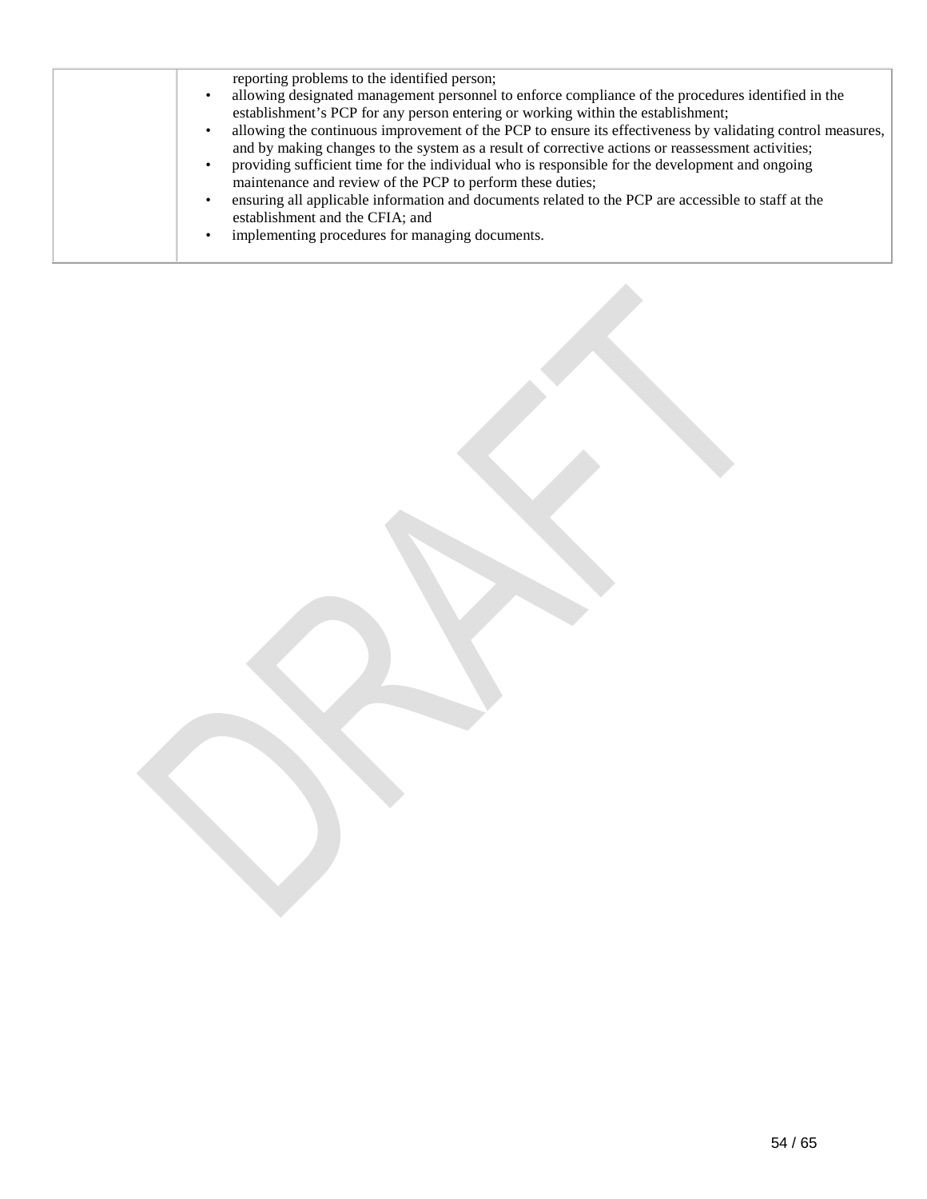| | reporting problems to the identified person;<br>• allowing designated management personnel to enforce compliance of the procedures identified in the establishment's PCP for any person entering or working within the establishment;<br>• allowing the continuous improvement of the PCP to ensure its effectiveness by validating control measures, and by making changes to the system as a result of corrective actions or reassessment activities;<br>• providing sufficient time for the individual who is responsible for the development and ongoing maintenance and review of the PCP to perform these duties;<br>• ensuring all applicable information and documents related to the PCP are accessible to staff at the establishment and the CFIA; and<br>• implementing procedures for managing documents. |
|---|---|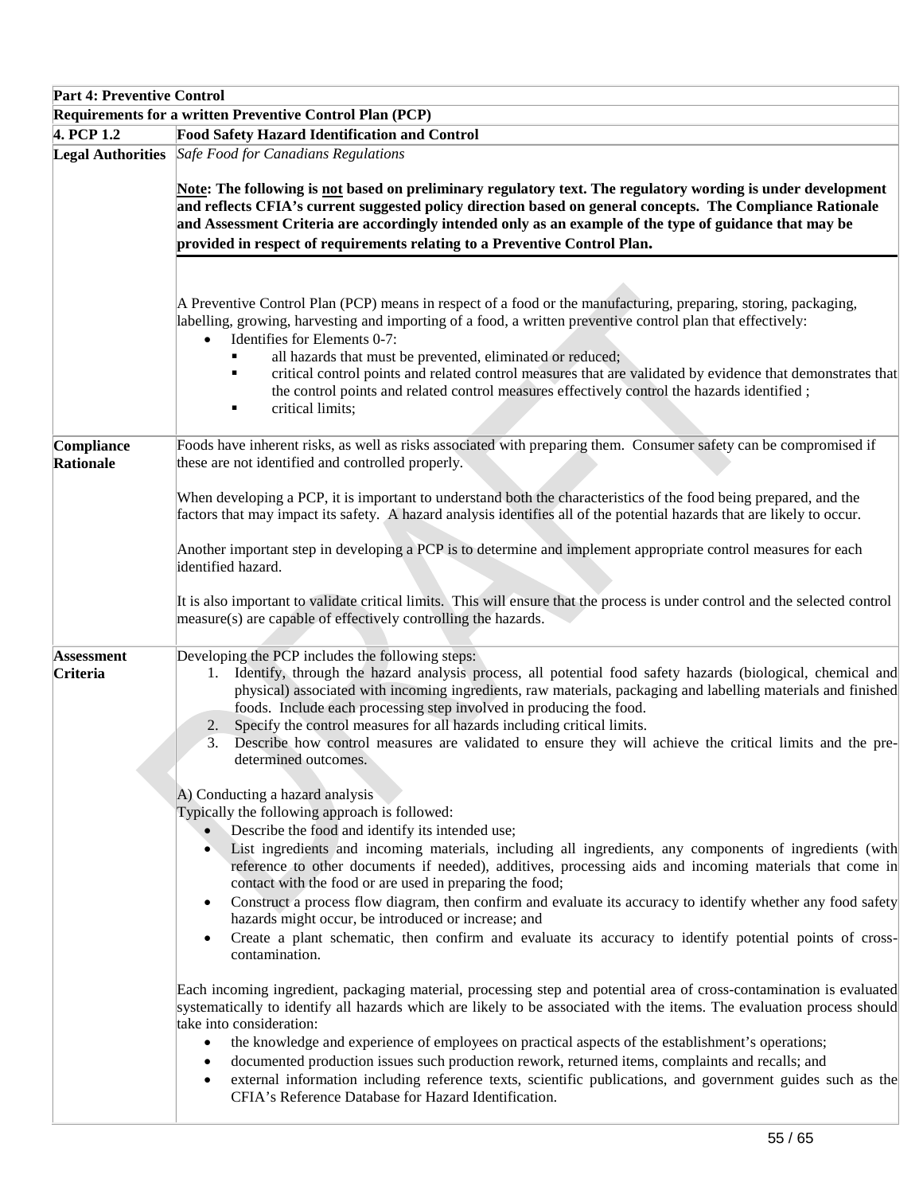| Part 4: Preventive Control | |
|---|---|
| **Requirements for a written Preventive Control Plan (PCP)** | |
| **4. PCP 1.2** | **Food Safety Hazard Identification and Control** |
| **Legal Authorities** | *Safe Food for Canadians Regulations*<br><br>**Note: The following is not based on preliminary regulatory text. The regulatory wording is under development and reflects CFIA's current suggested policy direction based on general concepts. The Compliance Rationale and Assessment Criteria are accordingly intended only as an example of the type of guidance that may be provided in respect of requirements relating to a Preventive Control Plan.**<br><br>A Preventive Control Plan (PCP) means in respect of a food or the manufacturing, preparing, storing, packaging, labelling, growing, harvesting and importing of a food, a written preventive control plan that effectively:<br>• Identifies for Elements 0-7:<br>▪ all hazards that must be prevented, eliminated or reduced;<br>▪ critical control points and related control measures that are validated by evidence that demonstrates that the control points and related control measures effectively control the hazards identified ;<br>▪ critical limits; |
| **Compliance Rationale** | Foods have inherent risks, as well as risks associated with preparing them. Consumer safety can be compromised if these are not identified and controlled properly.<br><br>When developing a PCP, it is important to understand both the characteristics of the food being prepared, and the factors that may impact its safety. A hazard analysis identifies all of the potential hazards that are likely to occur.<br><br>Another important step in developing a PCP is to determine and implement appropriate control measures for each identified hazard.<br><br>It is also important to validate critical limits. This will ensure that the process is under control and the selected control measure(s) are capable of effectively controlling the hazards. |
| **Assessment Criteria** | Developing the PCP includes the following steps:<br>1. Identify, through the hazard analysis process, all potential food safety hazards (biological, chemical and physical) associated with incoming ingredients, raw materials, packaging and labelling materials and finished foods. Include each processing step involved in producing the food.<br>2. Specify the control measures for all hazards including critical limits.<br>3. Describe how control measures are validated to ensure they will achieve the critical limits and the pre-determined outcomes.<br><br>A) Conducting a hazard analysis<br>Typically the following approach is followed:<br>• Describe the food and identify its intended use;<br>• List ingredients and incoming materials, including all ingredients, any components of ingredients (with reference to other documents if needed), additives, processing aids and incoming materials that come in contact with the food or are used in preparing the food;<br>• Construct a process flow diagram, then confirm and evaluate its accuracy to identify whether any food safety hazards might occur, be introduced or increase; and<br>• Create a plant schematic, then confirm and evaluate its accuracy to identify potential points of cross-contamination.<br><br>Each incoming ingredient, packaging material, processing step and potential area of cross-contamination is evaluated systematically to identify all hazards which are likely to be associated with the items. The evaluation process should take into consideration:<br>• the knowledge and experience of employees on practical aspects of the establishment's operations;<br>• documented production issues such production rework, returned items, complaints and recalls; and<br>• external information including reference texts, scientific publications, and government guides such as the CFIA's Reference Database for Hazard Identification. |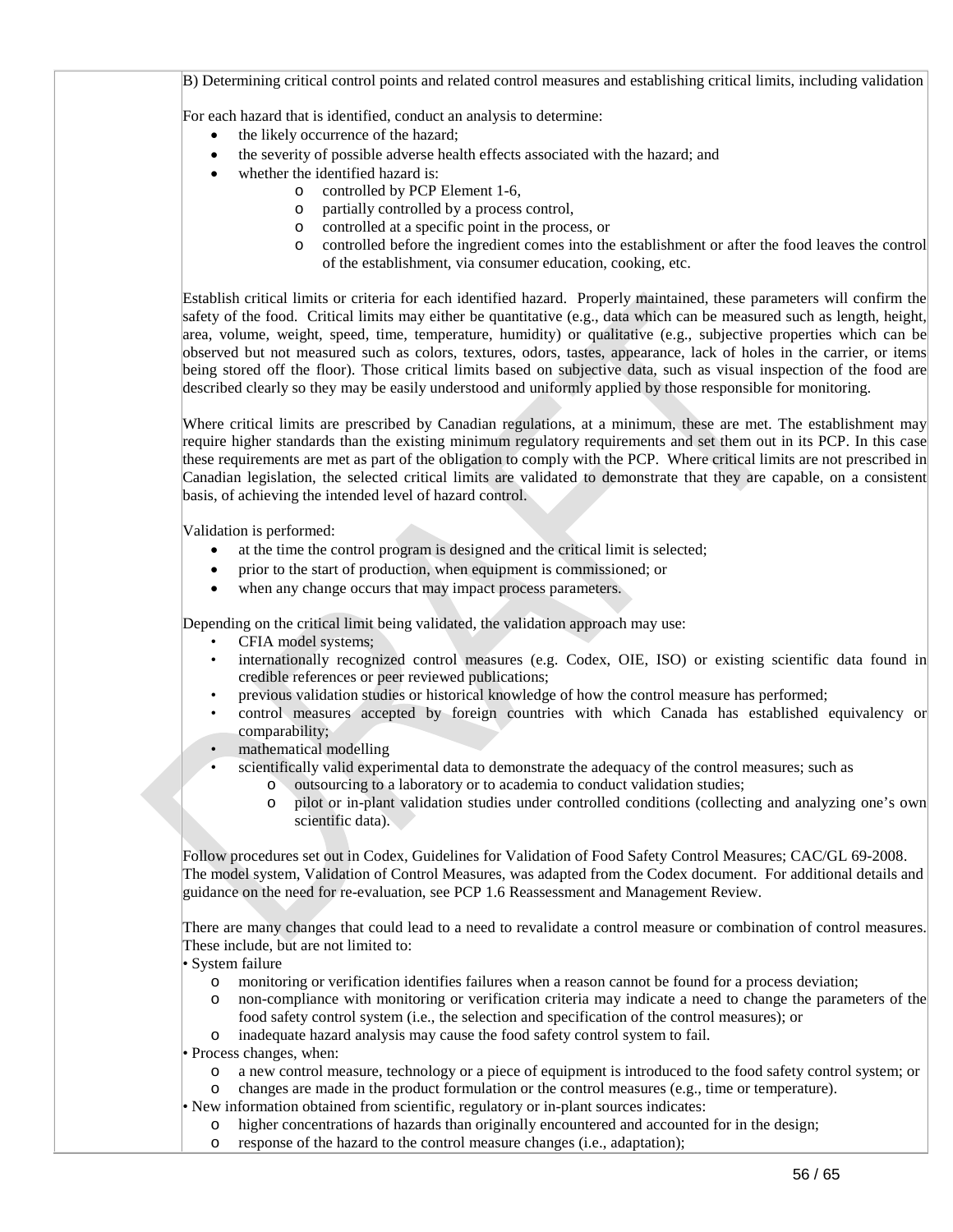B) Determining critical control points and related control measures and establishing critical limits, including validation

For each hazard that is identified, conduct an analysis to determine:

- the likely occurrence of the hazard;
- the severity of possible adverse health effects associated with the hazard; and
- whether the identified hazard is:
  - controlled by PCP Element 1-6,
  - partially controlled by a process control,
  - controlled at a specific point in the process, or
  - controlled before the ingredient comes into the establishment or after the food leaves the control of the establishment, via consumer education, cooking, etc.

Establish critical limits or criteria for each identified hazard. Properly maintained, these parameters will confirm the safety of the food. Critical limits may either be quantitative (e.g., data which can be measured such as length, height, area, volume, weight, speed, time, temperature, humidity) or qualitative (e.g., subjective properties which can be observed but not measured such as colors, textures, odors, tastes, appearance, lack of holes in the carrier, or items being stored off the floor). Those critical limits based on subjective data, such as visual inspection of the food are described clearly so they may be easily understood and uniformly applied by those responsible for monitoring.

Where critical limits are prescribed by Canadian regulations, at a minimum, these are met. The establishment may require higher standards than the existing minimum regulatory requirements and set them out in its PCP. In this case these requirements are met as part of the obligation to comply with the PCP. Where critical limits are not prescribed in Canadian legislation, the selected critical limits are validated to demonstrate that they are capable, on a consistent basis, of achieving the intended level of hazard control.

Validation is performed:

- at the time the control program is designed and the critical limit is selected;
- prior to the start of production, when equipment is commissioned; or
- when any change occurs that may impact process parameters.

Depending on the critical limit being validated, the validation approach may use:

- CFIA model systems;
- internationally recognized control measures (e.g. Codex, OIE, ISO) or existing scientific data found in credible references or peer reviewed publications;
- previous validation studies or historical knowledge of how the control measure has performed;
- control measures accepted by foreign countries with which Canada has established equivalency or comparability;
- mathematical modelling
- scientifically valid experimental data to demonstrate the adequacy of the control measures; such as
  - outsourcing to a laboratory or to academia to conduct validation studies;
  - pilot or in-plant validation studies under controlled conditions (collecting and analyzing one's own scientific data).

Follow procedures set out in Codex, Guidelines for Validation of Food Safety Control Measures; CAC/GL 69-2008. The model system, Validation of Control Measures, was adapted from the Codex document. For additional details and guidance on the need for re-evaluation, see PCP 1.6 Reassessment and Management Review.

There are many changes that could lead to a need to revalidate a control measure or combination of control measures. These include, but are not limited to:

- System failure
  - monitoring or verification identifies failures when a reason cannot be found for a process deviation;
  - non-compliance with monitoring or verification criteria may indicate a need to change the parameters of the food safety control system (i.e., the selection and specification of the control measures); or
  - inadequate hazard analysis may cause the food safety control system to fail.
- Process changes, when:
  - a new control measure, technology or a piece of equipment is introduced to the food safety control system; or
  - changes are made in the product formulation or the control measures (e.g., time or temperature).
- New information obtained from scientific, regulatory or in-plant sources indicates:
  - higher concentrations of hazards than originally encountered and accounted for in the design;
  - response of the hazard to the control measure changes (i.e., adaptation);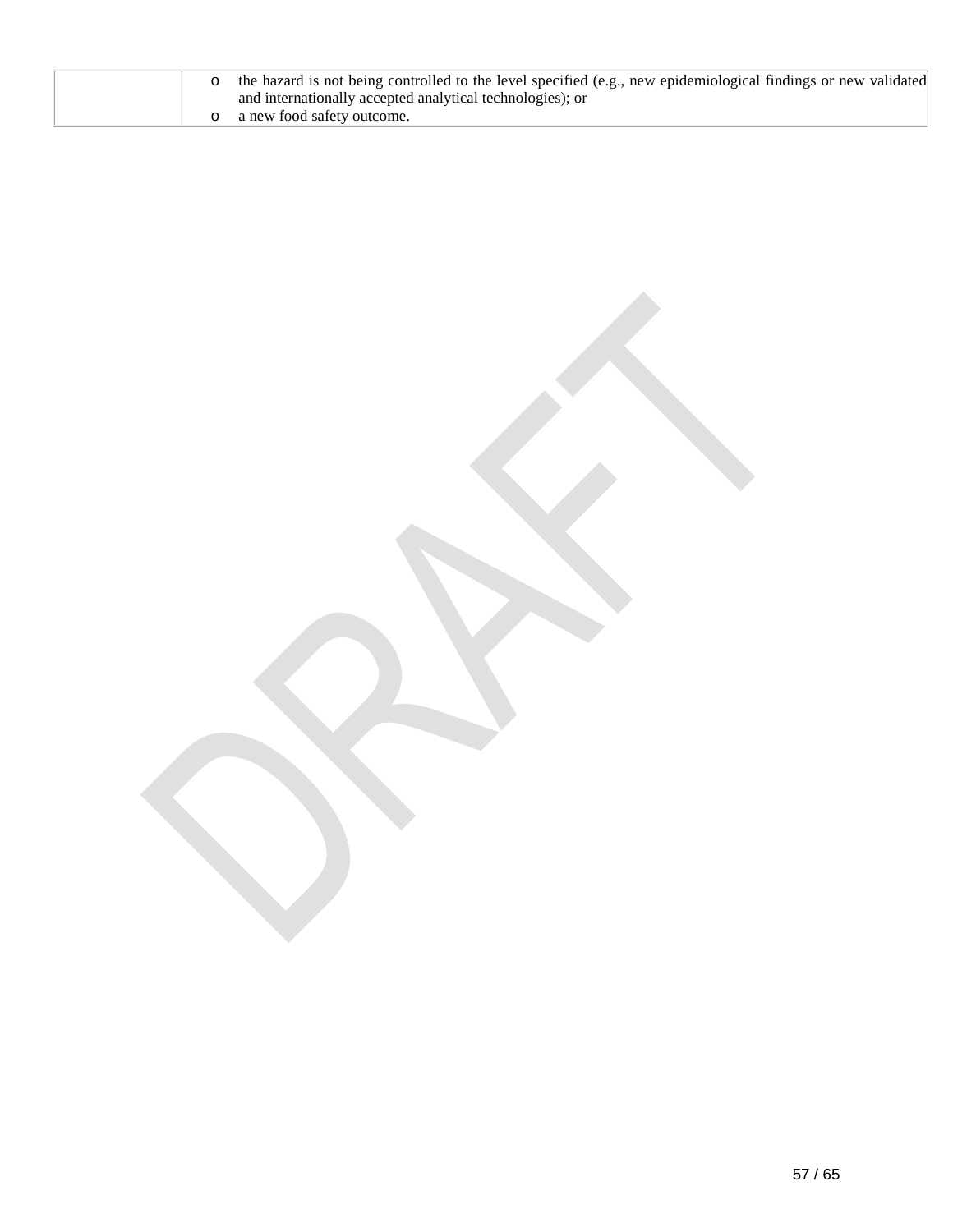| | |
|---|---|
| | o the hazard is not being controlled to the level specified (e.g., new epidemiological findings or new validated and internationally accepted analytical technologies); or<br>o a new food safety outcome. |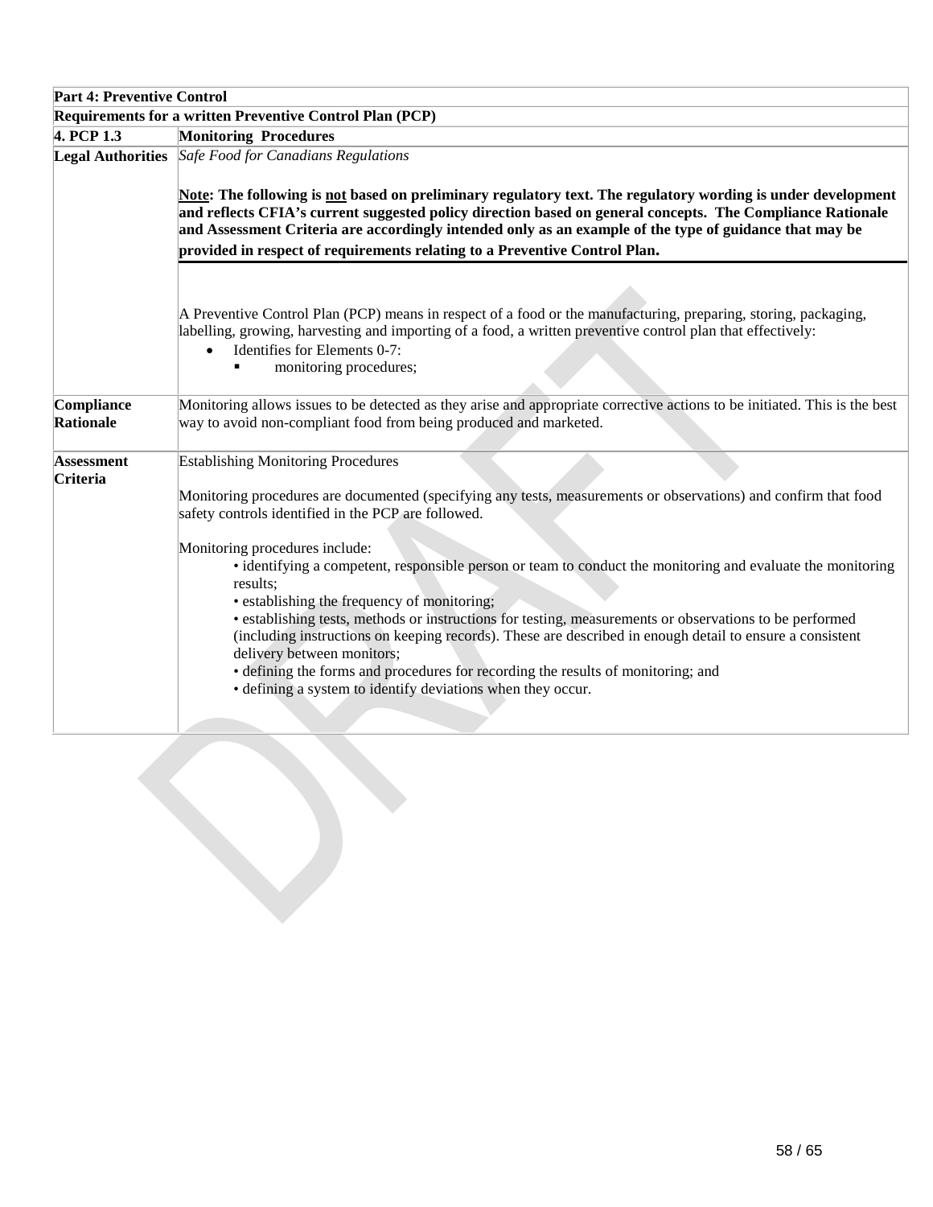| Part 4: Preventive Control | |
|---|---|
| **Requirements for a written Preventive Control Plan (PCP)** | |
| **4. PCP 1.3** | **Monitoring Procedures** |
| **Legal Authorities** | *Safe Food for Canadians Regulations*<br><br>**Note: The following is not based on preliminary regulatory text. The regulatory wording is under development and reflects CFIA's current suggested policy direction based on general concepts. The Compliance Rationale and Assessment Criteria are accordingly intended only as an example of the type of guidance that may be provided in respect of requirements relating to a Preventive Control Plan.**<br><br>A Preventive Control Plan (PCP) means in respect of a food or the manufacturing, preparing, storing, packaging, labelling, growing, harvesting and importing of a food, a written preventive control plan that effectively:<br>• Identifies for Elements 0-7:<br>  ▪ monitoring procedures; |
| **Compliance Rationale** | Monitoring allows issues to be detected as they arise and appropriate corrective actions to be initiated. This is the best way to avoid non-compliant food from being produced and marketed. |
| **Assessment Criteria** | Establishing Monitoring Procedures<br><br>Monitoring procedures are documented (specifying any tests, measurements or observations) and confirm that food safety controls identified in the PCP are followed.<br><br>Monitoring procedures include:<br>• identifying a competent, responsible person or team to conduct the monitoring and evaluate the monitoring results;<br>• establishing the frequency of monitoring;<br>• establishing tests, methods or instructions for testing, measurements or observations to be performed (including instructions on keeping records). These are described in enough detail to ensure a consistent delivery between monitors;<br>• defining the forms and procedures for recording the results of monitoring; and<br>• defining a system to identify deviations when they occur. |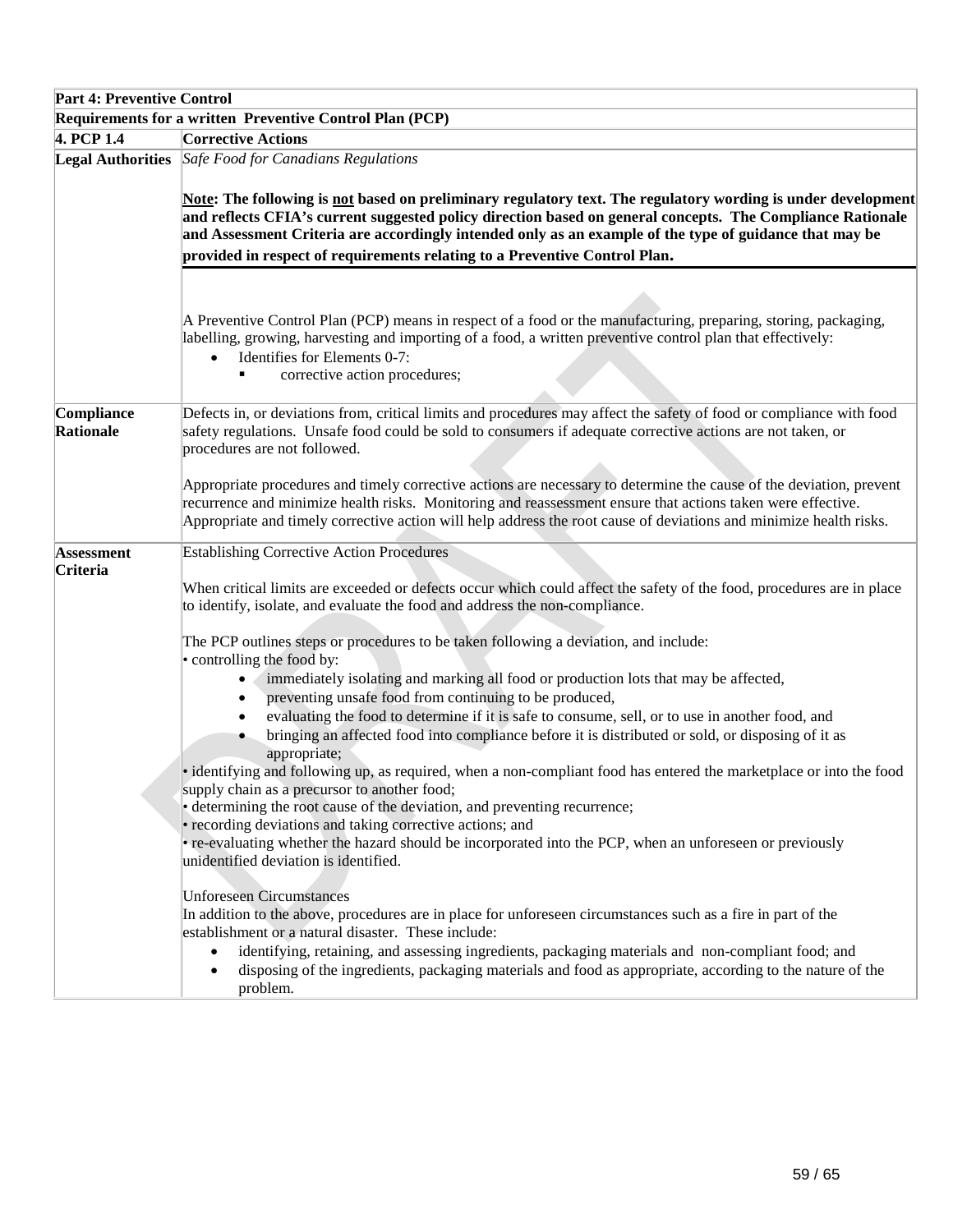| Part 4: Preventive Control | |
|---|---|
| **Requirements for a written Preventive Control Plan (PCP)** | |
| **4. PCP 1.4** | **Corrective Actions** |
| **Legal Authorities** | *Safe Food for Canadians Regulations*<br><br>**Note: The following is not based on preliminary regulatory text. The regulatory wording is under development and reflects CFIA's current suggested policy direction based on general concepts. The Compliance Rationale and Assessment Criteria are accordingly intended only as an example of the type of guidance that may be provided in respect of requirements relating to a Preventive Control Plan.**<br><br>A Preventive Control Plan (PCP) means in respect of a food or the manufacturing, preparing, storing, packaging, labelling, growing, harvesting and importing of a food, a written preventive control plan that effectively:<br>• Identifies for Elements 0-7:<br>&nbsp;&nbsp;&nbsp;&nbsp;▪ corrective action procedures; |
| **Compliance Rationale** | Defects in, or deviations from, critical limits and procedures may affect the safety of food or compliance with food safety regulations. Unsafe food could be sold to consumers if adequate corrective actions are not taken, or procedures are not followed.<br><br>Appropriate procedures and timely corrective actions are necessary to determine the cause of the deviation, prevent recurrence and minimize health risks. Monitoring and reassessment ensure that actions taken were effective. Appropriate and timely corrective action will help address the root cause of deviations and minimize health risks. |
| **Assessment Criteria** | Establishing Corrective Action Procedures<br><br>When critical limits are exceeded or defects occur which could affect the safety of the food, procedures are in place to identify, isolate, and evaluate the food and address the non-compliance.<br><br>The PCP outlines steps or procedures to be taken following a deviation, and include:<br>• controlling the food by:<br>&nbsp;&nbsp;&nbsp;&nbsp;• immediately isolating and marking all food or production lots that may be affected,<br>&nbsp;&nbsp;&nbsp;&nbsp;• preventing unsafe food from continuing to be produced,<br>&nbsp;&nbsp;&nbsp;&nbsp;• evaluating the food to determine if it is safe to consume, sell, or to use in another food, and<br>&nbsp;&nbsp;&nbsp;&nbsp;• bringing an affected food into compliance before it is distributed or sold, or disposing of it as appropriate;<br>• identifying and following up, as required, when a non-compliant food has entered the marketplace or into the food supply chain as a precursor to another food;<br>• determining the root cause of the deviation, and preventing recurrence;<br>• recording deviations and taking corrective actions; and<br>• re-evaluating whether the hazard should be incorporated into the PCP, when an unforeseen or previously unidentified deviation is identified.<br><br>Unforeseen Circumstances<br>In addition to the above, procedures are in place for unforeseen circumstances such as a fire in part of the establishment or a natural disaster. These include:<br>• identifying, retaining, and assessing ingredients, packaging materials and non-compliant food; and<br>• disposing of the ingredients, packaging materials and food as appropriate, according to the nature of the problem. |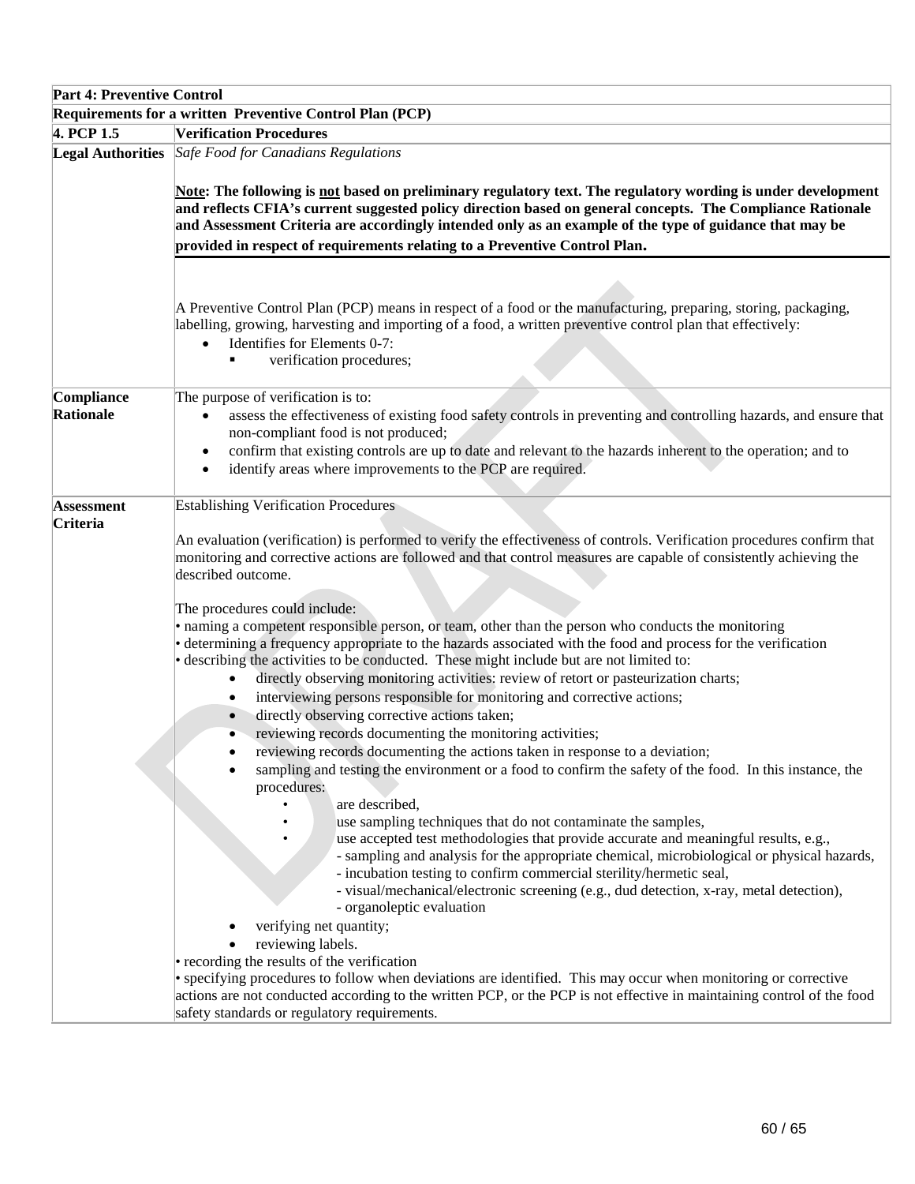| Part 4: Preventive Control | |
|---|---|
| **Requirements for a written Preventive Control Plan (PCP)** | |
| **4. PCP 1.5** | **Verification Procedures** |
| **Legal Authorities** | *Safe Food for Canadians Regulations*<br><br>**Note: The following is not based on preliminary regulatory text. The regulatory wording is under development and reflects CFIA's current suggested policy direction based on general concepts. The Compliance Rationale and Assessment Criteria are accordingly intended only as an example of the type of guidance that may be provided in respect of requirements relating to a Preventive Control Plan.**<br><br>A Preventive Control Plan (PCP) means in respect of a food or the manufacturing, preparing, storing, packaging, labelling, growing, harvesting and importing of a food, a written preventive control plan that effectively:<br>• Identifies for Elements 0-7:<br>&nbsp;&nbsp;▪ verification procedures; |
| **Compliance Rationale** | The purpose of verification is to:<br>• assess the effectiveness of existing food safety controls in preventing and controlling hazards, and ensure that non-compliant food is not produced;<br>• confirm that existing controls are up to date and relevant to the hazards inherent to the operation; and to<br>• identify areas where improvements to the PCP are required. |
| **Assessment Criteria** | Establishing Verification Procedures<br><br>An evaluation (verification) is performed to verify the effectiveness of controls. Verification procedures confirm that monitoring and corrective actions are followed and that control measures are capable of consistently achieving the described outcome.<br><br>The procedures could include:<br>• naming a competent responsible person, or team, other than the person who conducts the monitoring<br>• determining a frequency appropriate to the hazards associated with the food and process for the verification<br>• describing the activities to be conducted. These might include but are not limited to:<br>&nbsp;&nbsp;• directly observing monitoring activities: review of retort or pasteurization charts;<br>&nbsp;&nbsp;• interviewing persons responsible for monitoring and corrective actions;<br>&nbsp;&nbsp;• directly observing corrective actions taken;<br>&nbsp;&nbsp;• reviewing records documenting the monitoring activities;<br>&nbsp;&nbsp;• reviewing records documenting the actions taken in response to a deviation;<br>&nbsp;&nbsp;• sampling and testing the environment or a food to confirm the safety of the food. In this instance, the procedures:<br>&nbsp;&nbsp;&nbsp;&nbsp;• are described,<br>&nbsp;&nbsp;&nbsp;&nbsp;• use sampling techniques that do not contaminate the samples,<br>&nbsp;&nbsp;&nbsp;&nbsp;• use accepted test methodologies that provide accurate and meaningful results, e.g.,<br>&nbsp;&nbsp;&nbsp;&nbsp;&nbsp;&nbsp;- sampling and analysis for the appropriate chemical, microbiological or physical hazards,<br>&nbsp;&nbsp;&nbsp;&nbsp;&nbsp;&nbsp;- incubation testing to confirm commercial sterility/hermetic seal,<br>&nbsp;&nbsp;&nbsp;&nbsp;&nbsp;&nbsp;- visual/mechanical/electronic screening (e.g., dud detection, x-ray, metal detection),<br>&nbsp;&nbsp;&nbsp;&nbsp;&nbsp;&nbsp;- organoleptic evaluation<br>&nbsp;&nbsp;• verifying net quantity;<br>&nbsp;&nbsp;• reviewing labels.<br>• recording the results of the verification<br>• specifying procedures to follow when deviations are identified. This may occur when monitoring or corrective actions are not conducted according to the written PCP, or the PCP is not effective in maintaining control of the food safety standards or regulatory requirements. |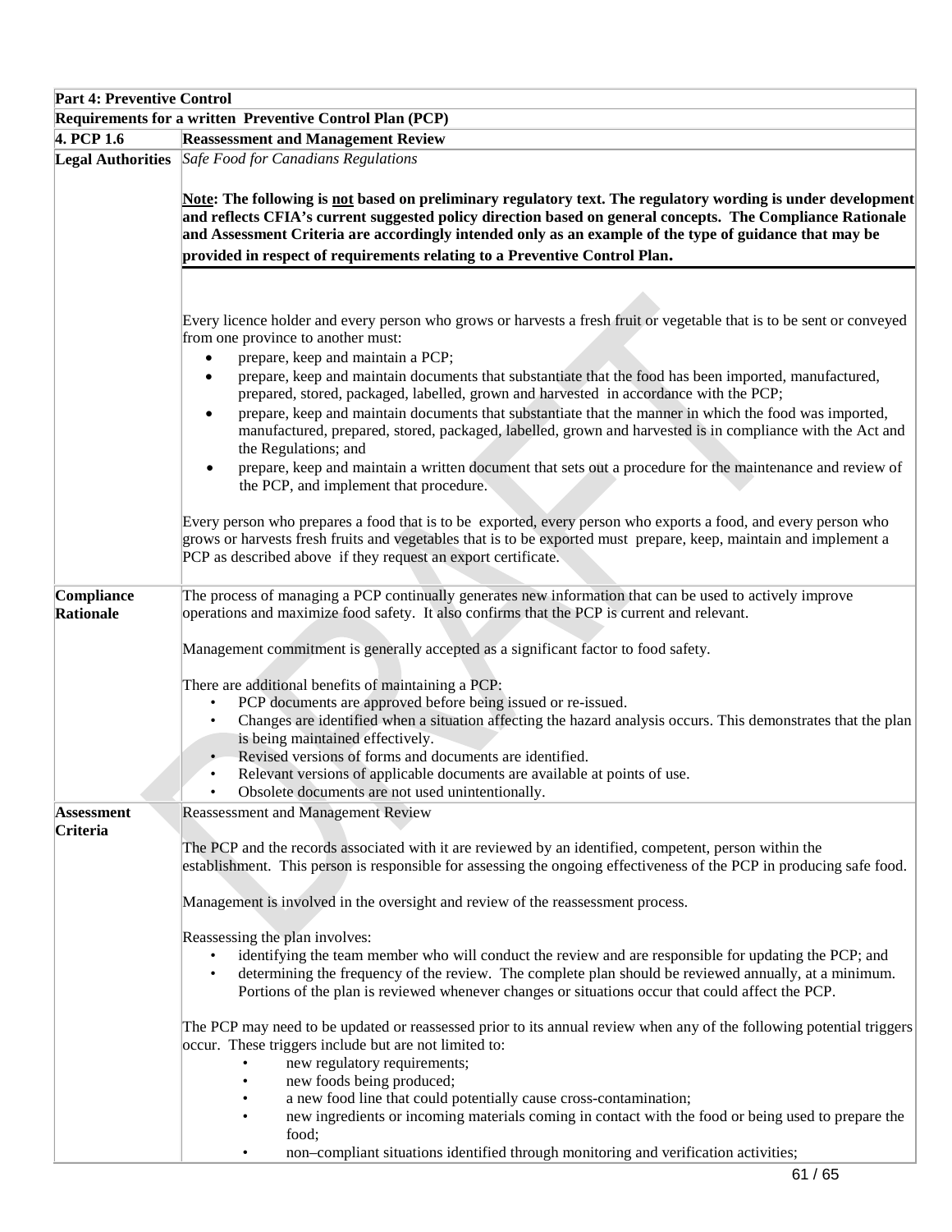| **Part 4: Preventive Control** | |
|---|---|
| **Requirements for a written Preventive Control Plan (PCP)** | |
| **4. PCP 1.6** | **Reassessment and Management Review** |
| **Legal Authorities** | *Safe Food for Canadians Regulations*<br><br>**Note: The following is not based on preliminary regulatory text. The regulatory wording is under development and reflects CFIA's current suggested policy direction based on general concepts. The Compliance Rationale and Assessment Criteria are accordingly intended only as an example of the type of guidance that may be provided in respect of requirements relating to a Preventive Control Plan.**<br><br>Every licence holder and every person who grows or harvests a fresh fruit or vegetable that is to be sent or conveyed from one province to another must:<br>• prepare, keep and maintain a PCP;<br>• prepare, keep and maintain documents that substantiate that the food has been imported, manufactured, prepared, stored, packaged, labelled, grown and harvested in accordance with the PCP;<br>• prepare, keep and maintain documents that substantiate that the manner in which the food was imported, manufactured, prepared, stored, packaged, labelled, grown and harvested is in compliance with the Act and the Regulations; and<br>• prepare, keep and maintain a written document that sets out a procedure for the maintenance and review of the PCP, and implement that procedure.<br><br>Every person who prepares a food that is to be exported, every person who exports a food, and every person who grows or harvests fresh fruits and vegetables that is to be exported must prepare, keep, maintain and implement a PCP as described above if they request an export certificate. |
| **Compliance Rationale** | The process of managing a PCP continually generates new information that can be used to actively improve operations and maximize food safety. It also confirms that the PCP is current and relevant.<br><br>Management commitment is generally accepted as a significant factor to food safety.<br><br>There are additional benefits of maintaining a PCP:<br>• PCP documents are approved before being issued or re-issued.<br>• Changes are identified when a situation affecting the hazard analysis occurs. This demonstrates that the plan is being maintained effectively.<br>• Revised versions of forms and documents are identified.<br>• Relevant versions of applicable documents are available at points of use.<br>• Obsolete documents are not used unintentionally. |
| **Assessment Criteria** | Reassessment and Management Review<br><br>The PCP and the records associated with it are reviewed by an identified, competent, person within the establishment. This person is responsible for assessing the ongoing effectiveness of the PCP in producing safe food.<br><br>Management is involved in the oversight and review of the reassessment process.<br><br>Reassessing the plan involves:<br>• identifying the team member who will conduct the review and are responsible for updating the PCP; and<br>• determining the frequency of the review. The complete plan should be reviewed annually, at a minimum. Portions of the plan is reviewed whenever changes or situations occur that could affect the PCP.<br><br>The PCP may need to be updated or reassessed prior to its annual review when any of the following potential triggers occur. These triggers include but are not limited to:<br>• new regulatory requirements;<br>• new foods being produced;<br>• a new food line that could potentially cause cross-contamination;<br>• new ingredients or incoming materials coming in contact with the food or being used to prepare the food;<br>• non–compliant situations identified through monitoring and verification activities; |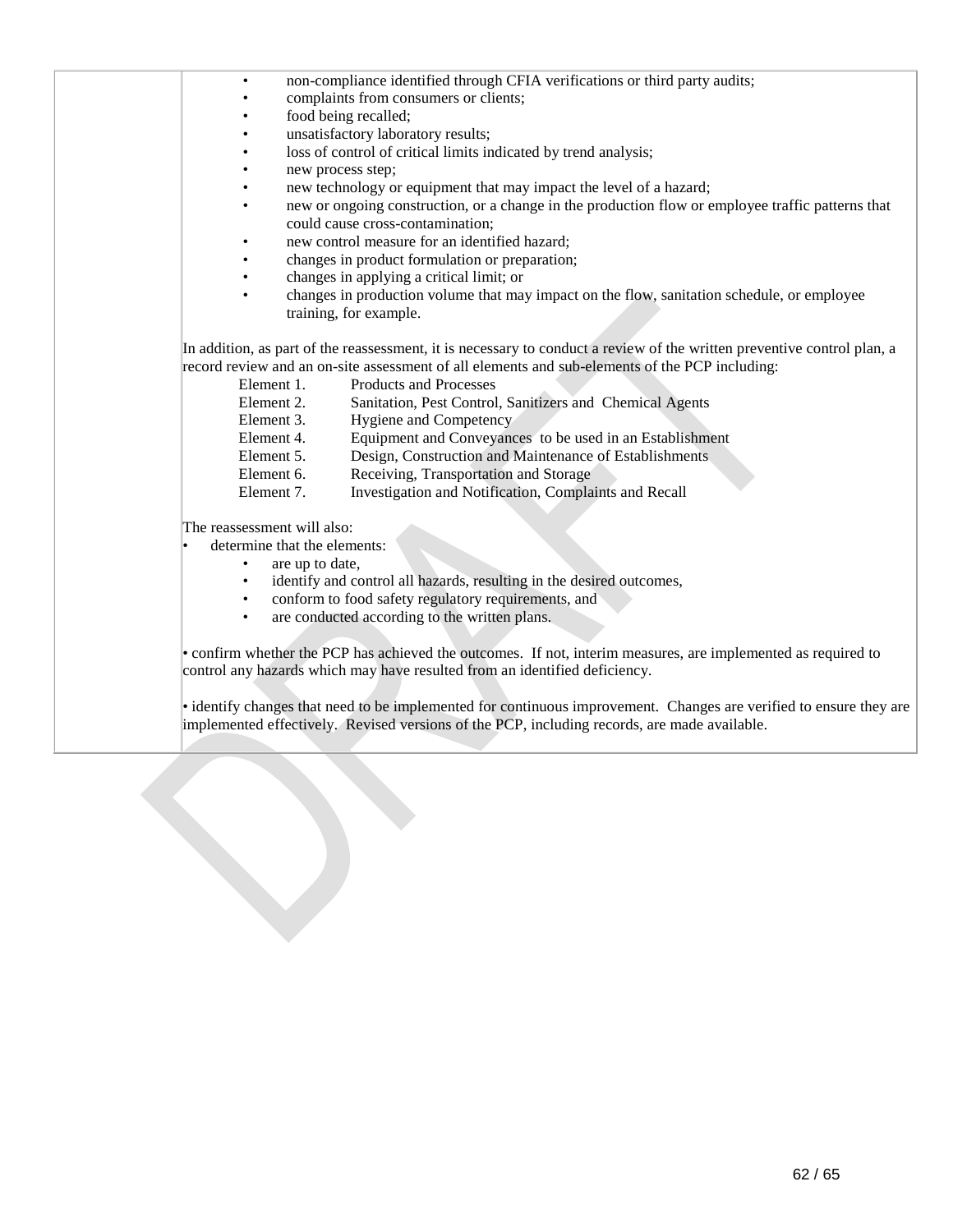|  |  |
|---|---|
|  | • non-compliance identified through CFIA verifications or third party audits;<br>• complaints from consumers or clients;<br>• food being recalled;<br>• unsatisfactory laboratory results;<br>• loss of control of critical limits indicated by trend analysis;<br>• new process step;<br>• new technology or equipment that may impact the level of a hazard;<br>• new or ongoing construction, or a change in the production flow or employee traffic patterns that could cause cross-contamination;<br>• new control measure for an identified hazard;<br>• changes in product formulation or preparation;<br>• changes in applying a critical limit; or<br>• changes in production volume that may impact on the flow, sanitation schedule, or employee training, for example.<br><br>In addition, as part of the reassessment, it is necessary to conduct a review of the written preventive control plan, a record review and an on-site assessment of all elements and sub-elements of the PCP including:<br>Element 1. Products and Processes<br>Element 2. Sanitation, Pest Control, Sanitizers and Chemical Agents<br>Element 3. Hygiene and Competency<br>Element 4. Equipment and Conveyances to be used in an Establishment<br>Element 5. Design, Construction and Maintenance of Establishments<br>Element 6. Receiving, Transportation and Storage<br>Element 7. Investigation and Notification, Complaints and Recall<br><br>The reassessment will also:<br>• determine that the elements:<br>• are up to date,<br>• identify and control all hazards, resulting in the desired outcomes,<br>• conform to food safety regulatory requirements, and<br>• are conducted according to the written plans.<br><br>• confirm whether the PCP has achieved the outcomes. If not, interim measures, are implemented as required to control any hazards which may have resulted from an identified deficiency.<br><br>• identify changes that need to be implemented for continuous improvement. Changes are verified to ensure they are implemented effectively. Revised versions of the PCP, including records, are made available. |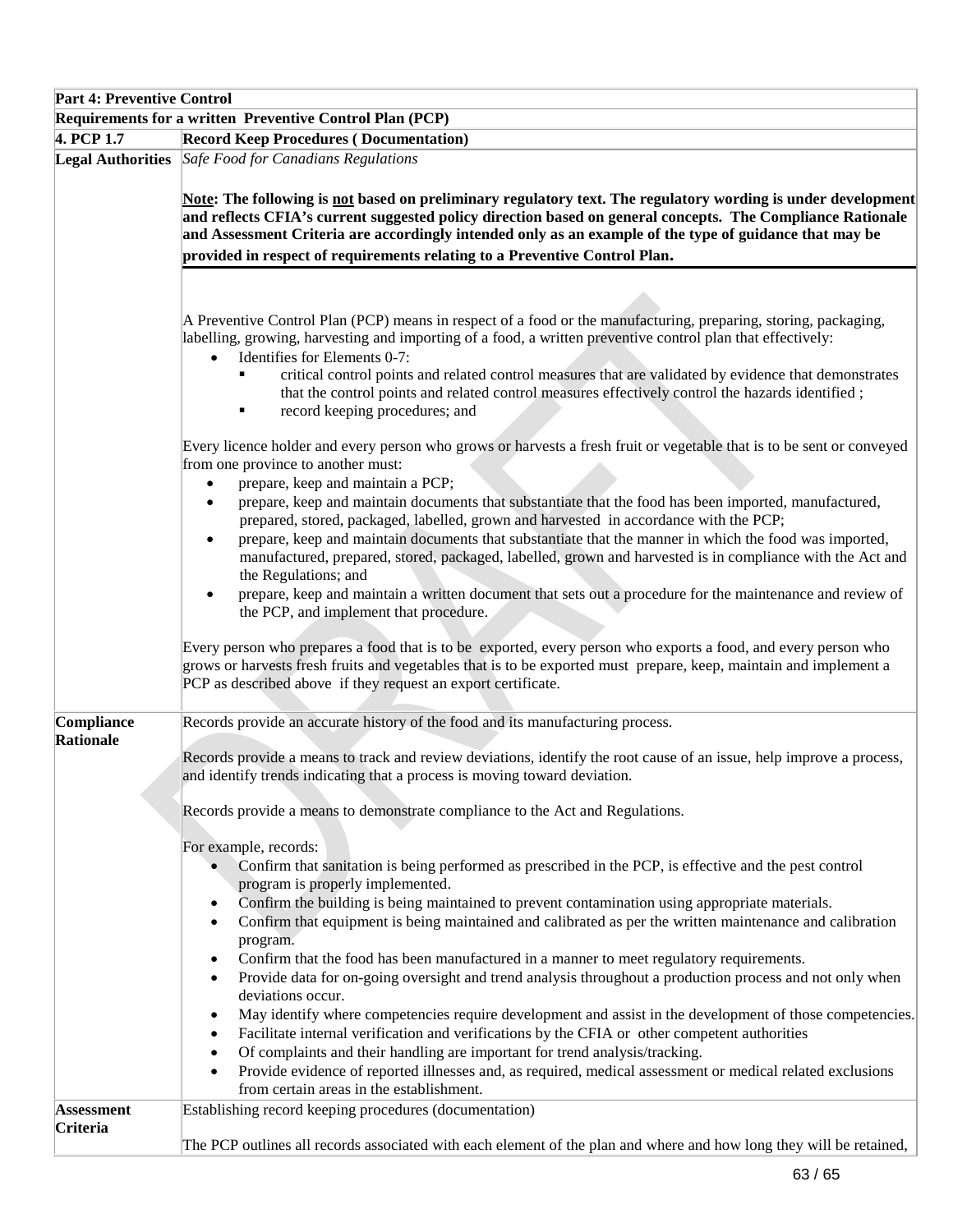| Part 4: Preventive Control | |
|---|---|
| **Requirements for a written Preventive Control Plan (PCP)** | |
| **4. PCP 1.7** | **Record Keep Procedures ( Documentation)** |
| **Legal Authorities** | *Safe Food for Canadians Regulations*<br><br>**Note: The following is <u>not</u> based on preliminary regulatory text. The regulatory wording is under development and reflects CFIA's current suggested policy direction based on general concepts. The Compliance Rationale and Assessment Criteria are accordingly intended only as an example of the type of guidance that may be provided in respect of requirements relating to a Preventive Control Plan.**<br><br>A Preventive Control Plan (PCP) means in respect of a food or the manufacturing, preparing, storing, packaging, labelling, growing, harvesting and importing of a food, a written preventive control plan that effectively:<br>• Identifies for Elements 0-7:<br>&nbsp;&nbsp;▪ critical control points and related control measures that are validated by evidence that demonstrates that the control points and related control measures effectively control the hazards identified ;<br>&nbsp;&nbsp;▪ record keeping procedures; and<br><br>Every licence holder and every person who grows or harvests a fresh fruit or vegetable that is to be sent or conveyed from one province to another must:<br>• prepare, keep and maintain a PCP;<br>• prepare, keep and maintain documents that substantiate that the food has been imported, manufactured, prepared, stored, packaged, labelled, grown and harvested in accordance with the PCP;<br>• prepare, keep and maintain documents that substantiate that the manner in which the food was imported, manufactured, prepared, stored, packaged, labelled, grown and harvested is in compliance with the Act and the Regulations; and<br>• prepare, keep and maintain a written document that sets out a procedure for the maintenance and review of the PCP, and implement that procedure.<br><br>Every person who prepares a food that is to be exported, every person who exports a food, and every person who grows or harvests fresh fruits and vegetables that is to be exported must prepare, keep, maintain and implement a PCP as described above if they request an export certificate. |
| **Compliance Rationale** | Records provide an accurate history of the food and its manufacturing process.<br><br>Records provide a means to track and review deviations, identify the root cause of an issue, help improve a process, and identify trends indicating that a process is moving toward deviation.<br><br>Records provide a means to demonstrate compliance to the Act and Regulations.<br><br>For example, records:<br>• Confirm that sanitation is being performed as prescribed in the PCP, is effective and the pest control program is properly implemented.<br>• Confirm the building is being maintained to prevent contamination using appropriate materials.<br>• Confirm that equipment is being maintained and calibrated as per the written maintenance and calibration program.<br>• Confirm that the food has been manufactured in a manner to meet regulatory requirements.<br>• Provide data for on-going oversight and trend analysis throughout a production process and not only when deviations occur.<br>• May identify where competencies require development and assist in the development of those competencies.<br>• Facilitate internal verification and verifications by the CFIA or other competent authorities<br>• Of complaints and their handling are important for trend analysis/tracking.<br>• Provide evidence of reported illnesses and, as required, medical assessment or medical related exclusions from certain areas in the establishment. |
| **Assessment Criteria** | Establishing record keeping procedures (documentation)<br><br>The PCP outlines all records associated with each element of the plan and where and how long they will be retained, |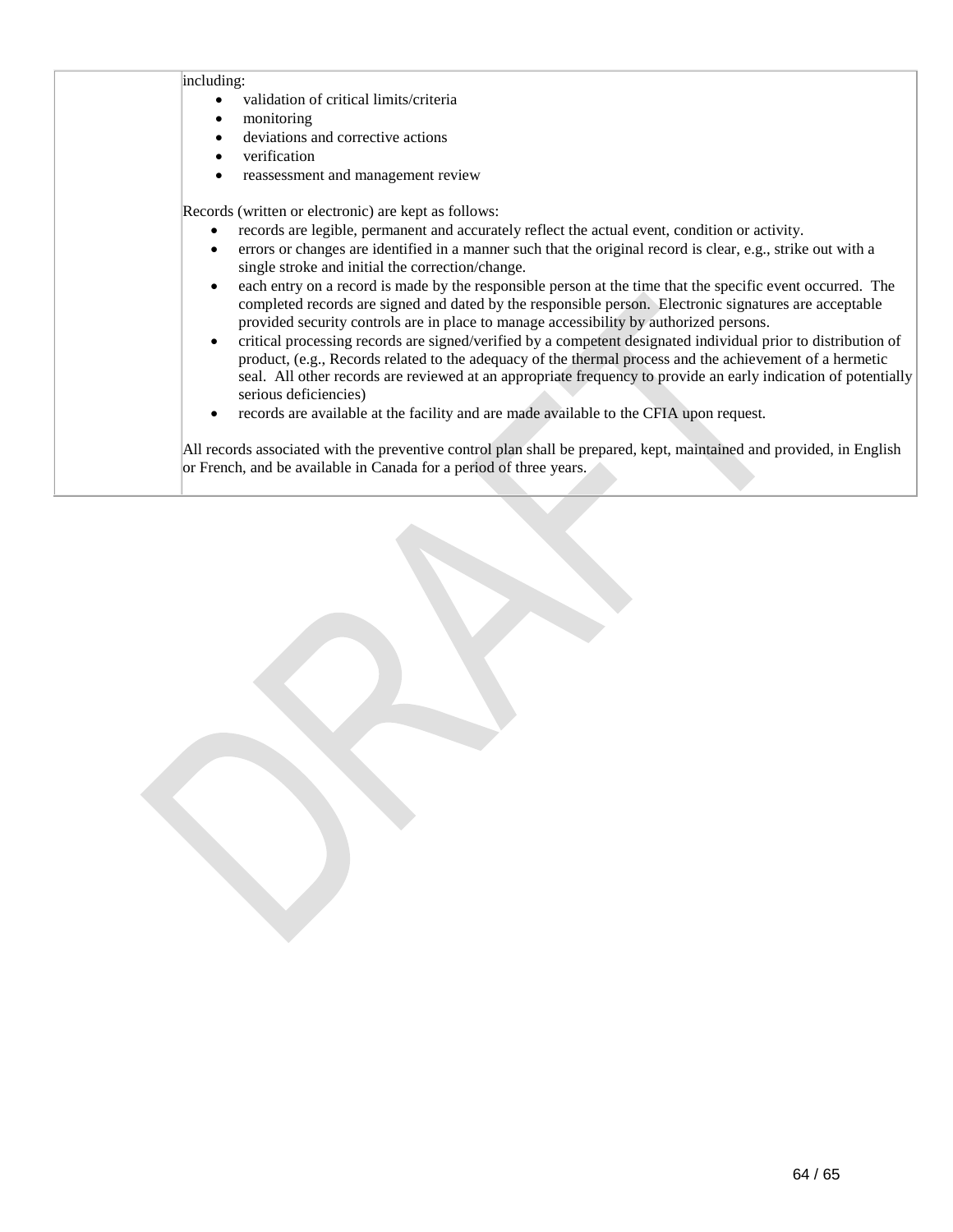| | including:<br>• validation of critical limits/criteria<br>• monitoring<br>• deviations and corrective actions<br>• verification<br>• reassessment and management review<br><br>Records (written or electronic) are kept as follows:<br>• records are legible, permanent and accurately reflect the actual event, condition or activity.<br>• errors or changes are identified in a manner such that the original record is clear, e.g., strike out with a single stroke and initial the correction/change.<br>• each entry on a record is made by the responsible person at the time that the specific event occurred. The completed records are signed and dated by the responsible person. Electronic signatures are acceptable provided security controls are in place to manage accessibility by authorized persons.<br>• critical processing records are signed/verified by a competent designated individual prior to distribution of product, (e.g., Records related to the adequacy of the thermal process and the achievement of a hermetic seal. All other records are reviewed at an appropriate frequency to provide an early indication of potentially serious deficiencies)<br>• records are available at the facility and are made available to the CFIA upon request.<br><br>All records associated with the preventive control plan shall be prepared, kept, maintained and provided, in English or French, and be available in Canada for a period of three years. |
|---|---|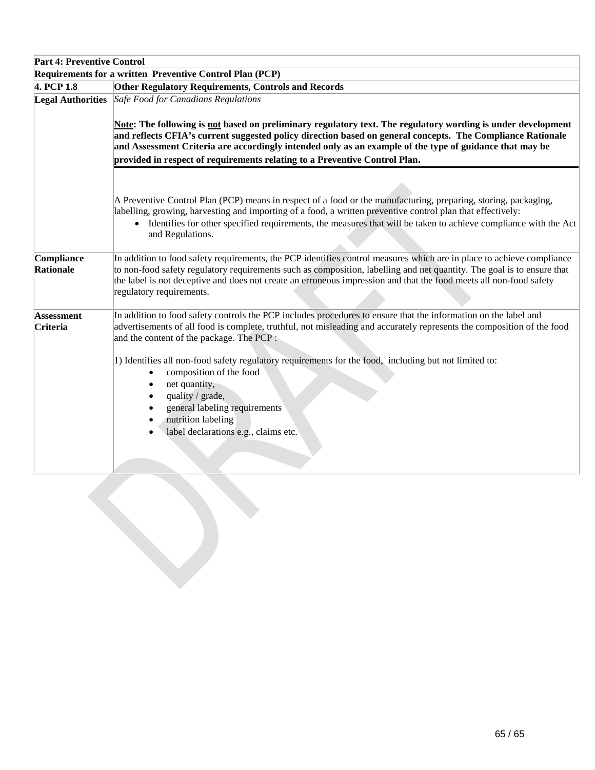| Part 4: Preventive Control | |
|---|---|
| **Requirements for a written Preventive Control Plan (PCP)** | |
| **4. PCP 1.8** | **Other Regulatory Requirements, Controls and Records** |
| **Legal Authorities** | *Safe Food for Canadians Regulations*<br><br>**Note: The following is not based on preliminary regulatory text. The regulatory wording is under development and reflects CFIA's current suggested policy direction based on general concepts. The Compliance Rationale and Assessment Criteria are accordingly intended only as an example of the type of guidance that may be provided in respect of requirements relating to a Preventive Control Plan.**<br><br>A Preventive Control Plan (PCP) means in respect of a food or the manufacturing, preparing, storing, packaging, labelling, growing, harvesting and importing of a food, a written preventive control plan that effectively:<br>• Identifies for other specified requirements, the measures that will be taken to achieve compliance with the Act and Regulations. |
| **Compliance Rationale** | In addition to food safety requirements, the PCP identifies control measures which are in place to achieve compliance to non-food safety regulatory requirements such as composition, labelling and net quantity. The goal is to ensure that the label is not deceptive and does not create an erroneous impression and that the food meets all non-food safety regulatory requirements. |
| **Assessment Criteria** | In addition to food safety controls the PCP includes procedures to ensure that the information on the label and advertisements of all food is complete, truthful, not misleading and accurately represents the composition of the food and the content of the package. The PCP :<br><br>1) Identifies all non-food safety regulatory requirements for the food, including but not limited to:<br>• composition of the food<br>• net quantity,<br>• quality / grade,<br>• general labeling requirements<br>• nutrition labeling<br>• label declarations e.g., claims etc. |